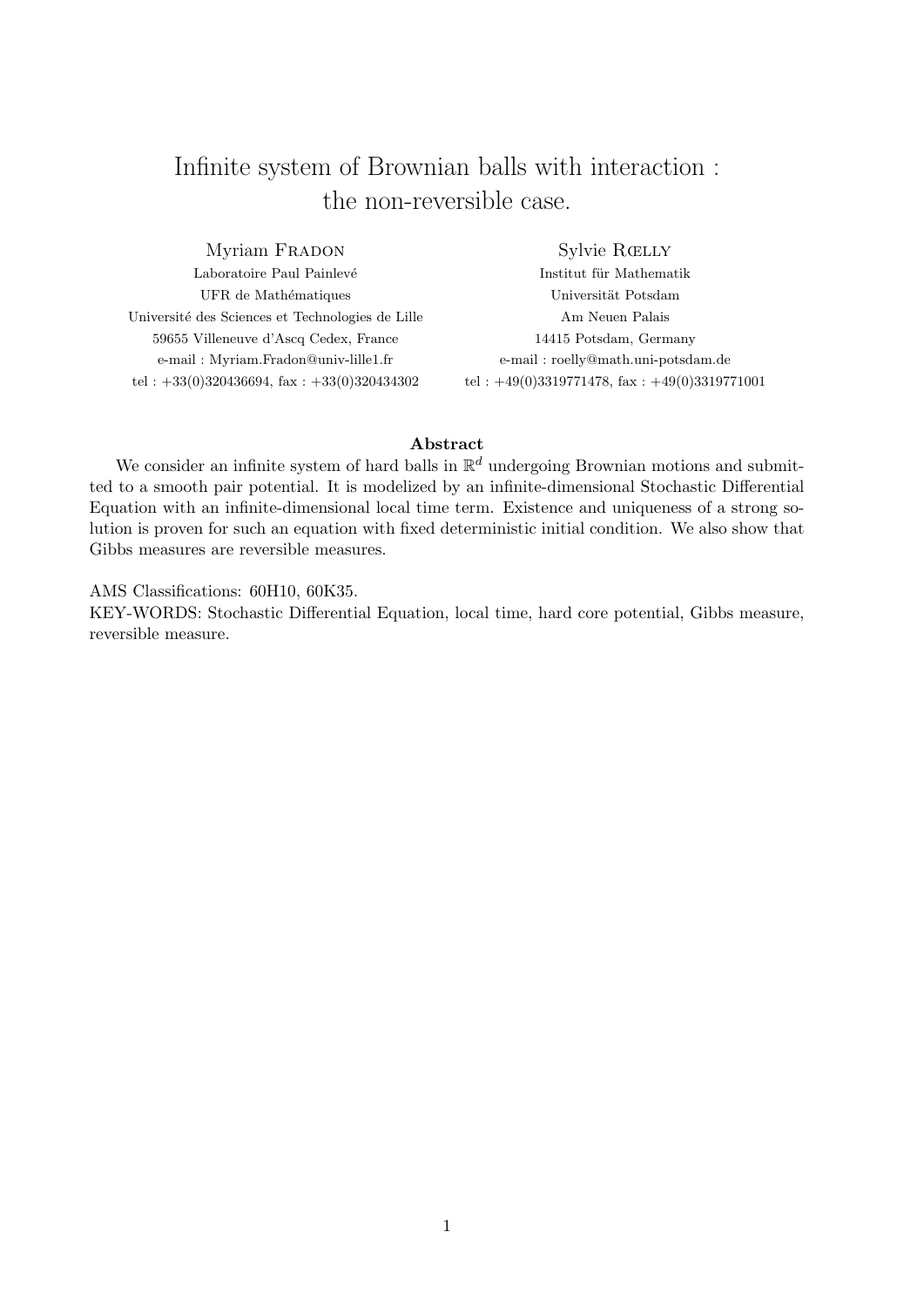# Infinite system of Brownian balls with interaction : the non-reversible case.

Myriam Fradon
Laboratoire Paul Painlevé
UFR de Mathématiques
Université des Sciences et Technologies de Lille
59655 Villeneuve d'Ascq Cedex, France
e-mail : Myriam.Fradon@univ-lille1.fr
tel : +33(0)320436694, fax : +33(0)320434302

Sylvie Rœlly
Institut für Mathematik
Universität Potsdam
Am Neuen Palais
14415 Potsdam, Germany
e-mail : roelly@math.uni-potsdam.de
tel : +49(0)3319771478, fax : +49(0)3319771001

**Abstract**

We consider an infinite system of hard balls in $\mathbb{R}^d$ undergoing Brownian motions and submitted to a smooth pair potential. It is modelized by an infinite-dimensional Stochastic Differential Equation with an infinite-dimensional local time term. Existence and uniqueness of a strong solution is proven for such an equation with fixed deterministic initial condition. We also show that Gibbs measures are reversible measures.

AMS Classifications: 60H10, 60K35.

KEY-WORDS: Stochastic Differential Equation, local time, hard core potential, Gibbs measure, reversible measure.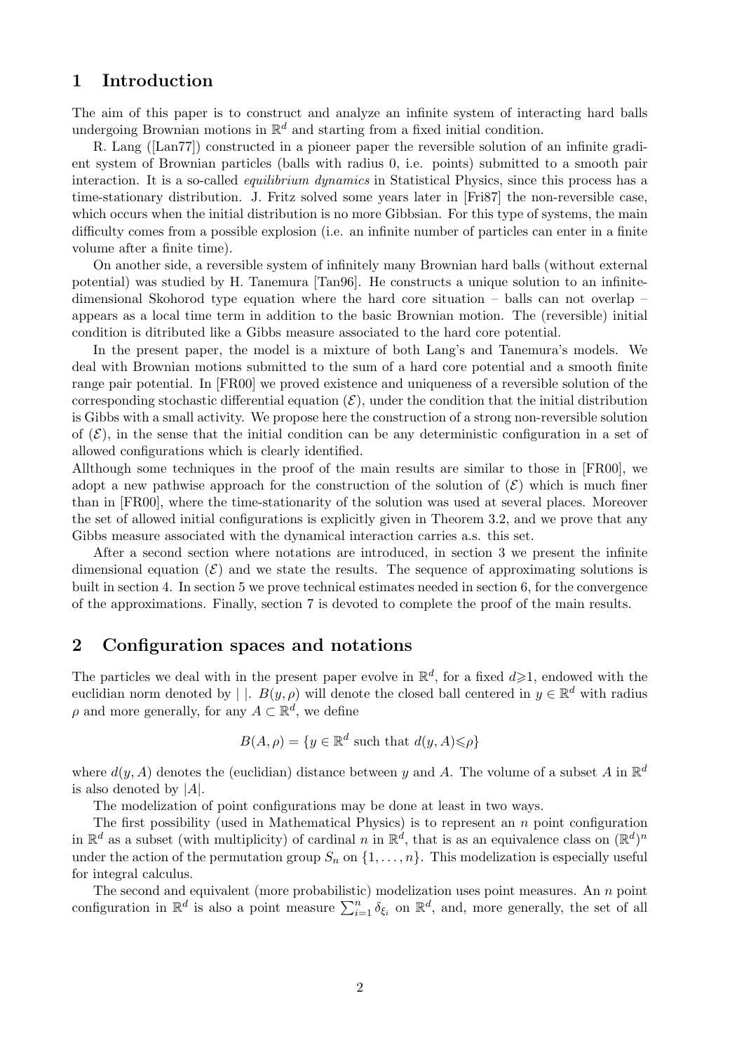## 1 Introduction

The aim of this paper is to construct and analyze an infinite system of interacting hard balls undergoing Brownian motions in $\mathbb{R}^d$ and starting from a fixed initial condition.

R. Lang ([Lan77]) constructed in a pioneer paper the reversible solution of an infinite gradient system of Brownian particles (balls with radius 0, i.e. points) submitted to a smooth pair interaction. It is a so-called *equilibrium dynamics* in Statistical Physics, since this process has a time-stationary distribution. J. Fritz solved some years later in [Fri87] the non-reversible case, which occurs when the initial distribution is no more Gibbsian. For this type of systems, the main difficulty comes from a possible explosion (i.e. an infinite number of particles can enter in a finite volume after a finite time).

On another side, a reversible system of infinitely many Brownian hard balls (without external potential) was studied by H. Tanemura [Tan96]. He constructs a unique solution to an infinite-dimensional Skohorod type equation where the hard core situation – balls can not overlap – appears as a local time term in addition to the basic Brownian motion. The (reversible) initial condition is ditributed like a Gibbs measure associated to the hard core potential.

In the present paper, the model is a mixture of both Lang's and Tanemura's models. We deal with Brownian motions submitted to the sum of a hard core potential and a smooth finite range pair potential. In [FR00] we proved existence and uniqueness of a reversible solution of the corresponding stochastic differential equation $(\mathcal{E})$, under the condition that the initial distribution is Gibbs with a small activity. We propose here the construction of a strong non-reversible solution of $(\mathcal{E})$, in the sense that the initial condition can be any deterministic configuration in a set of allowed configurations which is clearly identified.
Allthough some techniques in the proof of the main results are similar to those in [FR00], we adopt a new pathwise approach for the construction of the solution of $(\mathcal{E})$ which is much finer than in [FR00], where the time-stationarity of the solution was used at several places. Moreover the set of allowed initial configurations is explicitly given in Theorem 3.2, and we prove that any Gibbs measure associated with the dynamical interaction carries a.s. this set.

After a second section where notations are introduced, in section 3 we present the infinite dimensional equation $(\mathcal{E})$ and we state the results. The sequence of approximating solutions is built in section 4. In section 5 we prove technical estimates needed in section 6, for the convergence of the approximations. Finally, section 7 is devoted to complete the proof of the main results.

## 2 Configuration spaces and notations

The particles we deal with in the present paper evolve in $\mathbb{R}^d$, for a fixed $d \geqslant 1$, endowed with the euclidian norm denoted by $|\ |$. $B(y, \rho)$ will denote the closed ball centered in $y \in \mathbb{R}^d$ with radius $\rho$ and more generally, for any $A \subset \mathbb{R}^d$, we define

$$B(A, \rho) = \{y \in \mathbb{R}^d \text{ such that } d(y, A) \leqslant \rho\}$$

where $d(y, A)$ denotes the (euclidian) distance between $y$ and $A$. The volume of a subset $A$ in $\mathbb{R}^d$ is also denoted by $|A|$.

The modelization of point configurations may be done at least in two ways.

The first possibility (used in Mathematical Physics) is to represent an $n$ point configuration in $\mathbb{R}^d$ as a subset (with multiplicity) of cardinal $n$ in $\mathbb{R}^d$, that is as an equivalence class on $(\mathbb{R}^d)^n$ under the action of the permutation group $S_n$ on $\{1, \ldots, n\}$. This modelization is especially useful for integral calculus.

The second and equivalent (more probabilistic) modelization uses point measures. An $n$ point configuration in $\mathbb{R}^d$ is also a point measure $\sum_{i=1}^{n} \delta_{\xi_i}$ on $\mathbb{R}^d$, and, more generally, the set of all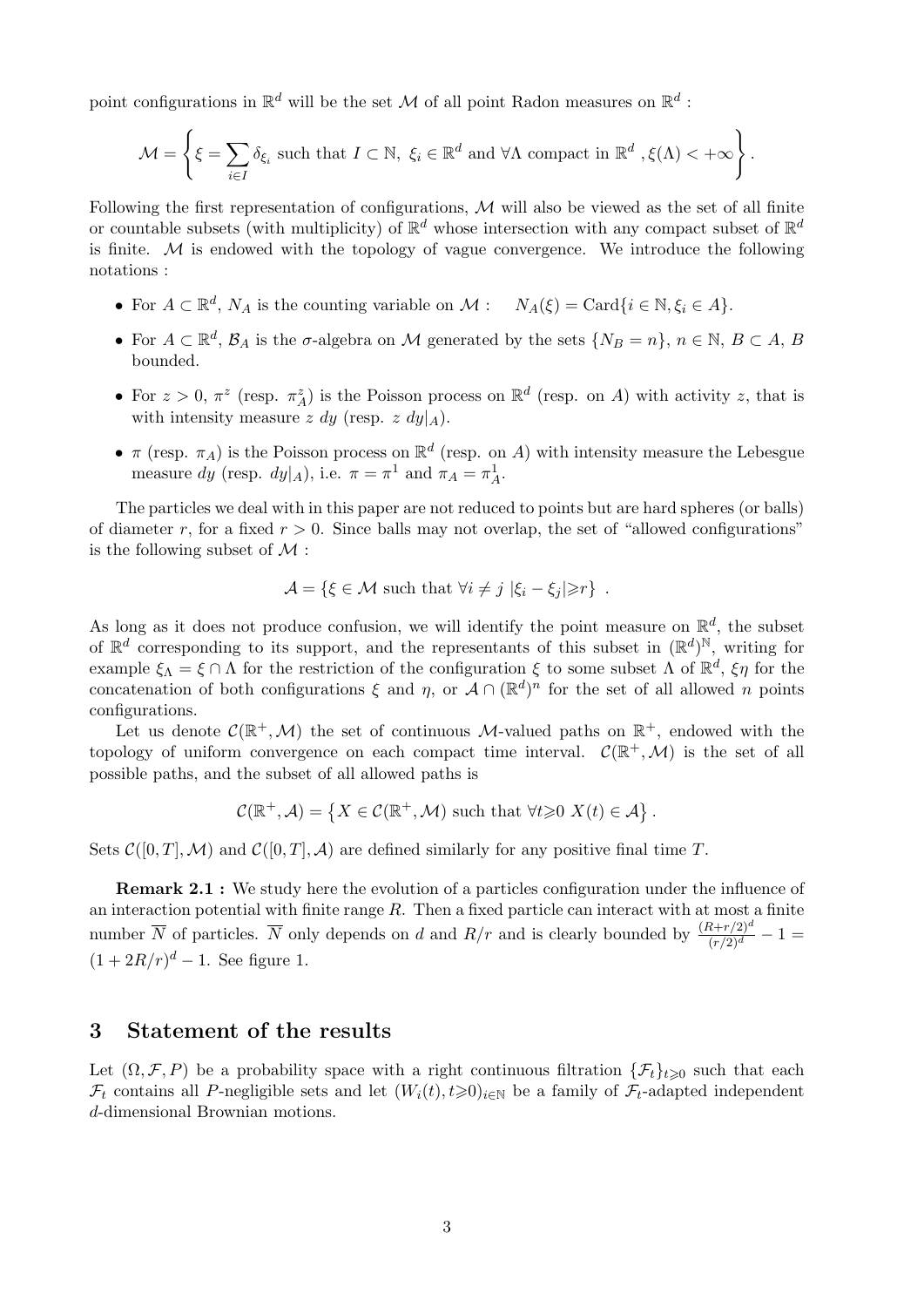point configurations in $\mathbb{R}^d$ will be the set $\mathcal{M}$ of all point Radon measures on $\mathbb{R}^d$ :

$$\mathcal{M} = \left\{ \xi = \sum_{i \in I} \delta_{\xi_i} \text{ such that } I \subset \mathbb{N},\ \xi_i \in \mathbb{R}^d \text{ and } \forall \Lambda \text{ compact in } \mathbb{R}^d\ , \xi(\Lambda) < +\infty \right\}.$$

Following the first representation of configurations, $\mathcal{M}$ will also be viewed as the set of all finite or countable subsets (with multiplicity) of $\mathbb{R}^d$ whose intersection with any compact subset of $\mathbb{R}^d$ is finite. $\mathcal{M}$ is endowed with the topology of vague convergence. We introduce the following notations :

- For $A \subset \mathbb{R}^d$, $N_A$ is the counting variable on $\mathcal{M}$ : $\quad N_A(\xi) = \text{Card}\{i \in \mathbb{N}, \xi_i \in A\}$.
- For $A \subset \mathbb{R}^d$, $\mathcal{B}_A$ is the $\sigma$-algebra on $\mathcal{M}$ generated by the sets $\{N_B = n\}$, $n \in \mathbb{N}$, $B \subset A$, $B$ bounded.
- For $z > 0$, $\pi^z$ (resp. $\pi^z_A$) is the Poisson process on $\mathbb{R}^d$ (resp. on $A$) with activity $z$, that is with intensity measure $z\ dy$ (resp. $z\ dy|_A$).
- $\pi$ (resp. $\pi_A$) is the Poisson process on $\mathbb{R}^d$ (resp. on $A$) with intensity measure the Lebesgue measure $dy$ (resp. $dy|_A$), i.e. $\pi = \pi^1$ and $\pi_A = \pi^1_A$.

The particles we deal with in this paper are not reduced to points but are hard spheres (or balls) of diameter $r$, for a fixed $r > 0$. Since balls may not overlap, the set of "allowed configurations" is the following subset of $\mathcal{M}$ :

$$\mathcal{A} = \{\xi \in \mathcal{M} \text{ such that } \forall i \neq j\ |\xi_i - \xi_j| \geqslant r\}\ .$$

As long as it does not produce confusion, we will identify the point measure on $\mathbb{R}^d$, the subset of $\mathbb{R}^d$ corresponding to its support, and the representants of this subset in $(\mathbb{R}^d)^{\mathbb{N}}$, writing for example $\xi_\Lambda = \xi \cap \Lambda$ for the restriction of the configuration $\xi$ to some subset $\Lambda$ of $\mathbb{R}^d$, $\xi\eta$ for the concatenation of both configurations $\xi$ and $\eta$, or $\mathcal{A} \cap (\mathbb{R}^d)^n$ for the set of all allowed $n$ points configurations.

Let us denote $\mathcal{C}(\mathbb{R}^+, \mathcal{M})$ the set of continuous $\mathcal{M}$-valued paths on $\mathbb{R}^+$, endowed with the topology of uniform convergence on each compact time interval. $\mathcal{C}(\mathbb{R}^+, \mathcal{M})$ is the set of all possible paths, and the subset of all allowed paths is

$$\mathcal{C}(\mathbb{R}^+, \mathcal{A}) = \left\{ X \in \mathcal{C}(\mathbb{R}^+, \mathcal{M}) \text{ such that } \forall t \geqslant 0\ X(t) \in \mathcal{A} \right\}.$$

Sets $\mathcal{C}([0,T], \mathcal{M})$ and $\mathcal{C}([0,T], \mathcal{A})$ are defined similarly for any positive final time $T$.

**Remark 2.1 :** We study here the evolution of a particles configuration under the influence of an interaction potential with finite range $R$. Then a fixed particle can interact with at most a finite number $\overline{N}$ of particles. $\overline{N}$ only depends on $d$ and $R/r$ and is clearly bounded by $\frac{(R+r/2)^d}{(r/2)^d} - 1 = (1 + 2R/r)^d - 1$. See figure 1.

## 3 Statement of the results

Let $(\Omega, \mathcal{F}, P)$ be a probability space with a right continuous filtration $\{\mathcal{F}_t\}_{t \geqslant 0}$ such that each $\mathcal{F}_t$ contains all $P$-negligible sets and let $(W_i(t), t \geqslant 0)_{i \in \mathbb{N}}$ be a family of $\mathcal{F}_t$-adapted independent $d$-dimensional Brownian motions.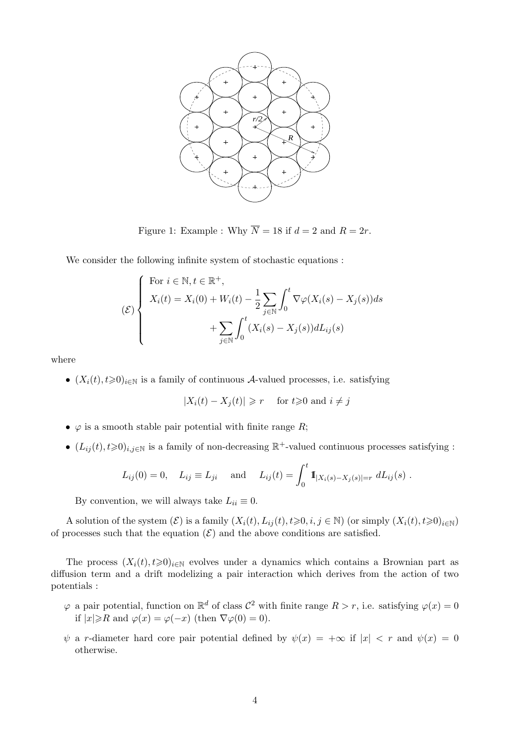Figure 1: Example : Why $\overline{N} = 18$ if $d = 2$ and $R = 2r$.

We consider the following infinite system of stochastic equations :

$$
(\mathcal{E}) \begin{cases} \text{For } i \in \mathbb{N}, t \in \mathbb{R}^+, \\ X_i(t) = X_i(0) + W_i(t) - \dfrac{1}{2} \displaystyle\sum_{j \in \mathbb{N}} \int_0^t \nabla\varphi(X_i(s) - X_j(s)) ds \\ \qquad\qquad + \displaystyle\sum_{j \in \mathbb{N}} \int_0^t (X_i(s) - X_j(s)) dL_{ij}(s) \end{cases}
$$

where

- $(X_i(t), t \geqslant 0)_{i \in \mathbb{N}}$ is a family of continuous $\mathcal{A}$-valued processes, i.e. satisfying

$$
|X_i(t) - X_j(t)| \geqslant r \quad \text{for } t \geqslant 0 \text{ and } i \neq j
$$

- $\varphi$ is a smooth stable pair potential with finite range $R$;
- $(L_{ij}(t), t \geqslant 0)_{i,j \in \mathbb{N}}$ is a family of non-decreasing $\mathbb{R}^+$-valued continuous processes satisfying :

$$
L_{ij}(0) = 0, \quad L_{ij} \equiv L_{ji} \quad \text{and} \quad L_{ij}(t) = \int_0^t \mathbb{1}_{|X_i(s) - X_j(s)| = r} \, dL_{ij}(s) \ .
$$

By convention, we will always take $L_{ii} \equiv 0$.

A solution of the system $(\mathcal{E})$ is a family $(X_i(t), L_{ij}(t), t \geqslant 0, i, j \in \mathbb{N})$ (or simply $(X_i(t), t \geqslant 0)_{i \in \mathbb{N}}$) of processes such that the equation $(\mathcal{E})$ and the above conditions are satisfied.

The process $(X_i(t), t \geqslant 0)_{i \in \mathbb{N}}$ evolves under a dynamics which contains a Brownian part as diffusion term and a drift modelizing a pair interaction which derives from the action of two potentials :

- $\varphi$ a pair potential, function on $\mathbb{R}^d$ of class $\mathcal{C}^2$ with finite range $R > r$, i.e. satisfying $\varphi(x) = 0$ if $|x| \geqslant R$ and $\varphi(x) = \varphi(-x)$ (then $\nabla\varphi(0) = 0$).
- $\psi$ a $r$-diameter hard core pair potential defined by $\psi(x) = +\infty$ if $|x| < r$ and $\psi(x) = 0$ otherwise.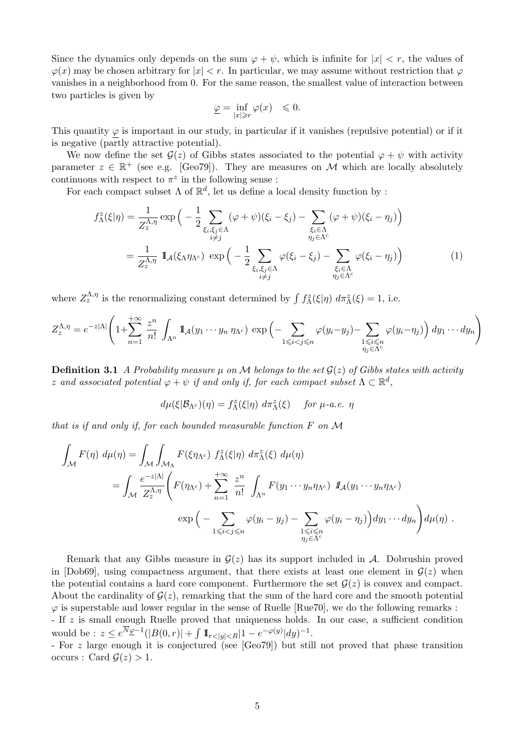Since the dynamics only depends on the sum $\varphi + \psi$, which is infinite for $|x| < r$, the values of $\varphi(x)$ may be chosen arbitrary for $|x| < r$. In particular, we may assume without restriction that $\varphi$ vanishes in a neighborhood from 0. For the same reason, the smallest value of interaction between two particles is given by

$$\underline{\varphi} = \inf_{|x| \geqslant r} \varphi(x) \quad \leqslant 0.$$

This quantity $\underline{\varphi}$ is important in our study, in particular if it vanishes (repulsive potential) or if it is negative (partly attractive potential).

We now define the set $\mathcal{G}(z)$ of Gibbs states associated to the potential $\varphi + \psi$ with activity parameter $z \in \mathbb{R}^+$ (see e.g. [Geo79]). They are measures on $\mathcal{M}$ which are locally absolutely continuous with respect to $\pi^z$ in the following sense :

For each compact subset $\Lambda$ of $\mathbb{R}^d$, let us define a local density function by :

$$\begin{aligned} f^z_\Lambda(\xi|\eta) &= \frac{1}{Z^{\Lambda,\eta}_z} \exp\Big( -\frac{1}{2} \sum_{\substack{\xi_i,\xi_j \in \Lambda \\ i \neq j}} (\varphi+\psi)(\xi_i - \xi_j) - \sum_{\substack{\xi_i \in \Lambda \\ \eta_j \in \Lambda^c}} (\varphi+\psi)(\xi_i - \eta_j)\Big) \\ &= \frac{1}{Z^{\Lambda,\eta}_z} \, 1\!\!1_{\mathcal{A}}(\xi_\Lambda \eta_{\Lambda^c}) \, \exp\Big( -\frac{1}{2} \sum_{\substack{\xi_i,\xi_j \in \Lambda \\ i \neq j}} \varphi(\xi_i - \xi_j) - \sum_{\substack{\xi_i \in \Lambda \\ \eta_j \in \Lambda^c}} \varphi(\xi_i - \eta_j)\Big) \end{aligned} \tag{1}$$

where $Z^{\Lambda,\eta}_z$ is the renormalizing constant determined by $\int f^z_\Lambda(\xi|\eta)\, d\pi^z_\Lambda(\xi) = 1$, i.e.

$$Z^{\Lambda,\eta}_z = e^{-z|\Lambda|} \left( 1 + \sum_{n=1}^{+\infty} \frac{z^n}{n!} \int_{\Lambda^n} 1\!\!1_{\mathcal{A}}(y_1 \cdots y_n \, \eta_{\Lambda^c}) \, \exp\Big( - \sum_{1 \leqslant i < j \leqslant n} \varphi(y_i - y_j) - \sum_{\substack{1 \leqslant i \leqslant n \\ \eta_j \in \Lambda^c}} \varphi(y_i - \eta_j)\Big) \, dy_1 \cdots dy_n \right)$$

**Definition 3.1** *A Probability measure $\mu$ on $\mathcal{M}$ belongs to the set $\mathcal{G}(z)$ of Gibbs states with activity $z$ and associated potential $\varphi + \psi$ if and only if, for each compact subset $\Lambda \subset \mathbb{R}^d$,*

$$d\mu(\xi|\mathcal{B}_{\Lambda^c})(\eta) = f^z_\Lambda(\xi|\eta)\, d\pi^z_\Lambda(\xi) \quad \textit{for } \mu\textit{-a.e. } \eta$$

*that is if and only if, for each bounded measurable function $F$ on $\mathcal{M}$*

$$\begin{aligned} \int_{\mathcal{M}} F(\eta)\, d\mu(\eta) &= \int_{\mathcal{M}} \int_{\mathcal{M}_\Lambda} F(\xi \eta_{\Lambda^c}) \, f^z_\Lambda(\xi|\eta)\, d\pi^z_\Lambda(\xi)\, d\mu(\eta) \\ &= \int_{\mathcal{M}} \frac{e^{-z|\Lambda|}}{Z^{\Lambda,\eta}_z} \Bigg( F(\eta_{\Lambda^c}) + \sum_{n=1}^{+\infty} \frac{z^n}{n!} \int_{\Lambda^n} F(y_1 \cdots y_n \eta_{\Lambda^c}) \, 1\!\!1_{\mathcal{A}}(y_1 \cdots y_n \eta_{\Lambda^c}) \\ &\qquad \exp\Big( - \sum_{1 \leqslant i < j \leqslant n} \varphi(y_i - y_j) - \sum_{\substack{1 \leqslant i \leqslant n \\ \eta_j \in \Lambda^c}} \varphi(y_i - \eta_j)\Big) dy_1 \cdots dy_n \Bigg) d\mu(\eta) \, . \end{aligned}$$

Remark that any Gibbs measure in $\mathcal{G}(z)$ has its support included in $\mathcal{A}$. Dobrushin proved in [Dob69], using compactness argument, that there exists at least one element in $\mathcal{G}(z)$ when the potential contains a hard core component. Furthermore the set $\mathcal{G}(z)$ is convex and compact. About the cardinality of $\mathcal{G}(z)$, remarking that the sum of the hard core and the smooth potential $\varphi$ is superstable and lower regular in the sense of Ruelle [Rue70], we do the following remarks :

- If $z$ is small enough Ruelle proved that uniqueness holds. In our case, a sufficient condition would be : $z \leq e^{\overline{N}\underline{\varphi}-1}(|B(0,r)| + \int 1\!\!1_{r<|y|<R}|1 - e^{-\varphi(y)}|dy)^{-1}$.
- For $z$ large enough it is conjectured (see [Geo79]) but still not proved that phase transition occurs : Card $\mathcal{G}(z) > 1$.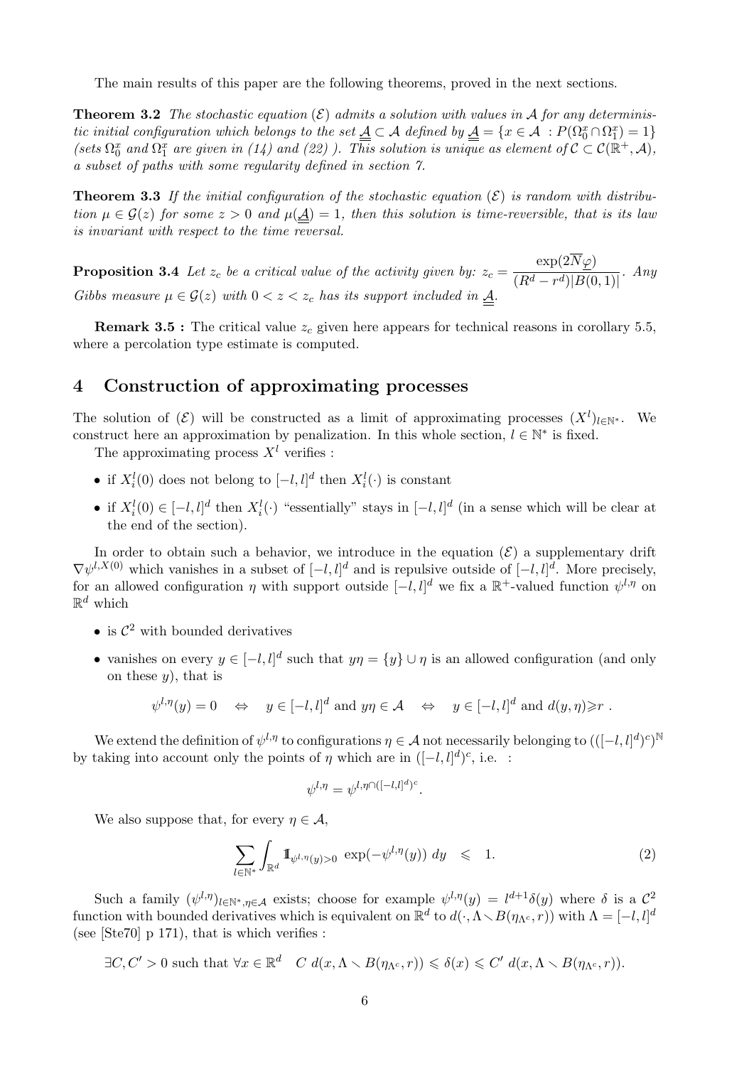The main results of this paper are the following theorems, proved in the next sections.

**Theorem 3.2** *The stochastic equation $(\mathcal{E})$ admits a solution with values in $\mathcal{A}$ for any deterministic initial configuration which belongs to the set $\underline{\underline{\mathcal{A}}} \subset \mathcal{A}$ defined by $\underline{\underline{\mathcal{A}}} = \{x \in \mathcal{A} \ : P(\Omega_0^x \cap \Omega_1^x) = 1\}$ (sets $\Omega_0^x$ and $\Omega_1^x$ are given in (14) and (22) ). This solution is unique as element of $\mathcal{C} \subset \mathcal{C}(\mathbb{R}^+, \mathcal{A})$, a subset of paths with some regularity defined in section 7.*

**Theorem 3.3** *If the initial configuration of the stochastic equation $(\mathcal{E})$ is random with distribution $\mu \in \mathcal{G}(z)$ for some $z > 0$ and $\mu(\underline{\underline{\mathcal{A}}}) = 1$, then this solution is time-reversible, that is its law is invariant with respect to the time reversal.*

**Proposition 3.4** *Let $z_c$ be a critical value of the activity given by: $z_c = \dfrac{\exp(2\overline{N}\underline{\varphi})}{(R^d - r^d)|B(0,1)|}$. Any Gibbs measure $\mu \in \mathcal{G}(z)$ with $0 < z < z_c$ has its support included in $\underline{\underline{\mathcal{A}}}$.*

**Remark 3.5 :** The critical value $z_c$ given here appears for technical reasons in corollary 5.5, where a percolation type estimate is computed.

## 4 Construction of approximating processes

The solution of $(\mathcal{E})$ will be constructed as a limit of approximating processes $(X^l)_{l \in \mathbb{N}^*}$. We construct here an approximation by penalization. In this whole section, $l \in \mathbb{N}^*$ is fixed.

The approximating process $X^l$ verifies :

- if $X_i^l(0)$ does not belong to $[-l, l]^d$ then $X_i^l(\cdot)$ is constant
- if $X_i^l(0) \in [-l, l]^d$ then $X_i^l(\cdot)$ "essentially" stays in $[-l, l]^d$ (in a sense which will be clear at the end of the section).

In order to obtain such a behavior, we introduce in the equation $(\mathcal{E})$ a supplementary drift $\nabla \psi^{l, X(0)}$ which vanishes in a subset of $[-l, l]^d$ and is repulsive outside of $[-l, l]^d$. More precisely, for an allowed configuration $\eta$ with support outside $[-l, l]^d$ we fix a $\mathbb{R}^+$-valued function $\psi^{l,\eta}$ on $\mathbb{R}^d$ which

- is $\mathcal{C}^2$ with bounded derivatives
- vanishes on every $y \in [-l, l]^d$ such that $y\eta = \{y\} \cup \eta$ is an allowed configuration (and only on these $y$), that is

$$\psi^{l,\eta}(y) = 0 \quad \Leftrightarrow \quad y \in [-l, l]^d \text{ and } y\eta \in \mathcal{A} \quad \Leftrightarrow \quad y \in [-l, l]^d \text{ and } d(y, \eta) \geqslant r \ .$$

We extend the definition of $\psi^{l,\eta}$ to configurations $\eta \in \mathcal{A}$ not necessarily belonging to $(([-l, l]^d)^c)^{\mathbb{N}}$ by taking into account only the points of $\eta$ which are in $([-l, l]^d)^c$, i.e. :

$$\psi^{l,\eta} = \psi^{l, \eta \cap ([-l,l]^d)^c}.$$

We also suppose that, for every $\eta \in \mathcal{A}$,

$$\sum_{l \in \mathbb{N}^*} \int_{\mathbb{R}^d} \mathbb{1}_{\psi^{l,\eta}(y) > 0} \ \exp(-\psi^{l,\eta}(y)) \ dy \quad \leqslant \quad 1. \tag{2}$$

Such a family $(\psi^{l,\eta})_{l \in \mathbb{N}^*, \eta \in \mathcal{A}}$ exists; choose for example $\psi^{l,\eta}(y) = l^{d+1}\delta(y)$ where $\delta$ is a $\mathcal{C}^2$ function with bounded derivatives which is equivalent on $\mathbb{R}^d$ to $d(\cdot, \Lambda \smallsetminus B(\eta_{\Lambda^c}, r))$ with $\Lambda = [-l, l]^d$ (see [Ste70] p 171), that is which verifies :

$$\exists C, C' > 0 \text{ such that } \forall x \in \mathbb{R}^d \quad C \ d(x, \Lambda \smallsetminus B(\eta_{\Lambda^c}, r)) \leqslant \delta(x) \leqslant C' \ d(x, \Lambda \smallsetminus B(\eta_{\Lambda^c}, r)).$$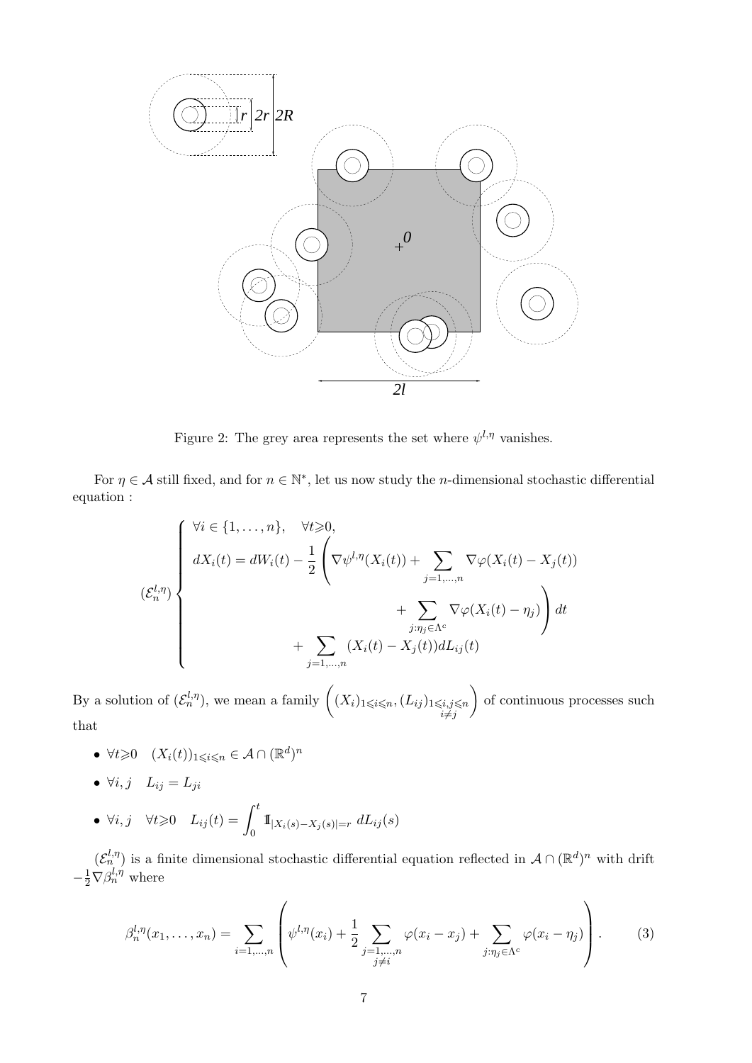Figure 2: The grey area represents the set where $\psi^{l,\eta}$ vanishes.

For $\eta \in \mathcal{A}$ still fixed, and for $n \in \mathbb{N}^*$, let us now study the $n$-dimensional stochastic differential equation :

$$
(\mathcal{E}_n^{l,\eta}) \left\{
\begin{aligned}
&\forall i \in \{1, \ldots, n\}, \quad \forall t \geqslant 0, \\
&dX_i(t) = dW_i(t) - \frac{1}{2} \left( \nabla \psi^{l,\eta}(X_i(t)) + \sum_{j=1,\ldots,n} \nabla \varphi(X_i(t) - X_j(t)) \right. \\
&\qquad\qquad\qquad\qquad\qquad \left. + \sum_{j:\eta_j \in \Lambda^c} \nabla \varphi(X_i(t) - \eta_j) \right) dt \\
&\qquad\qquad\qquad + \sum_{j=1,\ldots,n} (X_i(t) - X_j(t)) dL_{ij}(t)
\end{aligned}
\right.
$$

By a solution of $(\mathcal{E}_n^{l,\eta})$, we mean a family $\left( (X_i)_{1 \leqslant i \leqslant n}, (L_{ij})_{\substack{1 \leqslant i,j \leqslant n \\ i \neq j}} \right)$ of continuous processes such that

- $\forall t \geqslant 0 \quad (X_i(t))_{1 \leqslant i \leqslant n} \in \mathcal{A} \cap (\mathbb{R}^d)^n$
- $\forall i, j \quad L_{ij} = L_{ji}$
- $\forall i, j \quad \forall t \geqslant 0 \quad L_{ij}(t) = \displaystyle\int_0^t \mathbb{1}_{|X_i(s) - X_j(s)| = r} \; dL_{ij}(s)$

$(\mathcal{E}_n^{l,\eta})$ is a finite dimensional stochastic differential equation reflected in $\mathcal{A} \cap (\mathbb{R}^d)^n$ with drift $-\frac{1}{2} \nabla \beta_n^{l,\eta}$ where

$$
\beta_n^{l,\eta}(x_1, \ldots, x_n) = \sum_{i=1,\ldots,n} \left( \psi^{l,\eta}(x_i) + \frac{1}{2} \sum_{\substack{j=1,\ldots,n \\ j \neq i}} \varphi(x_i - x_j) + \sum_{j:\eta_j \in \Lambda^c} \varphi(x_i - \eta_j) \right). \tag{3}
$$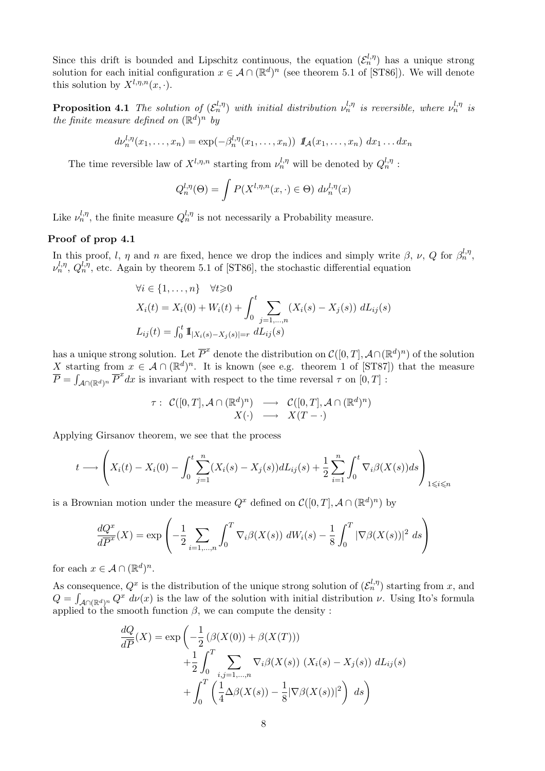Since this drift is bounded and Lipschitz continuous, the equation $(\mathcal{E}_n^{l,\eta})$ has a unique strong solution for each initial configuration $x \in \mathcal{A} \cap (\mathbb{R}^d)^n$ (see theorem 5.1 of [ST86]). We will denote this solution by $X^{l,\eta,n}(x,\cdot)$.

**Proposition 4.1** *The solution of $(\mathcal{E}_n^{l,\eta})$ with initial distribution $\nu_n^{l,\eta}$ is reversible, where $\nu_n^{l,\eta}$ is the finite measure defined on $(\mathbb{R}^d)^n$ by*

$$d\nu_n^{l,\eta}(x_1,\dots,x_n) = \exp(-\beta_n^{l,\eta}(x_1,\dots,x_n)) \; 1\!\!1_{\mathcal{A}}(x_1,\dots,x_n) \; dx_1 \dots dx_n$$

The time reversible law of $X^{l,\eta,n}$ starting from $\nu_n^{l,\eta}$ will be denoted by $Q_n^{l,\eta}$ :

$$Q_n^{l,\eta}(\Theta) = \int P(X^{l,\eta,n}(x,\cdot) \in \Theta) \; d\nu_n^{l,\eta}(x)$$

Like $\nu_n^{l,\eta}$, the finite measure $Q_n^{l,\eta}$ is not necessarily a Probability measure.

### Proof of prop 4.1

In this proof, $l$, $\eta$ and $n$ are fixed, hence we drop the indices and simply write $\beta$, $\nu$, $Q$ for $\beta_n^{l,\eta}$, $\nu_n^{l,\eta}$, $Q_n^{l,\eta}$, etc. Again by theorem 5.1 of [ST86], the stochastic differential equation

$$\begin{aligned}
&\forall i \in \{1,\dots,n\} \quad \forall t \geqslant 0 \\
&X_i(t) = X_i(0) + W_i(t) + \int_0^t \sum_{j=1,\dots,n} (X_i(s) - X_j(s)) \; dL_{ij}(s) \\
&L_{ij}(t) = \textstyle\int_0^t 1\!\!1_{|X_i(s)-X_j(s)|=r} \; dL_{ij}(s)
\end{aligned}$$

has a unique strong solution. Let $\overline{P}^x$ denote the distribution on $\mathcal{C}([0,T], \mathcal{A} \cap (\mathbb{R}^d)^n)$ of the solution $X$ starting from $x \in \mathcal{A} \cap (\mathbb{R}^d)^n$. It is known (see e.g. theorem 1 of [ST87]) that the measure $\overline{P} = \int_{\mathcal{A} \cap (\mathbb{R}^d)^n} \overline{P}^x dx$ is invariant with respect to the time reversal $\tau$ on $[0,T]$ :

$$\begin{array}{rccc}
\tau : & \mathcal{C}([0,T], \mathcal{A} \cap (\mathbb{R}^d)^n) & \longrightarrow & \mathcal{C}([0,T], \mathcal{A} \cap (\mathbb{R}^d)^n) \\
& X(\cdot) & \longrightarrow & X(T - \cdot)
\end{array}$$

Applying Girsanov theorem, we see that the process

$$t \longrightarrow \left( X_i(t) - X_i(0) - \int_0^t \sum_{j=1}^n (X_i(s) - X_j(s)) dL_{ij}(s) + \frac{1}{2} \sum_{i=1}^n \int_0^t \nabla_i \beta(X(s)) ds \right)_{1 \leqslant i \leqslant n}$$

is a Brownian motion under the measure $Q^x$ defined on $\mathcal{C}([0,T], \mathcal{A} \cap (\mathbb{R}^d)^n)$ by

$$\frac{dQ^x}{d\overline{P}^x}(X) = \exp\left( -\frac{1}{2} \sum_{i=1,\dots,n} \int_0^T \nabla_i \beta(X(s)) \; dW_i(s) - \frac{1}{8} \int_0^T |\nabla \beta(X(s))|^2 \; ds \right)$$

for each $x \in \mathcal{A} \cap (\mathbb{R}^d)^n$.

As consequence, $Q^x$ is the distribution of the unique strong solution of $(\mathcal{E}_n^{l,\eta})$ starting from $x$, and $Q = \int_{\mathcal{A} \cap (\mathbb{R}^d)^n} Q^x \; d\nu(x)$ is the law of the solution with initial distribution $\nu$. Using Ito's formula applied to the smooth function $\beta$, we can compute the density :

$$\begin{aligned}
\frac{dQ}{d\overline{P}}(X) = \exp\Bigg( &-\frac{1}{2} \left( \beta(X(0)) + \beta(X(T)) \right) \\
&+ \frac{1}{2} \int_0^T \sum_{i,j=1,\dots,n} \nabla_i \beta(X(s)) \; (X_i(s) - X_j(s)) \; dL_{ij}(s) \\
&+ \int_0^T \left( \frac{1}{4} \Delta \beta(X(s)) - \frac{1}{8} |\nabla \beta(X(s))|^2 \right) \; ds \Bigg)
\end{aligned}$$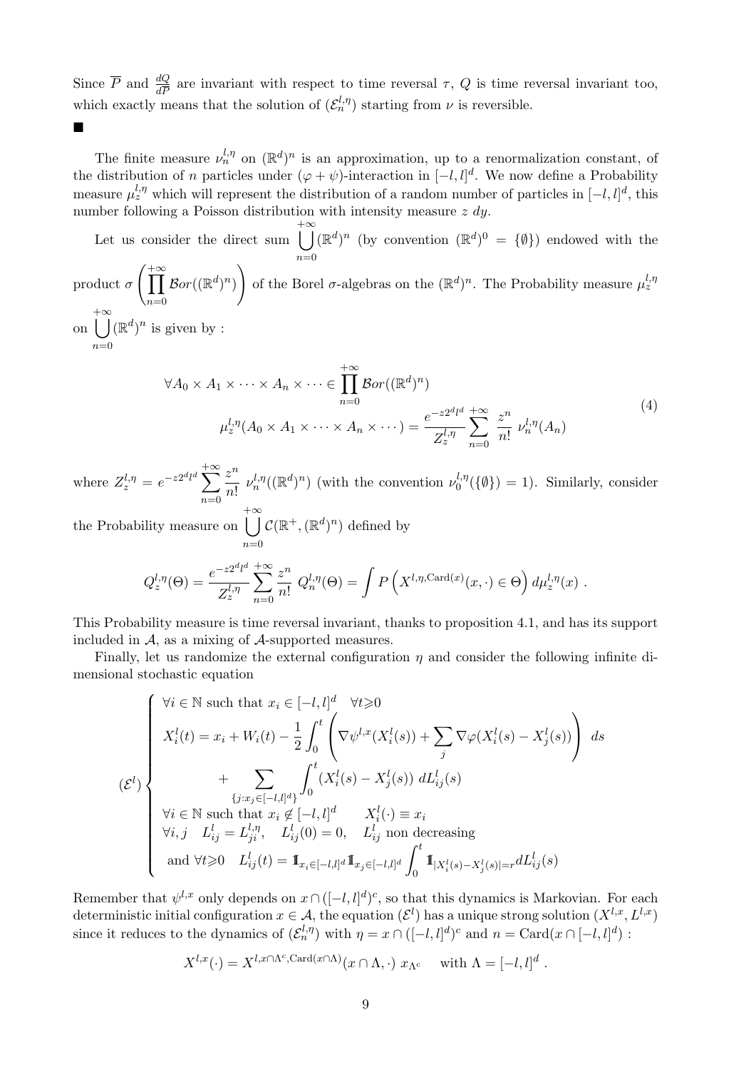Since $\overline{P}$ and $\frac{dQ}{dP}$ are invariant with respect to time reversal $\tau$, $Q$ is time reversal invariant too, which exactly means that the solution of $(\mathcal{E}_n^{l,\eta})$ starting from $\nu$ is reversible.

■

The finite measure $\nu_n^{l,\eta}$ on $(\mathbb{R}^d)^n$ is an approximation, up to a renormalization constant, of the distribution of $n$ particles under $(\varphi+\psi)$-interaction in $[-l,l]^d$. We now define a Probability measure $\mu_z^{l,\eta}$ which will represent the distribution of a random number of particles in $[-l,l]^d$, this number following a Poisson distribution with intensity measure $z\ dy$.

Let us consider the direct sum $\bigcup_{n=0}^{+\infty}(\mathbb{R}^d)^n$ (by convention $(\mathbb{R}^d)^0=\{\emptyset\}$) endowed with the product $\sigma\left(\prod_{n=0}^{+\infty}\mathcal{B}or((\mathbb{R}^d)^n)\right)$ of the Borel $\sigma$-algebras on the $(\mathbb{R}^d)^n$. The Probability measure $\mu_z^{l,\eta}$ on $\bigcup_{n=0}^{+\infty}(\mathbb{R}^d)^n$ is given by :

$$\forall A_0\times A_1\times\cdots\times A_n\times\cdots\in\prod_{n=0}^{+\infty}\mathcal{B}or((\mathbb{R}^d)^n)$$
$$\mu_z^{l,\eta}(A_0\times A_1\times\cdots\times A_n\times\cdots)=\frac{e^{-z2^dl^d}}{Z_z^{l,\eta}}\sum_{n=0}^{+\infty}\frac{z^n}{n!}\ \nu_n^{l,\eta}(A_n) \tag{4}$$

where $Z_z^{l,\eta}=e^{-z2^dl^d}\sum_{n=0}^{+\infty}\frac{z^n}{n!}\ \nu_n^{l,\eta}((\mathbb{R}^d)^n)$ (with the convention $\nu_0^{l,\eta}(\{\emptyset\})=1$). Similarly, consider the Probability measure on $\bigcup_{n=0}^{+\infty}\mathcal{C}(\mathbb{R}^+,(\mathbb{R}^d)^n)$ defined by

$$Q_z^{l,\eta}(\Theta)=\frac{e^{-z2^dl^d}}{Z_z^{l,\eta}}\sum_{n=0}^{+\infty}\frac{z^n}{n!}\ Q_n^{l,\eta}(\Theta)=\int P\left(X^{l,\eta,\mathrm{Card}(x)}(x,\cdot)\in\Theta\right)d\mu_z^{l,\eta}(x)\ .$$

This Probability measure is time reversal invariant, thanks to proposition 4.1, and has its support included in $\mathcal{A}$, as a mixing of $\mathcal{A}$-supported measures.

Finally, let us randomize the external configuration $\eta$ and consider the following infinite dimensional stochastic equation

$$(\mathcal{E}^l)\left\{\begin{array}{l}\forall i\in\mathbb{N}\text{ such that }x_i\in[-l,l]^d\quad\forall t\geqslant 0\\ X_i^l(t)=x_i+W_i(t)-\frac{1}{2}\int_0^t\left(\nabla\psi^{l,x}(X_i^l(s))+\sum_j\nabla\varphi(X_i^l(s)-X_j^l(s))\right)\ ds\\ \qquad+\sum_{\{j:x_j\in[-l,l]^d\}}\int_0^t(X_i^l(s)-X_j^l(s))\ dL_{ij}^l(s)\\ \forall i\in\mathbb{N}\text{ such that }x_i\notin[-l,l]^d\qquad X_i^l(\cdot)\equiv x_i\\ \forall i,j\quad L_{ij}^l=L_{ji}^{l,\eta},\quad L_{ij}^l(0)=0,\quad L_{ij}^l\text{ non decreasing}\\ \text{ and }\forall t\geqslant 0\quad L_{ij}^l(t)=\mathbb{1}_{x_i\in[-l,l]^d}\mathbb{1}_{x_j\in[-l,l]^d}\int_0^t\mathbb{1}_{|X_i^l(s)-X_j^l(s)|=r}dL_{ij}^l(s)\end{array}\right.$$

Remember that $\psi^{l,x}$ only depends on $x\cap([-l,l]^d)^c$, so that this dynamics is Markovian. For each deterministic initial configuration $x\in\mathcal{A}$, the equation $(\mathcal{E}^l)$ has a unique strong solution $(X^{l,x},L^{l,x})$ since it reduces to the dynamics of $(\mathcal{E}_n^{l,\eta})$ with $\eta=x\cap([-l,l]^d)^c$ and $n=\mathrm{Card}(x\cap[-l,l]^d)$ :

$$X^{l,x}(\cdot)=X^{l,x\cap\Lambda^c,\mathrm{Card}(x\cap\Lambda)}(x\cap\Lambda,\cdot)\ x_{\Lambda^c}\quad\text{ with }\Lambda=[-l,l]^d\ .$$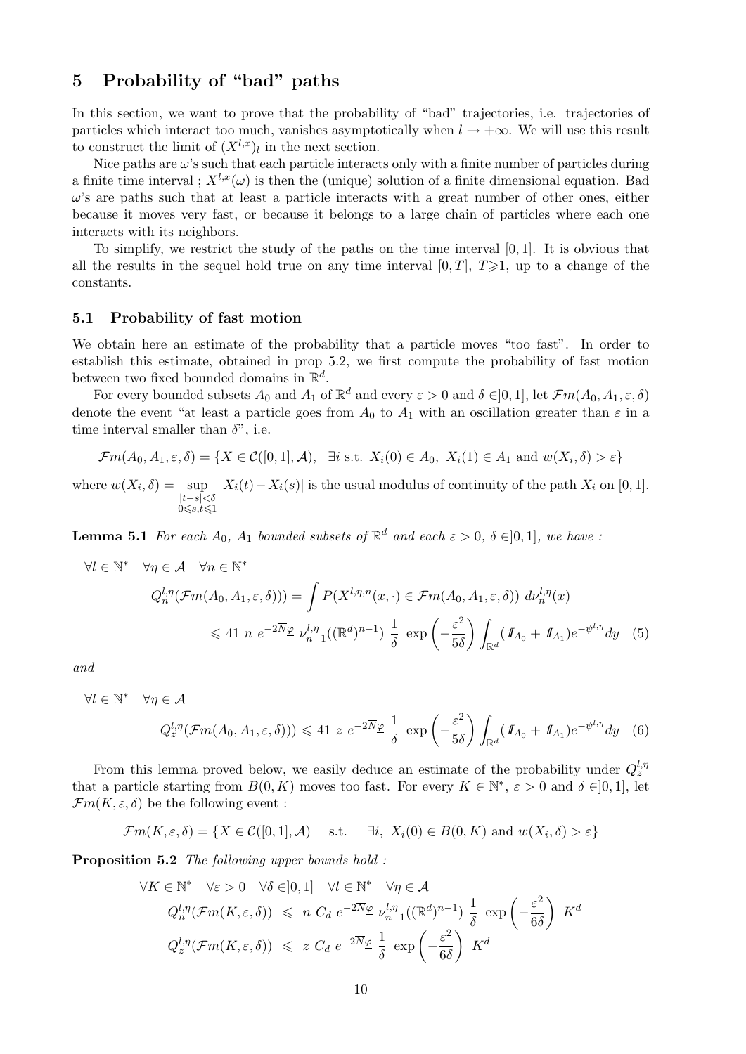## 5 Probability of "bad" paths

In this section, we want to prove that the probability of "bad" trajectories, i.e. trajectories of particles which interact too much, vanishes asymptotically when $l \to +\infty$. We will use this result to construct the limit of $(X^{l,x})_l$ in the next section.

Nice paths are $\omega$'s such that each particle interacts only with a finite number of particles during a finite time interval ; $X^{l,x}(\omega)$ is then the (unique) solution of a finite dimensional equation. Bad $\omega$'s are paths such that at least a particle interacts with a great number of other ones, either because it moves very fast, or because it belongs to a large chain of particles where each one interacts with its neighbors.

To simplify, we restrict the study of the paths on the time interval $[0,1]$. It is obvious that all the results in the sequel hold true on any time interval $[0,T]$, $T\geqslant 1$, up to a change of the constants.

### 5.1 Probability of fast motion

We obtain here an estimate of the probability that a particle moves "too fast". In order to establish this estimate, obtained in prop 5.2, we first compute the probability of fast motion between two fixed bounded domains in $\mathbb{R}^d$.

For every bounded subsets $A_0$ and $A_1$ of $\mathbb{R}^d$ and every $\varepsilon > 0$ and $\delta \in ]0,1]$, let $\mathcal{F}m(A_0, A_1, \varepsilon, \delta)$ denote the event "at least a particle goes from $A_0$ to $A_1$ with an oscillation greater than $\varepsilon$ in a time interval smaller than $\delta$", i.e.

$$\mathcal{F}m(A_0, A_1, \varepsilon, \delta) = \{X \in \mathcal{C}([0,1], \mathcal{A}), \ \ \exists i \text{ s.t. } X_i(0) \in A_0, \ X_i(1) \in A_1 \text{ and } w(X_i, \delta) > \varepsilon\}$$

where $w(X_i, \delta) = \sup_{\substack{|t-s|<\delta \\ 0\leqslant s,t \leqslant 1}} |X_i(t) - X_i(s)|$ is the usual modulus of continuity of the path $X_i$ on $[0,1]$.

**Lemma 5.1** *For each $A_0$, $A_1$ bounded subsets of $\mathbb{R}^d$ and each $\varepsilon > 0$, $\delta \in ]0,1]$, we have :*

$$\forall l \in \mathbb{N}^* \quad \forall \eta \in \mathcal{A} \quad \forall n \in \mathbb{N}^*$$

$$Q_n^{l,\eta}(\mathcal{F}m(A_0, A_1, \varepsilon, \delta))) = \int P(X^{l,\eta,n}(x, \cdot) \in \mathcal{F}m(A_0, A_1, \varepsilon, \delta)) \ d\nu_n^{l,\eta}(x)$$

$$\leqslant 41 \ n \ e^{-2\overline{N}\underline{\varphi}} \ \nu_{n-1}^{l,\eta}((\mathbb{R}^d)^{n-1}) \ \frac{1}{\delta} \ \exp\left(-\frac{\varepsilon^2}{5\delta}\right) \int_{\mathbb{R}^d} (1\!\!1_{A_0} + 1\!\!1_{A_1}) e^{-\psi^{l,\eta}} dy \quad (5)$$

*and*

$$\forall l \in \mathbb{N}^* \quad \forall \eta \in \mathcal{A}$$

$$Q_z^{l,\eta}(\mathcal{F}m(A_0, A_1, \varepsilon, \delta))) \leqslant 41 \ z \ e^{-2\overline{N}\underline{\varphi}} \ \frac{1}{\delta} \ \exp\left(-\frac{\varepsilon^2}{5\delta}\right) \int_{\mathbb{R}^d} (1\!\!1_{A_0} + 1\!\!1_{A_1}) e^{-\psi^{l,\eta}} dy \quad (6)$$

From this lemma proved below, we easily deduce an estimate of the probability under $Q_z^{l,\eta}$ that a particle starting from $B(0,K)$ moves too fast. For every $K \in \mathbb{N}^*$, $\varepsilon > 0$ and $\delta \in ]0,1]$, let $\mathcal{F}m(K, \varepsilon, \delta)$ be the following event :

$$\mathcal{F}m(K, \varepsilon, \delta) = \{X \in \mathcal{C}([0,1], \mathcal{A}) \quad \text{s.t.} \quad \exists i, \ X_i(0) \in B(0,K) \text{ and } w(X_i, \delta) > \varepsilon\}$$

**Proposition 5.2** *The following upper bounds hold :*

$$\forall K \in \mathbb{N}^* \quad \forall \varepsilon > 0 \quad \forall \delta \in ]0,1] \quad \forall l \in \mathbb{N}^* \quad \forall \eta \in \mathcal{A}$$

$$Q_n^{l,\eta}(\mathcal{F}m(K, \varepsilon, \delta)) \ \leqslant \ n \ C_d \ e^{-2\overline{N}\underline{\varphi}} \ \nu_{n-1}^{l,\eta}((\mathbb{R}^d)^{n-1}) \ \frac{1}{\delta} \ \exp\left(-\frac{\varepsilon^2}{6\delta}\right) \ K^d$$

$$Q_z^{l,\eta}(\mathcal{F}m(K, \varepsilon, \delta)) \ \leqslant \ z \ C_d \ e^{-2\overline{N}\underline{\varphi}} \ \frac{1}{\delta} \ \exp\left(-\frac{\varepsilon^2}{6\delta}\right) \ K^d$$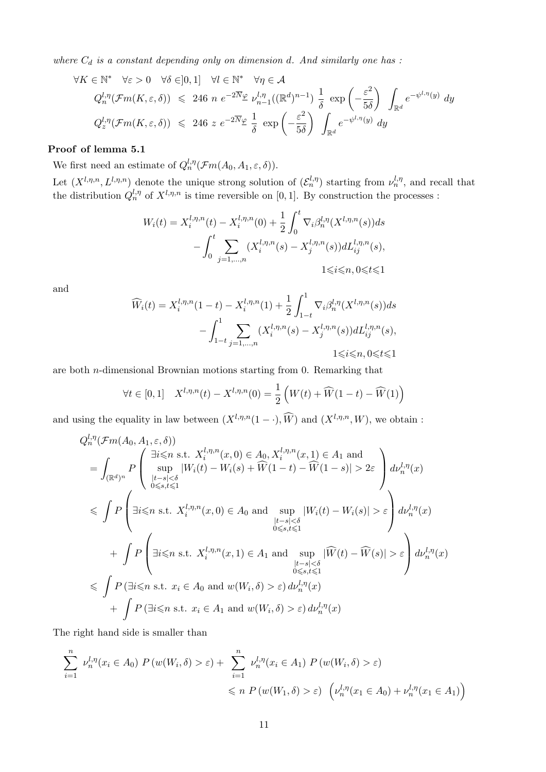*where $C_d$ is a constant depending only on dimension $d$. And similarly one has :*

$$
\begin{aligned}
&\forall K \in \mathbb{N}^* \quad \forall \varepsilon > 0 \quad \forall \delta \in ]0,1] \quad \forall l \in \mathbb{N}^* \quad \forall \eta \in \mathcal{A} \\
&Q_n^{l,\eta}(\mathcal{F}m(K,\varepsilon,\delta)) \leqslant 246 \ n \ e^{-2\overline{N}\underline{\varphi}} \ \nu_{n-1}^{l,\eta}((\mathbb{R}^d)^{n-1}) \ \frac{1}{\delta} \ \exp\left(-\frac{\varepsilon^2}{5\delta}\right) \ \int_{\mathbb{R}^d} e^{-\psi^{l,\eta}(y)} \ dy \\
&Q_z^{l,\eta}(\mathcal{F}m(K,\varepsilon,\delta)) \leqslant 246 \ z \ e^{-2\overline{N}\underline{\varphi}} \ \frac{1}{\delta} \ \exp\left(-\frac{\varepsilon^2}{5\delta}\right) \ \int_{\mathbb{R}^d} e^{-\psi^{l,\eta}(y)} \ dy
\end{aligned}
$$

**Proof of lemma 5.1**

We first need an estimate of $Q_n^{l,\eta}(\mathcal{F}m(A_0,A_1,\varepsilon,\delta))$.

Let $(X^{l,\eta,n}, L^{l,\eta,n})$ denote the unique strong solution of $(\mathcal{E}_n^{l,\eta})$ starting from $\nu_n^{l,\eta}$, and recall that the distribution $Q_n^{l,\eta}$ of $X^{l,\eta,n}$ is time reversible on $[0,1]$. By construction the processes :

$$
\begin{aligned}
W_i(t) = X_i^{l,\eta,n}(t) - X_i^{l,\eta,n}(0) &+ \frac{1}{2}\int_0^t \nabla_i \beta_n^{l,\eta}(X^{l,\eta,n}(s))ds \\
&- \int_0^t \sum_{j=1,\ldots,n} (X_i^{l,\eta,n}(s) - X_j^{l,\eta,n}(s)) dL_{ij}^{l,\eta,n}(s), \\
&\qquad\qquad 1\leqslant i\leqslant n, 0\leqslant t\leqslant 1
\end{aligned}
$$

and

$$
\begin{aligned}
\widehat{W}_i(t) = X_i^{l,\eta,n}(1-t) - X_i^{l,\eta,n}(1) &+ \frac{1}{2}\int_{1-t}^1 \nabla_i \beta_n^{l,\eta}(X^{l,\eta,n}(s))ds \\
&- \int_{1-t}^1 \sum_{j=1,\ldots,n} (X_i^{l,\eta,n}(s) - X_j^{l,\eta,n}(s)) dL_{ij}^{l,\eta,n}(s), \\
&\qquad\qquad 1\leqslant i\leqslant n, 0\leqslant t\leqslant 1
\end{aligned}
$$

are both $n$-dimensional Brownian motions starting from 0. Remarking that

$$
\forall t \in [0,1] \quad X^{l,\eta,n}(t) - X^{l,\eta,n}(0) = \frac{1}{2}\left(W(t) + \widehat{W}(1-t) - \widehat{W}(1)\right)
$$

and using the equality in law between $(X^{l,\eta,n}(1-\cdot), \widehat{W})$ and $(X^{l,\eta,n}, W)$, we obtain :

$$
\begin{aligned}
&Q_n^{l,\eta}(\mathcal{F}m(A_0,A_1,\varepsilon,\delta)) \\
&= \int_{(\mathbb{R}^d)^n} P\left(\begin{array}{c} \exists i\leqslant n \text{ s.t. } X_i^{l,\eta,n}(x,0) \in A_0, X_i^{l,\eta,n}(x,1) \in A_1 \text{ and} \\ \sup\limits_{\substack{|t-s|<\delta \\ 0\leqslant s,t\leqslant 1}} |W_i(t) - W_i(s) + \widehat{W}(1-t) - \widehat{W}(1-s)| > 2\varepsilon \end{array}\right) d\nu_n^{l,\eta}(x) \\
&\leqslant \int P\left(\exists i\leqslant n \text{ s.t. } X_i^{l,\eta,n}(x,0) \in A_0 \text{ and } \sup_{\substack{|t-s|<\delta \\ 0\leqslant s,t\leqslant 1}} |W_i(t) - W_i(s)| > \varepsilon\right) d\nu_n^{l,\eta}(x) \\
&\quad + \int P\left(\exists i\leqslant n \text{ s.t. } X_i^{l,\eta,n}(x,1) \in A_1 \text{ and } \sup_{\substack{|t-s|<\delta \\ 0\leqslant s,t\leqslant 1}} |\widehat{W}(t) - \widehat{W}(s)| > \varepsilon\right) d\nu_n^{l,\eta}(x) \\
&\leqslant \int P\left(\exists i\leqslant n \text{ s.t. } x_i \in A_0 \text{ and } w(W_i,\delta) > \varepsilon\right) d\nu_n^{l,\eta}(x) \\
&\quad + \int P\left(\exists i\leqslant n \text{ s.t. } x_i \in A_1 \text{ and } w(W_i,\delta) > \varepsilon\right) d\nu_n^{l,\eta}(x)
\end{aligned}
$$

The right hand side is smaller than

$$
\begin{aligned}
\sum_{i=1}^n \ \nu_n^{l,\eta}(x_i \in A_0) \ P\left(w(W_i,\delta) > \varepsilon\right) &+ \sum_{i=1}^n \ \nu_n^{l,\eta}(x_i \in A_1) \ P\left(w(W_i,\delta) > \varepsilon\right) \\
&\leqslant n \ P\left(w(W_1,\delta) > \varepsilon\right) \ \left(\nu_n^{l,\eta}(x_1 \in A_0) + \nu_n^{l,\eta}(x_1 \in A_1)\right)
\end{aligned}
$$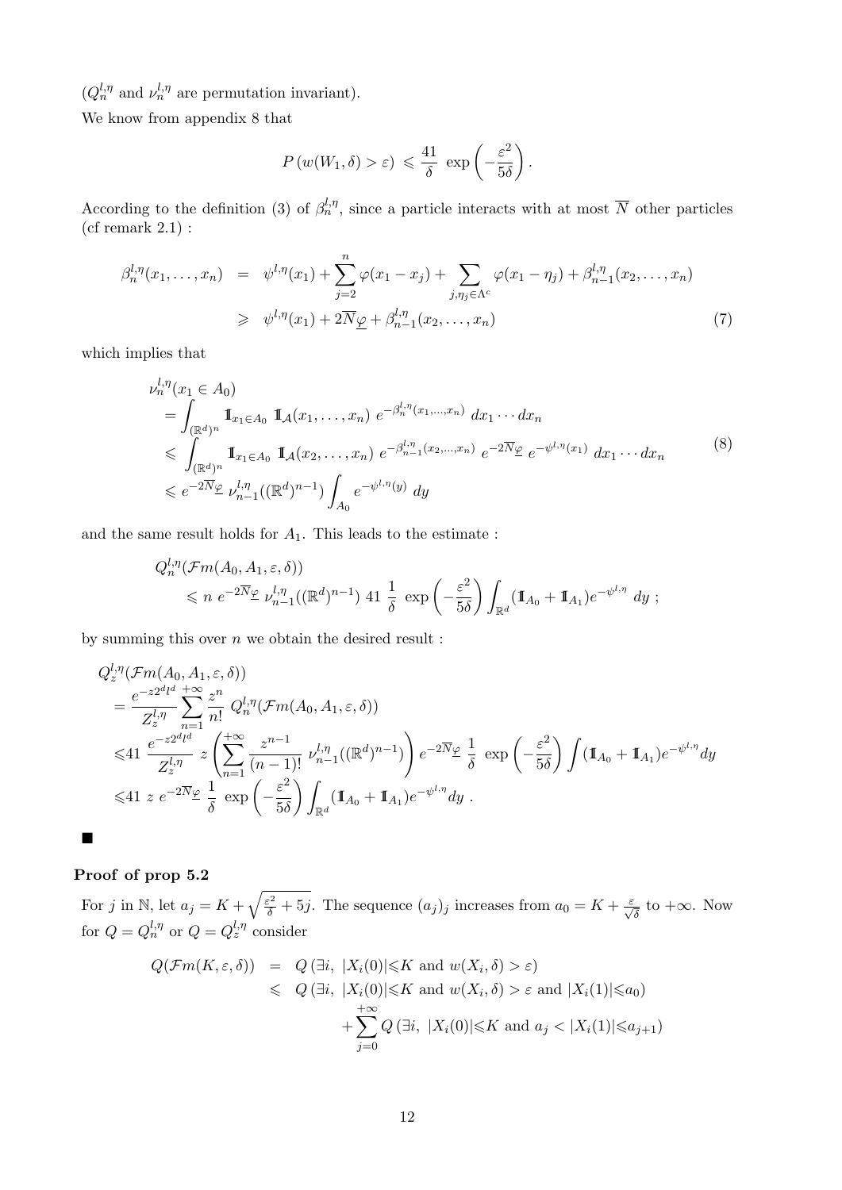($Q_n^{l,\eta}$ and $\nu_n^{l,\eta}$ are permutation invariant).

We know from appendix 8 that

$$P\left(w(W_1,\delta) > \varepsilon\right) \leqslant \frac{41}{\delta}\ \exp\left(-\frac{\varepsilon^2}{5\delta}\right).$$

According to the definition (3) of $\beta_n^{l,\eta}$, since a particle interacts with at most $\overline{N}$ other particles (cf remark 2.1) :

$$\begin{aligned}
\beta_n^{l,\eta}(x_1,\ldots,x_n) &= \psi^{l,\eta}(x_1) + \sum_{j=2}^{n} \varphi(x_1-x_j) + \sum_{j,\eta_j\in\Lambda^c} \varphi(x_1-\eta_j) + \beta_{n-1}^{l,\eta}(x_2,\ldots,x_n) \\
&\geqslant \psi^{l,\eta}(x_1) + 2\overline{N}\underline{\varphi} + \beta_{n-1}^{l,\eta}(x_2,\ldots,x_n)
\end{aligned} \tag{7}$$

which implies that

$$\begin{aligned}
&\nu_n^{l,\eta}(x_1\in A_0) \\
&= \int_{(\mathbb{R}^d)^n} \mathbb{1}_{x_1\in A_0}\ \mathbb{1}_{\mathcal{A}}(x_1,\ldots,x_n)\ e^{-\beta_n^{l,\eta}(x_1,\ldots,x_n)}\ dx_1\cdots dx_n \\
&\leqslant \int_{(\mathbb{R}^d)^n} \mathbb{1}_{x_1\in A_0}\ \mathbb{1}_{\mathcal{A}}(x_2,\ldots,x_n)\ e^{-\beta_{n-1}^{l,\eta}(x_2,\ldots,x_n)}\ e^{-2\overline{N}\underline{\varphi}}\ e^{-\psi^{l,\eta}(x_1)}\ dx_1\cdots dx_n \\
&\leqslant e^{-2\overline{N}\underline{\varphi}}\ \nu_{n-1}^{l,\eta}((\mathbb{R}^d)^{n-1}) \int_{A_0} e^{-\psi^{l,\eta}(y)}\ dy
\end{aligned} \tag{8}$$

and the same result holds for $A_1$. This leads to the estimate :

$$\begin{aligned}
&Q_n^{l,\eta}(\mathcal{F}m(A_0,A_1,\varepsilon,\delta)) \\
&\qquad\leqslant n\ e^{-2\overline{N}\underline{\varphi}}\ \nu_{n-1}^{l,\eta}((\mathbb{R}^d)^{n-1})\ 41\ \frac{1}{\delta}\ \exp\left(-\frac{\varepsilon^2}{5\delta}\right) \int_{\mathbb{R}^d} (\mathbb{1}_{A_0}+\mathbb{1}_{A_1}) e^{-\psi^{l,\eta}}\ dy\ ;
\end{aligned}$$

by summing this over $n$ we obtain the desired result :

$$\begin{aligned}
&Q_z^{l,\eta}(\mathcal{F}m(A_0,A_1,\varepsilon,\delta)) \\
&= \frac{e^{-z2^dl^d}}{Z_z^{l,\eta}} \sum_{n=1}^{+\infty} \frac{z^n}{n!}\ Q_n^{l,\eta}(\mathcal{F}m(A_0,A_1,\varepsilon,\delta)) \\
&\leqslant 41\ \frac{e^{-z2^dl^d}}{Z_z^{l,\eta}}\ z \left(\sum_{n=1}^{+\infty} \frac{z^{n-1}}{(n-1)!}\ \nu_{n-1}^{l,\eta}((\mathbb{R}^d)^{n-1})\right) e^{-2\overline{N}\underline{\varphi}}\ \frac{1}{\delta}\ \exp\left(-\frac{\varepsilon^2}{5\delta}\right) \int (\mathbb{1}_{A_0}+\mathbb{1}_{A_1}) e^{-\psi^{l,\eta}} dy \\
&\leqslant 41\ z\ e^{-2\overline{N}\underline{\varphi}}\ \frac{1}{\delta}\ \exp\left(-\frac{\varepsilon^2}{5\delta}\right) \int_{\mathbb{R}^d} (\mathbb{1}_{A_0}+\mathbb{1}_{A_1}) e^{-\psi^{l,\eta}} dy\ .
\end{aligned}$$

■

**Proof of prop 5.2**

For $j$ in $\mathbb{N}$, let $a_j = K + \sqrt{\frac{\varepsilon^2}{\delta}+5j}$. The sequence $(a_j)_j$ increases from $a_0 = K + \frac{\varepsilon}{\sqrt{\delta}}$ to $+\infty$. Now for $Q = Q_n^{l,\eta}$ or $Q = Q_z^{l,\eta}$ consider

$$\begin{aligned}
Q(\mathcal{F}m(K,\varepsilon,\delta)) &= Q\left(\exists i,\ |X_i(0)|\leqslant K \text{ and } w(X_i,\delta) > \varepsilon\right) \\
&\leqslant Q\left(\exists i,\ |X_i(0)|\leqslant K \text{ and } w(X_i,\delta) > \varepsilon \text{ and } |X_i(1)|\leqslant a_0\right) \\
&\qquad + \sum_{j=0}^{+\infty} Q\left(\exists i,\ |X_i(0)|\leqslant K \text{ and } a_j < |X_i(1)|\leqslant a_{j+1}\right)
\end{aligned}$$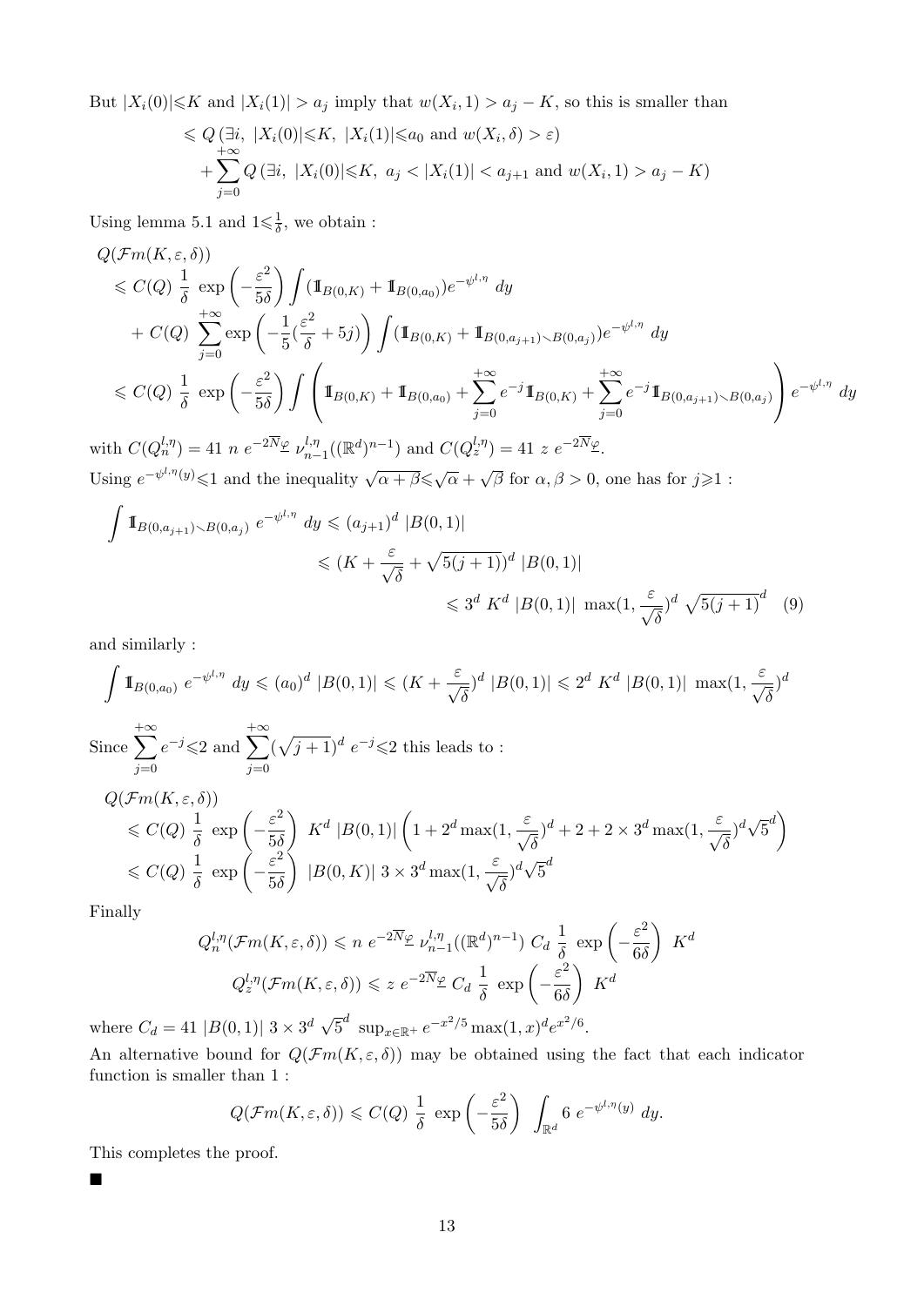But $|X_i(0)|\leqslant K$ and $|X_i(1)| > a_j$ imply that $w(X_i, 1) > a_j - K$, so this is smaller than

$$
\begin{aligned}
&\leqslant Q\left(\exists i,\ |X_i(0)|\leqslant K,\ |X_i(1)|\leqslant a_0 \text{ and } w(X_i,\delta) > \varepsilon\right)\\
&\quad + \sum_{j=0}^{+\infty} Q\left(\exists i,\ |X_i(0)|\leqslant K,\ a_j < |X_i(1)| < a_{j+1} \text{ and } w(X_i,1) > a_j - K\right)
\end{aligned}
$$

Using lemma 5.1 and $1\leqslant\frac{1}{\delta}$, we obtain :

$$
\begin{aligned}
&Q(\mathcal{F}m(K,\varepsilon,\delta))\\
&\leqslant C(Q)\ \frac{1}{\delta}\ \exp\left(-\frac{\varepsilon^2}{5\delta}\right)\int (\mathbb{1}_{B(0,K)} + \mathbb{1}_{B(0,a_0)})e^{-\psi^{l,\eta}}\ dy\\
&\quad + C(Q)\ \sum_{j=0}^{+\infty}\exp\left(-\frac{1}{5}(\frac{\varepsilon^2}{\delta}+5j)\right)\int (\mathbb{1}_{B(0,K)} + \mathbb{1}_{B(0,a_{j+1})\smallsetminus B(0,a_j)})e^{-\psi^{l,\eta}}\ dy\\
&\leqslant C(Q)\ \frac{1}{\delta}\ \exp\left(-\frac{\varepsilon^2}{5\delta}\right)\int\left(\mathbb{1}_{B(0,K)} + \mathbb{1}_{B(0,a_0)} + \sum_{j=0}^{+\infty}e^{-j}\mathbb{1}_{B(0,K)} + \sum_{j=0}^{+\infty}e^{-j}\mathbb{1}_{B(0,a_{j+1})\smallsetminus B(0,a_j)}\right)e^{-\psi^{l,\eta}}\ dy
\end{aligned}
$$

with $C(Q_n^{l,\eta}) = 41\ n\ e^{-2\overline{N}\underline{\varphi}}\ \nu_{n-1}^{l,\eta}((\mathbb{R}^d)^{n-1})$ and $C(Q_z^{l,\eta}) = 41\ z\ e^{-2\overline{N}\underline{\varphi}}$.
Using $e^{-\psi^{l,\eta}(y)}\leqslant 1$ and the inequality $\sqrt{\alpha+\beta}\leqslant\sqrt{\alpha}+\sqrt{\beta}$ for $\alpha,\beta > 0$, one has for $j\geqslant 1$ :

$$
\begin{aligned}
\int \mathbb{1}_{B(0,a_{j+1})\smallsetminus B(0,a_j)}\ e^{-\psi^{l,\eta}}\ dy &\leqslant (a_{j+1})^d\ |B(0,1)|\\
&\leqslant (K + \frac{\varepsilon}{\sqrt{\delta}} + \sqrt{5(j+1)})^d\ |B(0,1)|\\
&\leqslant 3^d\ K^d\ |B(0,1)|\ \max(1,\frac{\varepsilon}{\sqrt{\delta}})^d\ \sqrt{5(j+1)}^d \quad (9)
\end{aligned}
$$

and similarly :

$$
\int \mathbb{1}_{B(0,a_0)}\ e^{-\psi^{l,\eta}}\ dy \leqslant (a_0)^d\ |B(0,1)| \leqslant (K+\frac{\varepsilon}{\sqrt{\delta}})^d\ |B(0,1)| \leqslant 2^d\ K^d\ |B(0,1)|\ \max(1,\frac{\varepsilon}{\sqrt{\delta}})^d
$$

Since $\sum_{j=0}^{+\infty}e^{-j}\leqslant 2$ and $\sum_{j=0}^{+\infty}(\sqrt{j+1})^d\ e^{-j}\leqslant 2$ this leads to :

$$
\begin{aligned}
&Q(\mathcal{F}m(K,\varepsilon,\delta))\\
&\leqslant C(Q)\ \frac{1}{\delta}\ \exp\left(-\frac{\varepsilon^2}{5\delta}\right)\ K^d\ |B(0,1)|\left(1 + 2^d\max(1,\frac{\varepsilon}{\sqrt{\delta}})^d + 2 + 2\times 3^d\max(1,\frac{\varepsilon}{\sqrt{\delta}})^d\sqrt{5}^d\right)\\
&\leqslant C(Q)\ \frac{1}{\delta}\ \exp\left(-\frac{\varepsilon^2}{5\delta}\right)\ |B(0,K)|\ 3\times 3^d\max(1,\frac{\varepsilon}{\sqrt{\delta}})^d\sqrt{5}^d
\end{aligned}
$$

Finally

$$
\begin{aligned}
Q_n^{l,\eta}(\mathcal{F}m(K,\varepsilon,\delta)) &\leqslant n\ e^{-2\overline{N}\underline{\varphi}}\ \nu_{n-1}^{l,\eta}((\mathbb{R}^d)^{n-1})\ C_d\ \frac{1}{\delta}\ \exp\left(-\frac{\varepsilon^2}{6\delta}\right)\ K^d\\
Q_z^{l,\eta}(\mathcal{F}m(K,\varepsilon,\delta)) &\leqslant z\ e^{-2\overline{N}\underline{\varphi}}\ C_d\ \frac{1}{\delta}\ \exp\left(-\frac{\varepsilon^2}{6\delta}\right)\ K^d
\end{aligned}
$$

where $C_d = 41\ |B(0,1)|\ 3\times 3^d\ \sqrt{5}^d\ \sup_{x\in\mathbb{R}^+}e^{-x^2/5}\max(1,x)^d e^{x^2/6}$.
An alternative bound for $Q(\mathcal{F}m(K,\varepsilon,\delta))$ may be obtained using the fact that each indicator function is smaller than 1 :

$$
Q(\mathcal{F}m(K,\varepsilon,\delta)) \leqslant C(Q)\ \frac{1}{\delta}\ \exp\left(-\frac{\varepsilon^2}{5\delta}\right)\ \int_{\mathbb{R}^d} 6\ e^{-\psi^{l,\eta}(y)}\ dy.
$$

This completes the proof.

■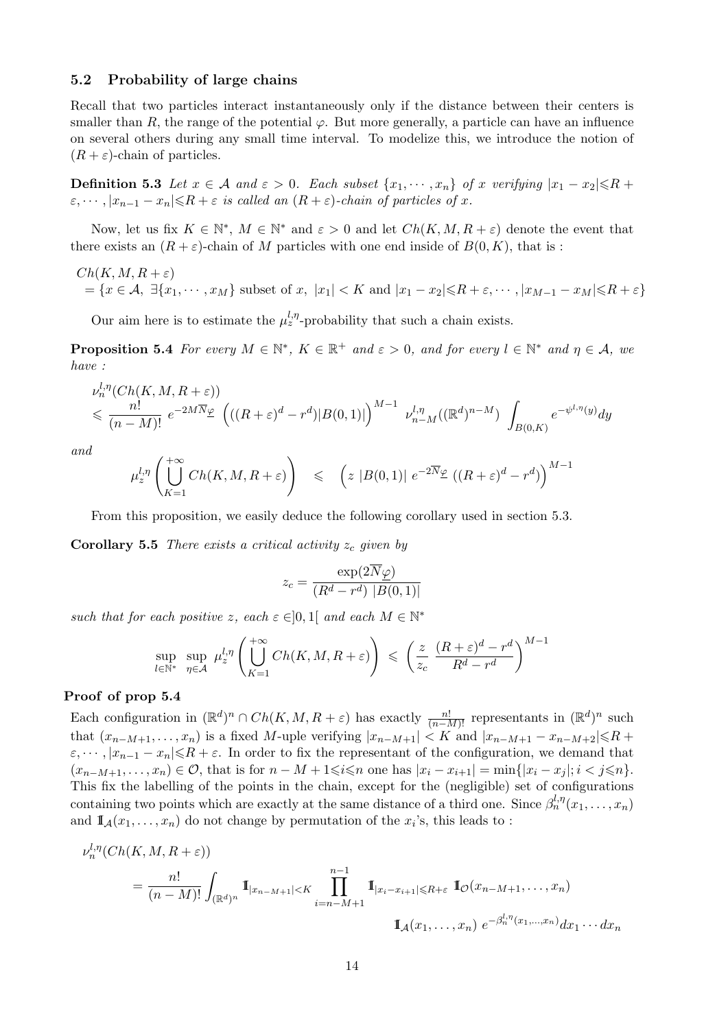### 5.2 Probability of large chains

Recall that two particles interact instantaneously only if the distance between their centers is smaller than $R$, the range of the potential $\varphi$. But more generally, a particle can have an influence on several others during any small time interval. To modelize this, we introduce the notion of $(R+\varepsilon)$-chain of particles.

**Definition 5.3** *Let $x \in \mathcal{A}$ and $\varepsilon > 0$. Each subset $\{x_1, \cdots, x_n\}$ of $x$ verifying $|x_1 - x_2| \leqslant R + \varepsilon, \cdots, |x_{n-1} - x_n| \leqslant R + \varepsilon$ is called an $(R+\varepsilon)$-chain of particles of $x$.*

Now, let us fix $K \in \mathbb{N}^*$, $M \in \mathbb{N}^*$ and $\varepsilon > 0$ and let $Ch(K, M, R+\varepsilon)$ denote the event that there exists an $(R+\varepsilon)$-chain of $M$ particles with one end inside of $B(0,K)$, that is :

$$
\begin{aligned}
& Ch(K, M, R+\varepsilon) \\
& = \{x \in \mathcal{A},\ \exists \{x_1, \cdots, x_M\} \text{ subset of } x,\ |x_1| < K \text{ and } |x_1 - x_2| \leqslant R+\varepsilon, \cdots, |x_{M-1} - x_M| \leqslant R+\varepsilon\}
\end{aligned}
$$

Our aim here is to estimate the $\mu_z^{l,\eta}$-probability that such a chain exists.

**Proposition 5.4** *For every $M \in \mathbb{N}^*$, $K \in \mathbb{R}^+$ and $\varepsilon > 0$, and for every $l \in \mathbb{N}^*$ and $\eta \in \mathcal{A}$, we have :*

$$
\begin{aligned}
& \nu_n^{l,\eta}(Ch(K, M, R+\varepsilon)) \\
& \leqslant \frac{n!}{(n-M)!}\ e^{-2M\overline{N}\underline{\varphi}} \ \Big( ((R+\varepsilon)^d - r^d)|B(0,1)| \Big)^{M-1} \ \nu_{n-M}^{l,\eta}((\mathbb{R}^d)^{n-M}) \ \int_{B(0,K)} e^{-\psi^{l,\eta}(y)} dy
\end{aligned}
$$

*and*

$$
\mu_z^{l,\eta}\left( \bigcup_{K=1}^{+\infty} Ch(K, M, R+\varepsilon) \right) \quad \leqslant \quad \Big( z\ |B(0,1)|\ e^{-2\overline{N}\underline{\varphi}}\ ((R+\varepsilon)^d - r^d) \Big)^{M-1}
$$

From this proposition, we easily deduce the following corollary used in section 5.3.

**Corollary 5.5** *There exists a critical activity $z_c$ given by*

$$
z_c = \frac{\exp(2\overline{N}\underline{\varphi})}{(R^d - r^d)\ |B(0,1)|}
$$

*such that for each positive $z$, each $\varepsilon \in ]0,1[$ and each $M \in \mathbb{N}^*$*

$$
\sup_{l \in \mathbb{N}^*} \ \sup_{\eta \in \mathcal{A}} \ \mu_z^{l,\eta}\left( \bigcup_{K=1}^{+\infty} Ch(K, M, R+\varepsilon) \right) \ \leqslant \ \left( \frac{z}{z_c} \ \frac{(R+\varepsilon)^d - r^d}{R^d - r^d} \right)^{M-1}
$$

**Proof of prop 5.4**

Each configuration in $(\mathbb{R}^d)^n \cap Ch(K, M, R+\varepsilon)$ has exactly $\frac{n!}{(n-M)!}$ representants in $(\mathbb{R}^d)^n$ such that $(x_{n-M+1}, \ldots, x_n)$ is a fixed $M$-uple verifying $|x_{n-M+1}| < K$ and $|x_{n-M+1} - x_{n-M+2}| \leqslant R + \varepsilon, \cdots, |x_{n-1} - x_n| \leqslant R + \varepsilon$. In order to fix the representant of the configuration, we demand that $(x_{n-M+1}, \ldots, x_n) \in \mathcal{O}$, that is for $n - M + 1 \leqslant i \leqslant n$ one has $|x_i - x_{i+1}| = \min\{|x_i - x_j|; i < j \leqslant n\}$. This fix the labelling of the points in the chain, except for the (negligible) set of configurations containing two points which are exactly at the same distance of a third one. Since $\beta_n^{l,\eta}(x_1, \ldots, x_n)$ and $\mathbb{1}_{\mathcal{A}}(x_1, \ldots, x_n)$ do not change by permutation of the $x_i$'s, this leads to :

$$
\begin{aligned}
& \nu_n^{l,\eta}(Ch(K, M, R+\varepsilon)) \\
& = \frac{n!}{(n-M)!} \int_{(\mathbb{R}^d)^n} \mathbb{1}_{|x_{n-M+1}| < K} \prod_{i=n-M+1}^{n-1} \mathbb{1}_{|x_i - x_{i+1}| \leqslant R+\varepsilon} \ \mathbb{1}_{\mathcal{O}}(x_{n-M+1}, \ldots, x_n) \\
& \qquad\qquad\qquad\qquad\qquad\qquad\qquad\qquad \mathbb{1}_{\mathcal{A}}(x_1, \ldots, x_n)\ e^{-\beta_n^{l,\eta}(x_1, \ldots, x_n)} dx_1 \cdots dx_n
\end{aligned}
$$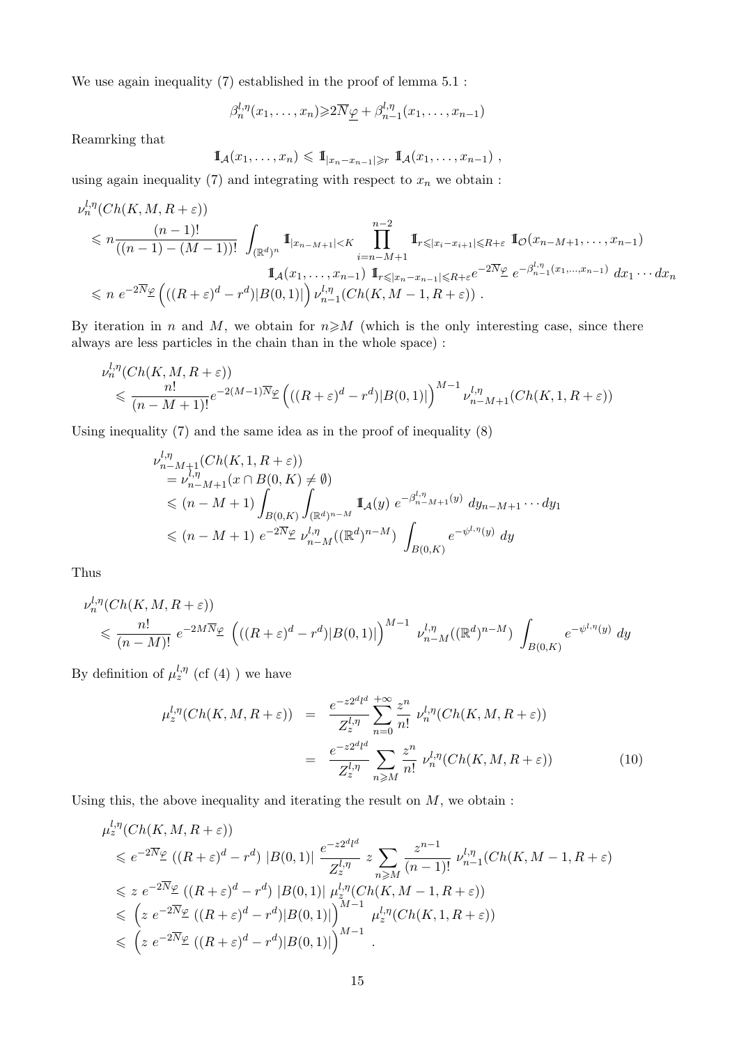We use again inequality (7) established in the proof of lemma 5.1 :

$$\beta_n^{l,\eta}(x_1,\ldots,x_n) \geqslant 2\overline{N}\underline{\varphi} + \beta_{n-1}^{l,\eta}(x_1,\ldots,x_{n-1})$$

Reamrking that

$$\mathbb{1}_{\mathcal{A}}(x_1,\ldots,x_n) \leqslant \mathbb{1}_{|x_n - x_{n-1}|\geqslant r}\ \mathbb{1}_{\mathcal{A}}(x_1,\ldots,x_{n-1})\ ,$$

using again inequality (7) and integrating with respect to $x_n$ we obtain :

$$\begin{aligned}
&\nu_n^{l,\eta}(Ch(K,M,R+\varepsilon)) \\
&\leqslant n\frac{(n-1)!}{((n-1)-(M-1))!}\ \int_{(\mathbb{R}^d)^n} \mathbb{1}_{|x_{n-M+1}|<K} \prod_{i=n-M+1}^{n-2} \mathbb{1}_{r\leqslant |x_i - x_{i+1}|\leqslant R+\varepsilon}\ \mathbb{1}_{\mathcal{O}}(x_{n-M+1},\ldots,x_{n-1}) \\
&\qquad\qquad \mathbb{1}_{\mathcal{A}}(x_1,\ldots,x_{n-1})\ \mathbb{1}_{r\leqslant |x_n - x_{n-1}|\leqslant R+\varepsilon} e^{-2\overline{N}\underline{\varphi}}\ e^{-\beta_{n-1}^{l,\eta}(x_1,\ldots,x_{n-1})}\ dx_1\cdots dx_n \\
&\leqslant n\ e^{-2\overline{N}\underline{\varphi}}\left(((R+\varepsilon)^d - r^d)|B(0,1)|\right)\nu_{n-1}^{l,\eta}(Ch(K,M-1,R+\varepsilon))\ .
\end{aligned}$$

By iteration in $n$ and $M$, we obtain for $n\geqslant M$ (which is the only interesting case, since there always are less particles in the chain than in the whole space) :

$$\begin{aligned}
&\nu_n^{l,\eta}(Ch(K,M,R+\varepsilon)) \\
&\quad\leqslant \frac{n!}{(n-M+1)!}e^{-2(M-1)\overline{N}\underline{\varphi}}\left(((R+\varepsilon)^d - r^d)|B(0,1)|\right)^{M-1}\nu_{n-M+1}^{l,\eta}(Ch(K,1,R+\varepsilon))
\end{aligned}$$

Using inequality (7) and the same idea as in the proof of inequality (8)

$$\begin{aligned}
&\nu_{n-M+1}^{l,\eta}(Ch(K,1,R+\varepsilon)) \\
&= \nu_{n-M+1}^{l,\eta}(x\cap B(0,K)\neq\emptyset) \\
&\leqslant (n-M+1)\int_{B(0,K)}\int_{(\mathbb{R}^d)^{n-M}} \mathbb{1}_{\mathcal{A}}(y)\ e^{-\beta_{n-M+1}^{l,\eta}(y)}\ dy_{n-M+1}\cdots dy_1 \\
&\leqslant (n-M+1)\ e^{-2\overline{N}\underline{\varphi}}\ \nu_{n-M}^{l,\eta}((\mathbb{R}^d)^{n-M})\ \int_{B(0,K)} e^{-\psi^{l,\eta}(y)}\ dy
\end{aligned}$$

Thus

$$\begin{aligned}
&\nu_n^{l,\eta}(Ch(K,M,R+\varepsilon)) \\
&\quad\leqslant \frac{n!}{(n-M)!}\ e^{-2M\overline{N}\underline{\varphi}}\ \left(((R+\varepsilon)^d - r^d)|B(0,1)|\right)^{M-1}\ \nu_{n-M}^{l,\eta}((\mathbb{R}^d)^{n-M})\ \int_{B(0,K)} e^{-\psi^{l,\eta}(y)}\ dy
\end{aligned}$$

By definition of $\mu_z^{l,\eta}$ (cf (4) ) we have

$$\begin{aligned}
\mu_z^{l,\eta}(Ch(K,M,R+\varepsilon)) &= \frac{e^{-z2^dl^d}}{Z_z^{l,\eta}}\sum_{n=0}^{+\infty}\frac{z^n}{n!}\ \nu_n^{l,\eta}(Ch(K,M,R+\varepsilon)) \\
&= \frac{e^{-z2^dl^d}}{Z_z^{l,\eta}}\sum_{n\geqslant M}\frac{z^n}{n!}\ \nu_n^{l,\eta}(Ch(K,M,R+\varepsilon)) \qquad (10)
\end{aligned}$$

Using this, the above inequality and iterating the result on $M$, we obtain :

$$\begin{aligned}
&\mu_z^{l,\eta}(Ch(K,M,R+\varepsilon)) \\
&\leqslant e^{-2\overline{N}\underline{\varphi}}\ ((R+\varepsilon)^d - r^d)\ |B(0,1)|\ \frac{e^{-z2^dl^d}}{Z_z^{l,\eta}}\ z\sum_{n\geqslant M}\frac{z^{n-1}}{(n-1)!}\ \nu_{n-1}^{l,\eta}(Ch(K,M-1,R+\varepsilon) \\
&\leqslant z\ e^{-2\overline{N}\underline{\varphi}}\ ((R+\varepsilon)^d - r^d)\ |B(0,1)|\ \mu_z^{l,\eta}(Ch(K,M-1,R+\varepsilon)) \\
&\leqslant \left(z\ e^{-2\overline{N}\underline{\varphi}}\ ((R+\varepsilon)^d - r^d)|B(0,1)|\right)^{M-1}\ \mu_z^{l,\eta}(Ch(K,1,R+\varepsilon)) \\
&\leqslant \left(z\ e^{-2\overline{N}\underline{\varphi}}\ ((R+\varepsilon)^d - r^d)|B(0,1)|\right)^{M-1}\ .
\end{aligned}$$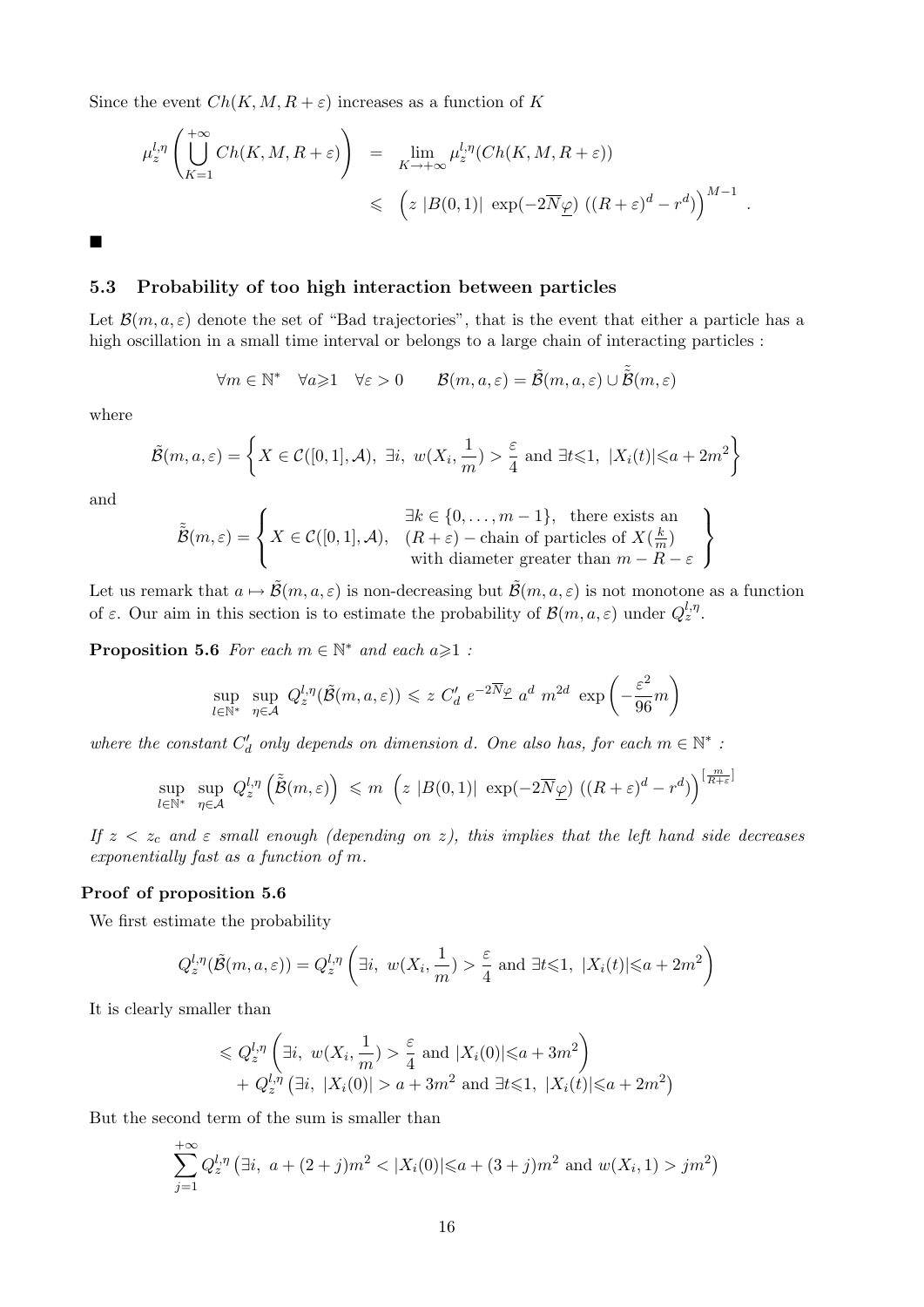Since the event $Ch(K, M, R+\varepsilon)$ increases as a function of $K$

$$
\begin{aligned}
\mu_z^{l,\eta}\left(\bigcup_{K=1}^{+\infty} Ch(K,M,R+\varepsilon)\right) &= \lim_{K\to+\infty} \mu_z^{l,\eta}(Ch(K,M,R+\varepsilon)) \\
&\leqslant \left(z\ |B(0,1)|\ \exp(-2\overline{N}\underline{\varphi})\ ((R+\varepsilon)^d - r^d)\right)^{M-1} .
\end{aligned}
$$

■

### 5.3 Probability of too high interaction between particles

Let $\mathcal{B}(m,a,\varepsilon)$ denote the set of "Bad trajectories", that is the event that either a particle has a high oscillation in a small time interval or belongs to a large chain of interacting particles :

$$
\forall m \in \mathbb{N}^* \quad \forall a \geqslant 1 \quad \forall \varepsilon > 0 \qquad \mathcal{B}(m,a,\varepsilon) = \tilde{\mathcal{B}}(m,a,\varepsilon) \cup \tilde{\tilde{\mathcal{B}}}(m,\varepsilon)
$$

where

$$
\tilde{\mathcal{B}}(m,a,\varepsilon) = \left\{ X \in \mathcal{C}([0,1],\mathcal{A}),\ \exists i,\ w(X_i,\frac{1}{m}) > \frac{\varepsilon}{4} \text{ and } \exists t \leqslant 1,\ |X_i(t)| \leqslant a + 2m^2 \right\}
$$

and

$$
\tilde{\tilde{\mathcal{B}}}(m,\varepsilon) = \left\{ X \in \mathcal{C}([0,1],\mathcal{A}),\ \begin{array}{c} \exists k \in \{0,\ldots,m-1\}, \text{ there exists an} \\ (R+\varepsilon) - \text{chain of particles of } X(\frac{k}{m}) \\ \text{with diameter greater than } m - R - \varepsilon \end{array} \right\}
$$

Let us remark that $a \mapsto \tilde{\mathcal{B}}(m,a,\varepsilon)$ is non-decreasing but $\tilde{\mathcal{B}}(m,a,\varepsilon)$ is not monotone as a function of $\varepsilon$. Our aim in this section is to estimate the probability of $\mathcal{B}(m,a,\varepsilon)$ under $Q_z^{l,\eta}$.

**Proposition 5.6** *For each $m \in \mathbb{N}^*$ and each $a \geqslant 1$ :*

$$
\sup_{l\in\mathbb{N}^*}\ \sup_{\eta\in\mathcal{A}}\ Q_z^{l,\eta}(\tilde{\mathcal{B}}(m,a,\varepsilon)) \leqslant z\ C'_d\ e^{-2\overline{N}\underline{\varphi}}\ a^d\ m^{2d}\ \exp\left(-\frac{\varepsilon^2}{96} m\right)
$$

*where the constant $C'_d$ only depends on dimension $d$. One also has, for each $m \in \mathbb{N}^*$ :*

$$
\sup_{l\in\mathbb{N}^*}\ \sup_{\eta\in\mathcal{A}}\ Q_z^{l,\eta}\left(\tilde{\tilde{\mathcal{B}}}(m,\varepsilon)\right) \leqslant m\ \left(z\ |B(0,1)|\ \exp(-2\overline{N}\underline{\varphi})\ ((R+\varepsilon)^d - r^d)\right)^{[\frac{m}{R+\varepsilon}]}
$$

*If $z < z_c$ and $\varepsilon$ small enough (depending on $z$), this implies that the left hand side decreases exponentially fast as a function of $m$.*

**Proof of proposition 5.6**

We first estimate the probability

$$
Q_z^{l,\eta}(\tilde{\mathcal{B}}(m,a,\varepsilon)) = Q_z^{l,\eta}\left(\exists i,\ w(X_i,\frac{1}{m}) > \frac{\varepsilon}{4} \text{ and } \exists t \leqslant 1,\ |X_i(t)| \leqslant a + 2m^2\right)
$$

It is clearly smaller than

$$
\begin{aligned}
&\leqslant Q_z^{l,\eta}\left(\exists i,\ w(X_i,\frac{1}{m}) > \frac{\varepsilon}{4} \text{ and } |X_i(0)| \leqslant a + 3m^2\right) \\
&\quad + Q_z^{l,\eta}\left(\exists i,\ |X_i(0)| > a + 3m^2 \text{ and } \exists t \leqslant 1,\ |X_i(t)| \leqslant a + 2m^2\right)
\end{aligned}
$$

But the second term of the sum is smaller than

$$
\sum_{j=1}^{+\infty} Q_z^{l,\eta}\left(\exists i,\ a + (2+j)m^2 < |X_i(0)| \leqslant a + (3+j)m^2 \text{ and } w(X_i,1) > jm^2\right)
$$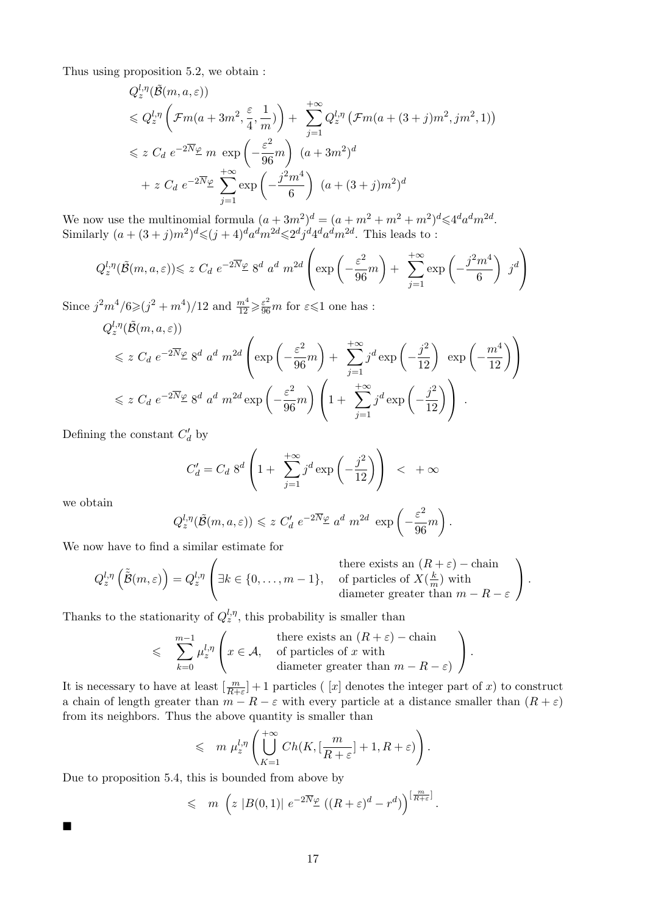Thus using proposition 5.2, we obtain :

$$
\begin{aligned}
& Q_z^{l,\eta}(\tilde{\mathcal{B}}(m,a,\varepsilon)) \\
& \leqslant Q_z^{l,\eta}\left(\mathcal{F}m(a+3m^2,\frac{\varepsilon}{4},\frac{1}{m})\right) + \sum_{j=1}^{+\infty} Q_z^{l,\eta}\left(\mathcal{F}m(a+(3+j)m^2, jm^2, 1)\right) \\
& \leqslant z\ C_d\ e^{-2\overline{N}\underline{\varphi}}\ m\ \exp\left(-\frac{\varepsilon^2}{96}m\right)\ (a+3m^2)^d \\
& \quad + z\ C_d\ e^{-2\overline{N}\underline{\varphi}} \sum_{j=1}^{+\infty} \exp\left(-\frac{j^2m^4}{6}\right)\ (a+(3+j)m^2)^d
\end{aligned}
$$

We now use the multinomial formula $(a+3m^2)^d = (a+m^2+m^2+m^2)^d \leqslant 4^d a^d m^{2d}$. Similarly $(a+(3+j)m^2)^d \leqslant (j+4)^d a^d m^{2d} \leqslant 2^d j^d 4^d a^d m^{2d}$. This leads to :

$$
Q_z^{l,\eta}(\tilde{\mathcal{B}}(m,a,\varepsilon)) \leqslant z\ C_d\ e^{-2\overline{N}\underline{\varphi}}\ 8^d\ a^d\ m^{2d} \left(\exp\left(-\frac{\varepsilon^2}{96}m\right) + \sum_{j=1}^{+\infty} \exp\left(-\frac{j^2m^4}{6}\right)\ j^d\right)
$$

Since $j^2m^4/6 \geqslant (j^2+m^4)/12$ and $\frac{m^4}{12} \geqslant \frac{\varepsilon^2}{96}m$ for $\varepsilon \leqslant 1$ one has :

$$
\begin{aligned}
& Q_z^{l,\eta}(\tilde{\mathcal{B}}(m,a,\varepsilon)) \\
& \leqslant z\ C_d\ e^{-2\overline{N}\underline{\varphi}}\ 8^d\ a^d\ m^{2d} \left(\exp\left(-\frac{\varepsilon^2}{96}m\right) + \sum_{j=1}^{+\infty} j^d \exp\left(-\frac{j^2}{12}\right)\ \exp\left(-\frac{m^4}{12}\right)\right) \\
& \leqslant z\ C_d\ e^{-2\overline{N}\underline{\varphi}}\ 8^d\ a^d\ m^{2d} \exp\left(-\frac{\varepsilon^2}{96}m\right) \left(1 + \sum_{j=1}^{+\infty} j^d \exp\left(-\frac{j^2}{12}\right)\right) .
\end{aligned}
$$

Defining the constant $C'_d$ by

$$
C'_d = C_d\ 8^d \left(1 + \sum_{j=1}^{+\infty} j^d \exp\left(-\frac{j^2}{12}\right)\right) \quad < \quad +\infty
$$

we obtain

$$
Q_z^{l,\eta}(\tilde{\mathcal{B}}(m,a,\varepsilon)) \leqslant z\ C'_d\ e^{-2\overline{N}\underline{\varphi}}\ a^d\ m^{2d}\ \exp\left(-\frac{\varepsilon^2}{96}m\right).
$$

We now have to find a similar estimate for

$$
Q_z^{l,\eta}\left(\tilde{\tilde{\mathcal{B}}}(m,\varepsilon)\right) = Q_z^{l,\eta}\left(\exists k \in \{0,\ldots,m-1\},\quad \begin{array}{l}\text{there exists an } (R+\varepsilon)-\text{chain} \\ \text{of particles of } X(\frac{k}{m}) \text{ with} \\ \text{diameter greater than } m-R-\varepsilon\end{array}\right).
$$

Thanks to the stationarity of $Q_z^{l,\eta}$, this probability is smaller than

$$
\leqslant \quad \sum_{k=0}^{m-1} \mu_z^{l,\eta}\left(x \in \mathcal{A},\quad \begin{array}{l}\text{there exists an } (R+\varepsilon)-\text{chain} \\ \text{of particles of } x \text{ with} \\ \text{diameter greater than } m-R-\varepsilon)\end{array}\right).
$$

It is necessary to have at least $[\frac{m}{R+\varepsilon}]+1$ particles ( $[x]$ denotes the integer part of $x$) to construct a chain of length greater than $m-R-\varepsilon$ with every particle at a distance smaller than $(R+\varepsilon)$ from its neighbors. Thus the above quantity is smaller than

$$
\leqslant \quad m\ \mu_z^{l,\eta}\left(\bigcup_{K=1}^{+\infty} Ch(K,[\frac{m}{R+\varepsilon}]+1, R+\varepsilon)\right).
$$

Due to proposition 5.4, this is bounded from above by

$$
\leqslant \quad m\ \left(z\ |B(0,1)|\ e^{-2\overline{N}\underline{\varphi}}\ ((R+\varepsilon)^d - r^d)\right)^{[\frac{m}{R+\varepsilon}]}.
$$

■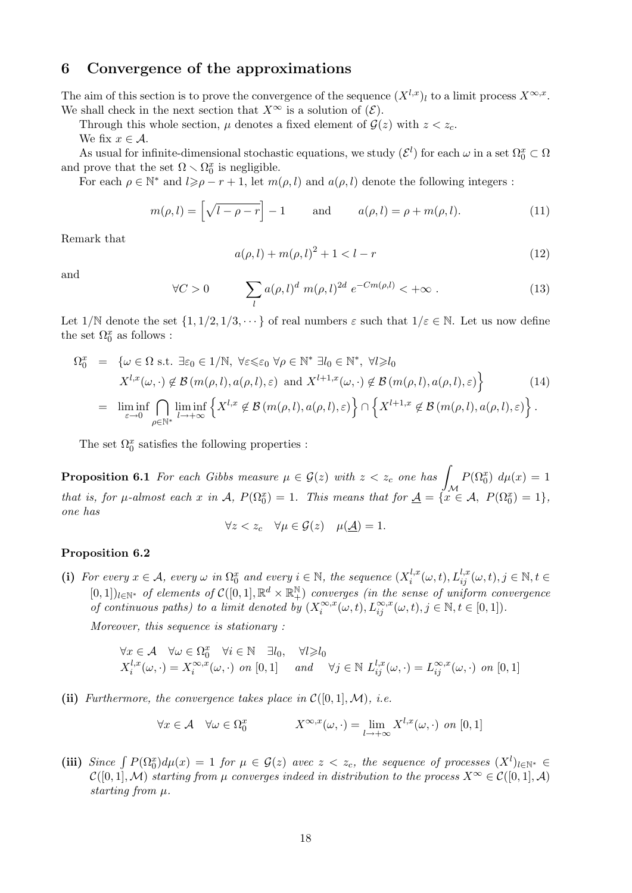## 6 Convergence of the approximations

The aim of this section is to prove the convergence of the sequence $(X^{l,x})_l$ to a limit process $X^{\infty,x}$. We shall check in the next section that $X^\infty$ is a solution of $(\mathcal{E})$.

Through this whole section, $\mu$ denotes a fixed element of $\mathcal{G}(z)$ with $z < z_c$.

We fix $x \in \mathcal{A}$.

As usual for infinite-dimensional stochastic equations, we study $(\mathcal{E}^l)$ for each $\omega$ in a set $\Omega_0^x \subset \Omega$ and prove that the set $\Omega \setminus \Omega_0^x$ is negligible.

For each $\rho \in \mathbb{N}^*$ and $l \geqslant \rho - r + 1$, let $m(\rho, l)$ and $a(\rho, l)$ denote the following integers :

$$m(\rho,l) = \left[\sqrt{l-\rho-r}\right] - 1 \qquad \text{and} \qquad a(\rho,l) = \rho + m(\rho,l). \tag{11}$$

Remark that

$$a(\rho,l) + m(\rho,l)^2 + 1 < l - r \tag{12}$$

and

$$\forall C > 0 \qquad \sum_l a(\rho,l)^d \; m(\rho,l)^{2d} \; e^{-Cm(\rho,l)} < +\infty \;. \tag{13}$$

Let $1/\mathbb{N}$ denote the set $\{1, 1/2, 1/3, \cdots\}$ of real numbers $\varepsilon$ such that $1/\varepsilon \in \mathbb{N}$. Let us now define the set $\Omega_0^x$ as follows :

$$\begin{aligned}
\Omega_0^x &= \{\omega \in \Omega \text{ s.t. } \exists \varepsilon_0 \in 1/\mathbb{N},\ \forall \varepsilon \leqslant \varepsilon_0\ \forall \rho \in \mathbb{N}^*\ \exists l_0 \in \mathbb{N}^*,\ \forall l \geqslant l_0 \\
&\quad X^{l,x}(\omega,\cdot) \notin \mathcal{B}(m(\rho,l), a(\rho,l), \varepsilon) \text{ and } X^{l+1,x}(\omega,\cdot) \notin \mathcal{B}(m(\rho,l), a(\rho,l), \varepsilon)\Big\} \qquad (14) \\
&= \liminf_{\varepsilon \to 0} \bigcap_{\rho \in \mathbb{N}^*} \liminf_{l \to +\infty} \Big\{X^{l,x} \notin \mathcal{B}(m(\rho,l), a(\rho,l), \varepsilon)\Big\} \cap \Big\{X^{l+1,x} \notin \mathcal{B}(m(\rho,l), a(\rho,l), \varepsilon)\Big\}.
\end{aligned}$$

The set $\Omega_0^x$ satisfies the following properties :

**Proposition 6.1** *For each Gibbs measure $\mu \in \mathcal{G}(z)$ with $z < z_c$ one has $\int_{\mathcal{M}} P(\Omega_0^x)\, d\mu(x) = 1$ that is, for $\mu$-almost each $x$ in $\mathcal{A}$, $P(\Omega_0^x) = 1$. This means that for $\underline{\mathcal{A}} = \{x \in \mathcal{A},\ P(\Omega_0^x) = 1\}$, one has*

$$\forall z < z_c \quad \forall \mu \in \mathcal{G}(z) \quad \mu(\underline{\mathcal{A}}) = 1.$$

**Proposition 6.2**

**(i)** *For every $x \in \mathcal{A}$, every $\omega$ in $\Omega_0^x$ and every $i \in \mathbb{N}$, the sequence $(X_i^{l,x}(\omega,t), L_{ij}^{l,x}(\omega,t), j \in \mathbb{N}, t \in [0,1])_{l \in \mathbb{N}^*}$ of elements of $\mathcal{C}([0,1], \mathbb{R}^d \times \mathbb{R}_+^{\mathbb{N}})$ converges (in the sense of uniform convergence of continuous paths) to a limit denoted by $(X_i^{\infty,x}(\omega,t), L_{ij}^{\infty,x}(\omega,t), j \in \mathbb{N}, t \in [0,1])$.*

*Moreover, this sequence is stationary :*

$$\begin{aligned}
&\forall x \in \mathcal{A} \quad \forall \omega \in \Omega_0^x \quad \forall i \in \mathbb{N} \quad \exists l_0, \quad \forall l \geqslant l_0 \\
&X_i^{l,x}(\omega,\cdot) = X_i^{\infty,x}(\omega,\cdot) \text{ on } [0,1] \quad \text{ and } \quad \forall j \in \mathbb{N}\ L_{ij}^{l,x}(\omega,\cdot) = L_{ij}^{\infty,x}(\omega,\cdot) \text{ on } [0,1]
\end{aligned}$$

**(ii)** *Furthermore, the convergence takes place in $\mathcal{C}([0,1], \mathcal{M})$, i.e.*

$$\forall x \in \mathcal{A} \quad \forall \omega \in \Omega_0^x \qquad X^{\infty,x}(\omega,\cdot) = \lim_{l \to +\infty} X^{l,x}(\omega,\cdot) \text{ on } [0,1]$$

**(iii)** *Since $\int P(\Omega_0^x) d\mu(x) = 1$ for $\mu \in \mathcal{G}(z)$ avec $z < z_c$, the sequence of processes $(X^l)_{l \in \mathbb{N}^*} \in \mathcal{C}([0,1], \mathcal{M})$ starting from $\mu$ converges indeed in distribution to the process $X^\infty \in \mathcal{C}([0,1], \mathcal{A})$ starting from $\mu$.*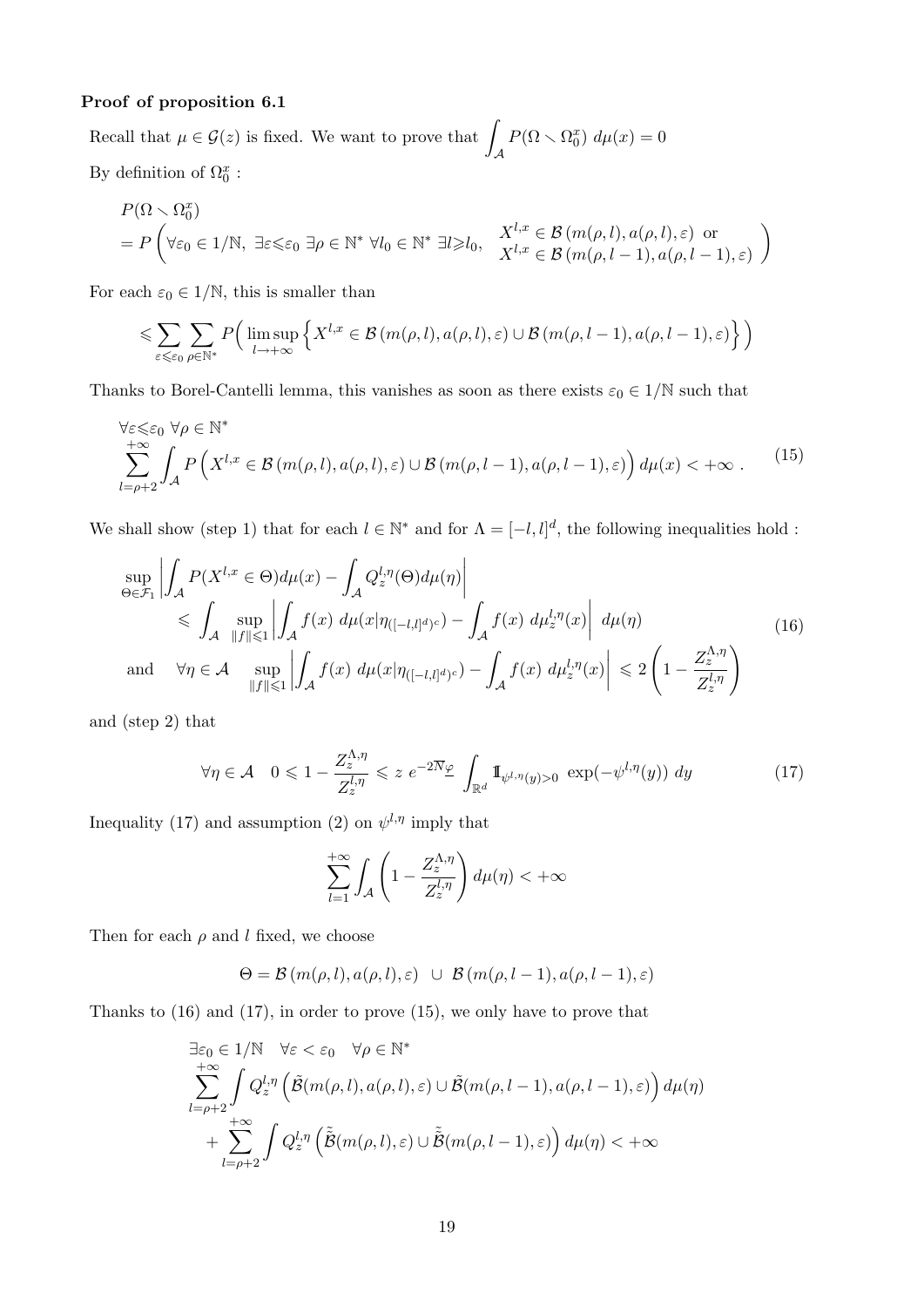**Proof of proposition 6.1**

Recall that $\mu \in \mathcal{G}(z)$ is fixed. We want to prove that $\displaystyle\int_{\mathcal{A}} P(\Omega \setminus \Omega_0^x)\; d\mu(x) = 0$

By definition of $\Omega_0^x$ :

$$
\begin{aligned}
&P(\Omega \setminus \Omega_0^x) \\
&= P\left( \forall \varepsilon_0 \in 1/\mathbb{N},\ \exists \varepsilon \leqslant \varepsilon_0\ \exists \rho \in \mathbb{N}^*\ \forall l_0 \in \mathbb{N}^*\ \exists l \geqslant l_0,\quad \begin{array}{l} X^{l,x} \in \mathcal{B}\left(m(\rho,l), a(\rho,l), \varepsilon\right) \text{ or} \\ X^{l,x} \in \mathcal{B}\left(m(\rho,l-1), a(\rho,l-1), \varepsilon\right) \end{array} \right)
\end{aligned}
$$

For each $\varepsilon_0 \in 1/\mathbb{N}$, this is smaller than

$$
\leqslant \sum_{\varepsilon \leqslant \varepsilon_0} \sum_{\rho \in \mathbb{N}^*} P\Big( \limsup_{l \to +\infty} \Big\{ X^{l,x} \in \mathcal{B}\left(m(\rho,l), a(\rho,l), \varepsilon\right) \cup \mathcal{B}\left(m(\rho,l-1), a(\rho,l-1), \varepsilon\right) \Big\} \Big)
$$

Thanks to Borel-Cantelli lemma, this vanishes as soon as there exists $\varepsilon_0 \in 1/\mathbb{N}$ such that

$$
\begin{aligned}
&\forall \varepsilon \leqslant \varepsilon_0\ \forall \rho \in \mathbb{N}^* \\
&\sum_{l=\rho+2}^{+\infty} \int_{\mathcal{A}} P\Big( X^{l,x} \in \mathcal{B}\left(m(\rho,l), a(\rho,l), \varepsilon\right) \cup \mathcal{B}\left(m(\rho,l-1), a(\rho,l-1), \varepsilon\right) \Big)\, d\mu(x) < +\infty\ .
\end{aligned}
\tag{15}
$$

We shall show (step 1) that for each $l \in \mathbb{N}^*$ and for $\Lambda = [-l,l]^d$, the following inequalities hold :

$$
\begin{aligned}
&\sup_{\Theta \in \mathcal{F}_1} \left| \int_{\mathcal{A}} P(X^{l,x} \in \Theta) d\mu(x) - \int_{\mathcal{A}} Q_z^{l,\eta}(\Theta) d\mu(\eta) \right| \\
&\qquad \leqslant \int_{\mathcal{A}} \sup_{\|f\| \leqslant 1} \left| \int_{\mathcal{A}} f(x)\; d\mu(x|\eta_{([-l,l]^d)^c}) - \int_{\mathcal{A}} f(x)\; d\mu_z^{l,\eta}(x) \right|\; d\mu(\eta) \\
&\text{and} \quad \forall \eta \in \mathcal{A} \quad \sup_{\|f\| \leqslant 1} \left| \int_{\mathcal{A}} f(x)\; d\mu(x|\eta_{([-l,l]^d)^c}) - \int_{\mathcal{A}} f(x)\; d\mu_z^{l,\eta}(x) \right| \leqslant 2 \left( 1 - \frac{Z_z^{\Lambda,\eta}}{Z_z^{l,\eta}} \right)
\end{aligned}
\tag{16}
$$

and (step 2) that

$$
\forall \eta \in \mathcal{A} \quad 0 \leqslant 1 - \frac{Z_z^{\Lambda,\eta}}{Z_z^{l,\eta}} \leqslant z\, e^{-2\overline{N}\underline{\varphi}} \int_{\mathbb{R}^d} \mathbb{1}_{\psi^{l,\eta}(y) > 0}\ \exp(-\psi^{l,\eta}(y))\; dy
\tag{17}
$$

Inequality (17) and assumption (2) on $\psi^{l,\eta}$ imply that

$$
\sum_{l=1}^{+\infty} \int_{\mathcal{A}} \left( 1 - \frac{Z_z^{\Lambda,\eta}}{Z_z^{l,\eta}} \right) d\mu(\eta) < +\infty
$$

Then for each $\rho$ and $l$ fixed, we choose

$$
\Theta = \mathcal{B}\left(m(\rho,l), a(\rho,l), \varepsilon\right)\ \cup\ \mathcal{B}\left(m(\rho,l-1), a(\rho,l-1), \varepsilon\right)
$$

Thanks to (16) and (17), in order to prove (15), we only have to prove that

$$
\begin{aligned}
&\exists \varepsilon_0 \in 1/\mathbb{N} \quad \forall \varepsilon < \varepsilon_0 \quad \forall \rho \in \mathbb{N}^* \\
&\sum_{l=\rho+2}^{+\infty} \int Q_z^{l,\eta} \left( \tilde{\mathcal{B}}(m(\rho,l), a(\rho,l), \varepsilon) \cup \tilde{\mathcal{B}}(m(\rho,l-1), a(\rho,l-1), \varepsilon) \right) d\mu(\eta) \\
&\quad + \sum_{l=\rho+2}^{+\infty} \int Q_z^{l,\eta} \left( \tilde{\tilde{\mathcal{B}}}(m(\rho,l), \varepsilon) \cup \tilde{\tilde{\mathcal{B}}}(m(\rho,l-1), \varepsilon) \right) d\mu(\eta) < +\infty
\end{aligned}
$$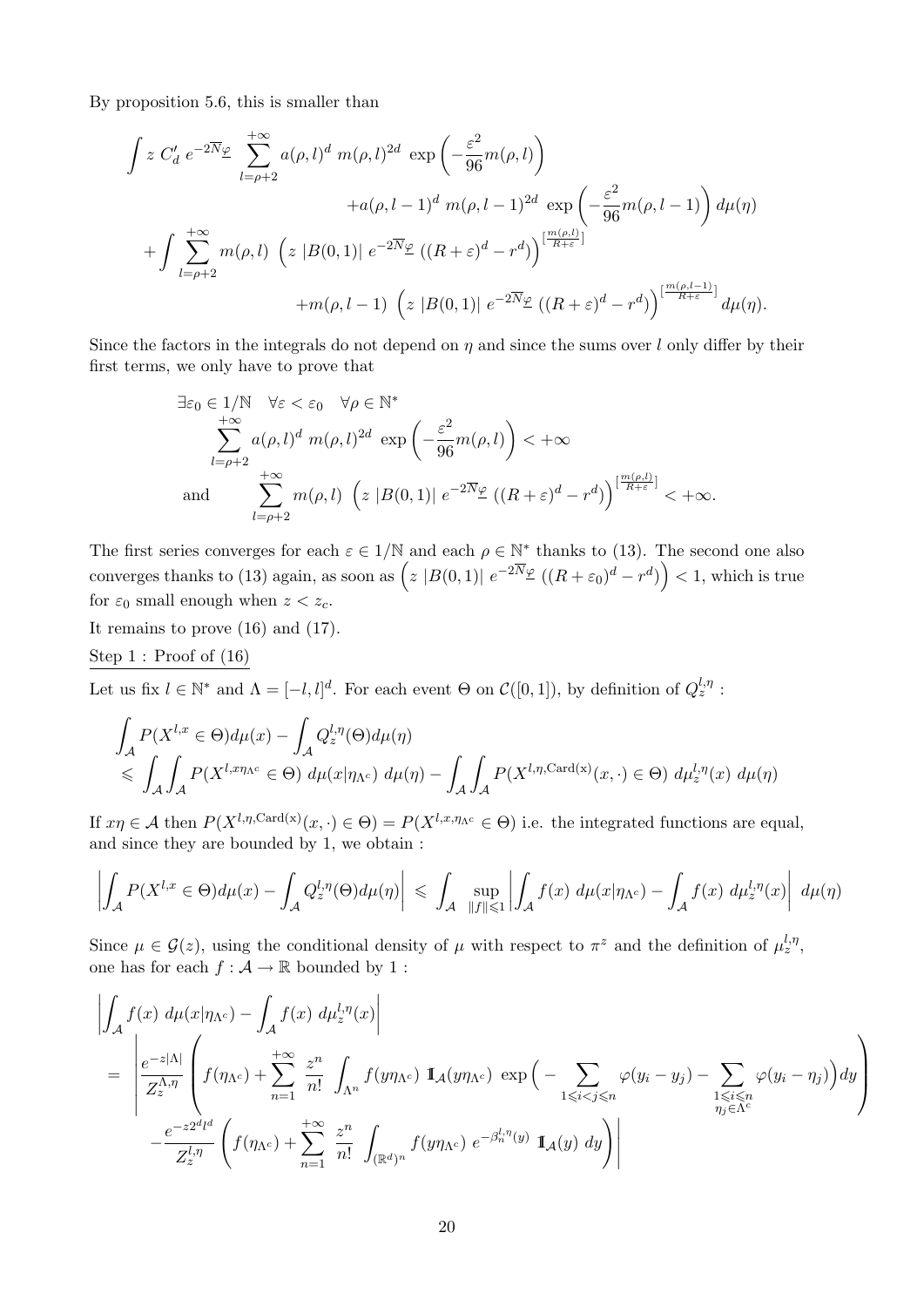By proposition 5.6, this is smaller than

$$\int z\ C'_d\ e^{-2\overline{N}\underline{\varphi}}\ \sum_{l=\rho+2}^{+\infty} a(\rho,l)^d\ m(\rho,l)^{2d}\ \exp\left(-\frac{\varepsilon^2}{96}m(\rho,l)\right)$$
$$+a(\rho,l-1)^d\ m(\rho,l-1)^{2d}\ \exp\left(-\frac{\varepsilon^2}{96}m(\rho,l-1)\right)d\mu(\eta)$$
$$+\int \sum_{l=\rho+2}^{+\infty} m(\rho,l)\ \left(z\ |B(0,1)|\ e^{-2\overline{N}\underline{\varphi}}\ ((R+\varepsilon)^d - r^d)\right)^{[\frac{m(\rho,l)}{R+\varepsilon}]}$$
$$+m(\rho,l-1)\ \left(z\ |B(0,1)|\ e^{-2\overline{N}\underline{\varphi}}\ ((R+\varepsilon)^d - r^d)\right)^{[\frac{m(\rho,l-1)}{R+\varepsilon}]}\ d\mu(\eta).$$

Since the factors in the integrals do not depend on $\eta$ and since the sums over $l$ only differ by their first terms, we only have to prove that

$$\exists \varepsilon_0 \in 1/\mathbb{N}\quad \forall \varepsilon < \varepsilon_0 \quad \forall \rho \in \mathbb{N}^*$$
$$\sum_{l=\rho+2}^{+\infty} a(\rho,l)^d\ m(\rho,l)^{2d}\ \exp\left(-\frac{\varepsilon^2}{96}m(\rho,l)\right) < +\infty$$
$$\text{and} \qquad \sum_{l=\rho+2}^{+\infty} m(\rho,l)\ \left(z\ |B(0,1)|\ e^{-2\overline{N}\underline{\varphi}}\ ((R+\varepsilon)^d - r^d)\right)^{[\frac{m(\rho,l)}{R+\varepsilon}]} < +\infty.$$

The first series converges for each $\varepsilon \in 1/\mathbb{N}$ and each $\rho \in \mathbb{N}^*$ thanks to (13). The second one also converges thanks to (13) again, as soon as $\left(z\ |B(0,1)|\ e^{-2\overline{N}\underline{\varphi}}\ ((R+\varepsilon_0)^d - r^d)\right) < 1$, which is true for $\varepsilon_0$ small enough when $z < z_c$.

It remains to prove (16) and (17).

Step 1 : Proof of (16)

Let us fix $l \in \mathbb{N}^*$ and $\Lambda = [-l,l]^d$. For each event $\Theta$ on $\mathcal{C}([0,1])$, by definition of $Q_z^{l,\eta}$ :

$$\int_{\mathcal{A}} P(X^{l,x} \in \Theta) d\mu(x) - \int_{\mathcal{A}} Q_z^{l,\eta}(\Theta) d\mu(\eta)$$
$$\leqslant \int_{\mathcal{A}}\int_{\mathcal{A}} P(X^{l,x\eta_{\Lambda^c}} \in \Theta)\ d\mu(x|\eta_{\Lambda^c})\ d\mu(\eta) - \int_{\mathcal{A}}\int_{\mathcal{A}} P(X^{l,\eta,\mathrm{Card(x)}}(x,\cdot) \in \Theta)\ d\mu_z^{l,\eta}(x)\ d\mu(\eta)$$

If $x\eta \in \mathcal{A}$ then $P(X^{l,\eta,\mathrm{Card(x)}}(x,\cdot) \in \Theta) = P(X^{l,x,\eta_{\Lambda^c}} \in \Theta)$ i.e. the integrated functions are equal, and since they are bounded by 1, we obtain :

$$\left|\int_{\mathcal{A}} P(X^{l,x} \in \Theta) d\mu(x) - \int_{\mathcal{A}} Q_z^{l,\eta}(\Theta) d\mu(\eta)\right| \leqslant \int_{\mathcal{A}} \sup_{\|f\|\leqslant 1} \left|\int_{\mathcal{A}} f(x)\ d\mu(x|\eta_{\Lambda^c}) - \int_{\mathcal{A}} f(x)\ d\mu_z^{l,\eta}(x)\right|\ d\mu(\eta)$$

Since $\mu \in \mathcal{G}(z)$, using the conditional density of $\mu$ with respect to $\pi^z$ and the definition of $\mu_z^{l,\eta}$, one has for each $f : \mathcal{A} \to \mathbb{R}$ bounded by 1 :

$$\left|\int_{\mathcal{A}} f(x)\ d\mu(x|\eta_{\Lambda^c}) - \int_{\mathcal{A}} f(x)\ d\mu_z^{l,\eta}(x)\right|$$
$$= \left|\frac{e^{-z|\Lambda|}}{Z_z^{\Lambda,\eta}}\left(f(\eta_{\Lambda^c}) + \sum_{n=1}^{+\infty}\frac{z^n}{n!}\int_{\Lambda^n} f(y\eta_{\Lambda^c})\ \mathbb{1}_{\mathcal{A}}(y\eta_{\Lambda^c})\ \exp\Big(-\sum_{1\leqslant i<j\leqslant n}\varphi(y_i-y_j) - \sum_{\substack{1\leqslant i\leqslant n\\ \eta_j\in\Lambda^c}}\varphi(y_i-\eta_j)\Big)dy\right)\right.$$
$$\left. - \frac{e^{-z2^dl^d}}{Z_z^{l,\eta}}\left(f(\eta_{\Lambda^c}) + \sum_{n=1}^{+\infty}\frac{z^n}{n!}\int_{(\mathbb{R}^d)^n} f(y\eta_{\Lambda^c})\ e^{-\beta_n^{l,\eta}(y)}\ \mathbb{1}_{\mathcal{A}}(y)\ dy\right)\right|$$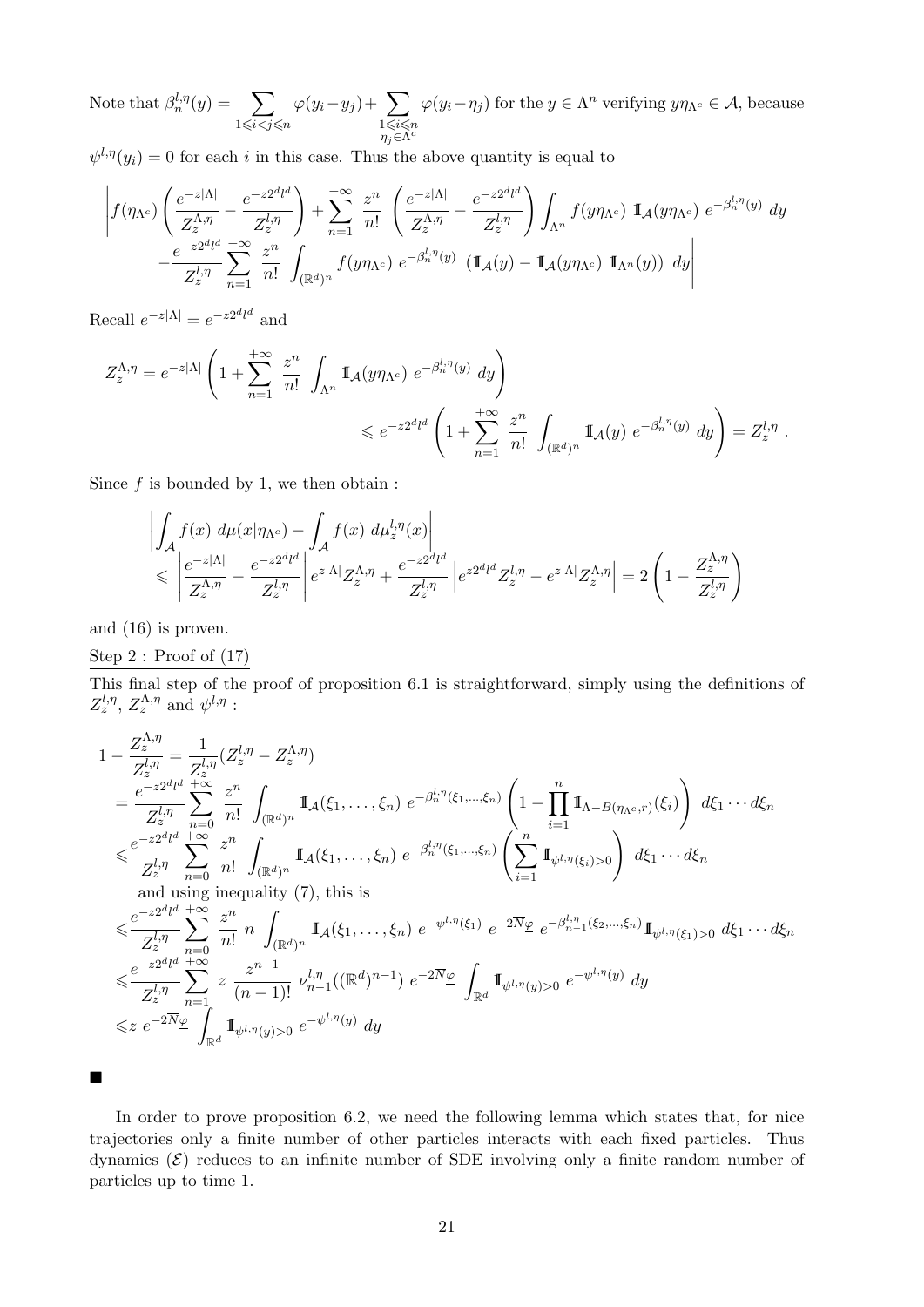Note that $\beta_n^{l,\eta}(y) = \sum_{1\leqslant i<j\leqslant n} \varphi(y_i - y_j) + \sum_{\substack{1\leqslant i\leqslant n\\ \eta_j\in\Lambda^c}} \varphi(y_i - \eta_j)$ for the $y \in \Lambda^n$ verifying $y\eta_{\Lambda^c} \in \mathcal{A}$, because $\psi^{l,\eta}(y_i) = 0$ for each $i$ in this case. Thus the above quantity is equal to

$$
\left| f(\eta_{\Lambda^c}) \left( \frac{e^{-z|\Lambda|}}{Z_z^{\Lambda,\eta}} - \frac{e^{-z2^d l^d}}{Z_z^{l,\eta}} \right) + \sum_{n=1}^{+\infty} \frac{z^n}{n!} \left( \frac{e^{-z|\Lambda|}}{Z_z^{\Lambda,\eta}} - \frac{e^{-z2^d l^d}}{Z_z^{l,\eta}} \right) \int_{\Lambda^n} f(y\eta_{\Lambda^c})\ \mathbb{1}_{\mathcal{A}}(y\eta_{\Lambda^c})\ e^{-\beta_n^{l,\eta}(y)}\ dy \right.
$$
$$
\left. - \frac{e^{-z2^d l^d}}{Z_z^{l,\eta}} \sum_{n=1}^{+\infty} \frac{z^n}{n!} \int_{(\mathbb{R}^d)^n} f(y\eta_{\Lambda^c})\ e^{-\beta_n^{l,\eta}(y)}\ \left( \mathbb{1}_{\mathcal{A}}(y) - \mathbb{1}_{\mathcal{A}}(y\eta_{\Lambda^c})\ \mathbb{1}_{\Lambda^n}(y) \right)\ dy \right|
$$

Recall $e^{-z|\Lambda|} = e^{-z2^d l^d}$ and

$$
Z_z^{\Lambda,\eta} = e^{-z|\Lambda|} \left( 1 + \sum_{n=1}^{+\infty} \frac{z^n}{n!} \int_{\Lambda^n} \mathbb{1}_{\mathcal{A}}(y\eta_{\Lambda^c})\ e^{-\beta_n^{l,\eta}(y)}\ dy \right)
$$
$$
\leqslant e^{-z2^d l^d} \left( 1 + \sum_{n=1}^{+\infty} \frac{z^n}{n!} \int_{(\mathbb{R}^d)^n} \mathbb{1}_{\mathcal{A}}(y)\ e^{-\beta_n^{l,\eta}(y)}\ dy \right) = Z_z^{l,\eta}\ .
$$

Since $f$ is bounded by 1, we then obtain :

$$
\left| \int_{\mathcal{A}} f(x)\ d\mu(x|\eta_{\Lambda^c}) - \int_{\mathcal{A}} f(x)\ d\mu_z^{l,\eta}(x) \right|
$$
$$
\leqslant \left| \frac{e^{-z|\Lambda|}}{Z_z^{\Lambda,\eta}} - \frac{e^{-z2^d l^d}}{Z_z^{l,\eta}} \right| e^{z|\Lambda|} Z_z^{\Lambda,\eta} + \frac{e^{-z2^d l^d}}{Z_z^{l,\eta}} \left| e^{z2^d l^d} Z_z^{l,\eta} - e^{z|\Lambda|} Z_z^{\Lambda,\eta} \right| = 2 \left( 1 - \frac{Z_z^{\Lambda,\eta}}{Z_z^{l,\eta}} \right)
$$

and (16) is proven.

Step 2 : Proof of (17)

This final step of the proof of proposition 6.1 is straightforward, simply using the definitions of $Z_z^{l,\eta}$, $Z_z^{\Lambda,\eta}$ and $\psi^{l,\eta}$ :

$$
\begin{aligned}
1 - \frac{Z_z^{\Lambda,\eta}}{Z_z^{l,\eta}} &= \frac{1}{Z_z^{l,\eta}} (Z_z^{l,\eta} - Z_z^{\Lambda,\eta}) \\
&= \frac{e^{-z2^d l^d}}{Z_z^{l,\eta}} \sum_{n=0}^{+\infty} \frac{z^n}{n!} \int_{(\mathbb{R}^d)^n} \mathbb{1}_{\mathcal{A}}(\xi_1, \ldots, \xi_n)\ e^{-\beta_n^{l,\eta}(\xi_1,\ldots,\xi_n)} \left( 1 - \prod_{i=1}^n \mathbb{1}_{\Lambda - B(\eta_{\Lambda^c}, r)}(\xi_i) \right)\ d\xi_1 \cdots d\xi_n \\
&\leqslant \frac{e^{-z2^d l^d}}{Z_z^{l,\eta}} \sum_{n=0}^{+\infty} \frac{z^n}{n!} \int_{(\mathbb{R}^d)^n} \mathbb{1}_{\mathcal{A}}(\xi_1, \ldots, \xi_n)\ e^{-\beta_n^{l,\eta}(\xi_1,\ldots,\xi_n)} \left( \sum_{i=1}^n \mathbb{1}_{\psi^{l,\eta}(\xi_i)>0} \right)\ d\xi_1 \cdots d\xi_n \\
&\quad \text{and using inequality (7), this is} \\
&\leqslant \frac{e^{-z2^d l^d}}{Z_z^{l,\eta}} \sum_{n=0}^{+\infty} \frac{z^n}{n!}\ n \int_{(\mathbb{R}^d)^n} \mathbb{1}_{\mathcal{A}}(\xi_1, \ldots, \xi_n)\ e^{-\psi^{l,\eta}(\xi_1)}\ e^{-2\overline{N}\underline{\varphi}}\ e^{-\beta_{n-1}^{l,\eta}(\xi_2,\ldots,\xi_n)} \mathbb{1}_{\psi^{l,\eta}(\xi_1)>0}\ d\xi_1 \cdots d\xi_n \\
&\leqslant \frac{e^{-z2^d l^d}}{Z_z^{l,\eta}} \sum_{n=1}^{+\infty} z\ \frac{z^{n-1}}{(n-1)!}\ \nu_{n-1}^{l,\eta}((\mathbb{R}^d)^{n-1})\ e^{-2\overline{N}\underline{\varphi}} \int_{\mathbb{R}^d} \mathbb{1}_{\psi^{l,\eta}(y)>0}\ e^{-\psi^{l,\eta}(y)}\ dy \\
&\leqslant z\ e^{-2\overline{N}\underline{\varphi}} \int_{\mathbb{R}^d} \mathbb{1}_{\psi^{l,\eta}(y)>0}\ e^{-\psi^{l,\eta}(y)}\ dy
\end{aligned}
$$

■

In order to prove proposition 6.2, we need the following lemma which states that, for nice trajectories only a finite number of other particles interacts with each fixed particles. Thus dynamics $(\mathcal{E})$ reduces to an infinite number of SDE involving only a finite random number of particles up to time 1.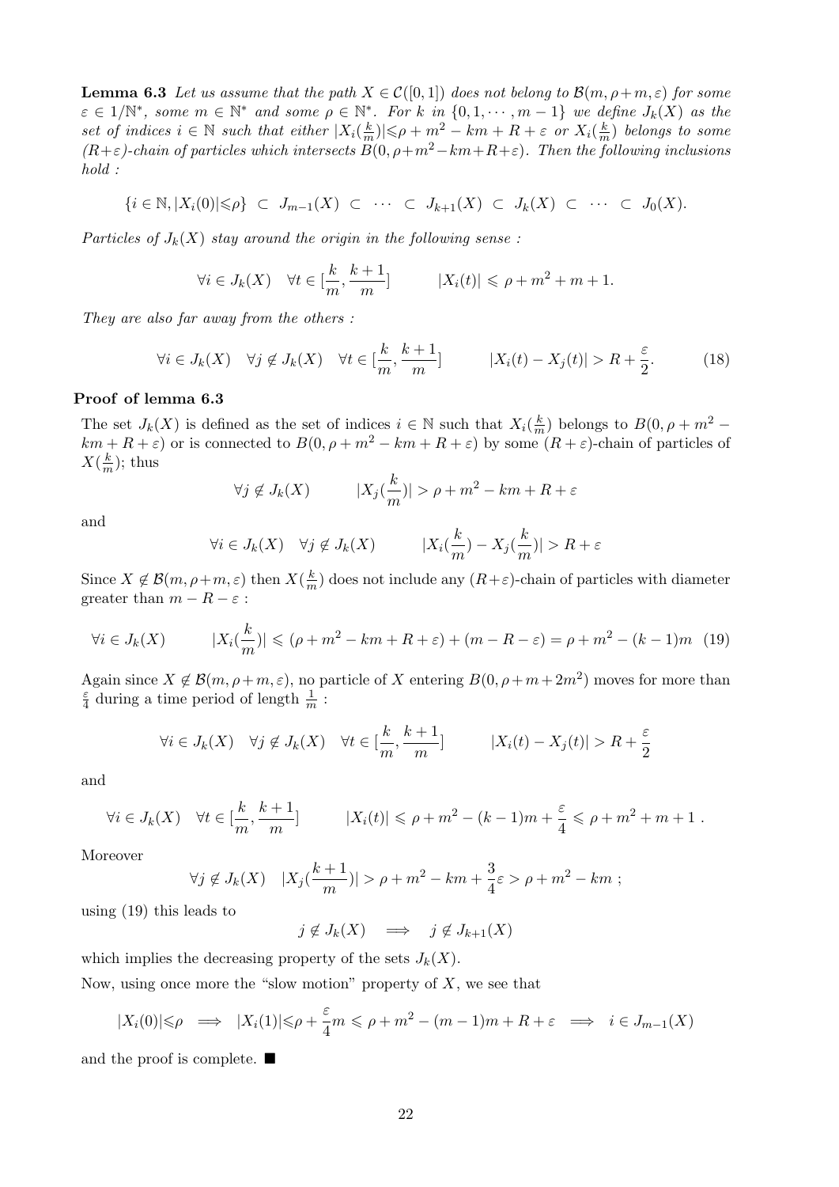**Lemma 6.3** *Let us assume that the path $X \in \mathcal{C}([0,1])$ does not belong to $\mathcal{B}(m, \rho+m, \varepsilon)$ for some $\varepsilon \in 1/\mathbb{N}^*$, some $m \in \mathbb{N}^*$ and some $\rho \in \mathbb{N}^*$. For $k$ in $\{0, 1, \cdots, m-1\}$ we define $J_k(X)$ as the set of indices $i \in \mathbb{N}$ such that either $|X_i(\frac{k}{m})| \leqslant \rho + m^2 - km + R + \varepsilon$ or $X_i(\frac{k}{m})$ belongs to some $(R+\varepsilon)$-chain of particles which intersects $B(0, \rho+m^2-km+R+\varepsilon)$. Then the following inclusions hold :*

$$\{i \in \mathbb{N}, |X_i(0)| \leqslant \rho\} \subset J_{m-1}(X) \subset \cdots \subset J_{k+1}(X) \subset J_k(X) \subset \cdots \subset J_0(X).$$

*Particles of $J_k(X)$ stay around the origin in the following sense :*

$$\forall i \in J_k(X) \quad \forall t \in [\frac{k}{m}, \frac{k+1}{m}] \qquad |X_i(t)| \leqslant \rho + m^2 + m + 1.$$

*They are also far away from the others :*

$$\forall i \in J_k(X) \quad \forall j \notin J_k(X) \quad \forall t \in [\frac{k}{m}, \frac{k+1}{m}] \qquad |X_i(t) - X_j(t)| > R + \frac{\varepsilon}{2}. \tag{18}$$

**Proof of lemma 6.3**

The set $J_k(X)$ is defined as the set of indices $i \in \mathbb{N}$ such that $X_i(\frac{k}{m})$ belongs to $B(0, \rho + m^2 - km + R + \varepsilon)$ or is connected to $B(0, \rho + m^2 - km + R + \varepsilon)$ by some $(R+\varepsilon)$-chain of particles of $X(\frac{k}{m})$; thus

$$\forall j \notin J_k(X) \qquad |X_j(\frac{k}{m})| > \rho + m^2 - km + R + \varepsilon$$

and

$$\forall i \in J_k(X) \quad \forall j \notin J_k(X) \qquad |X_i(\frac{k}{m}) - X_j(\frac{k}{m})| > R + \varepsilon$$

Since $X \notin \mathcal{B}(m, \rho+m, \varepsilon)$ then $X(\frac{k}{m})$ does not include any $(R+\varepsilon)$-chain of particles with diameter greater than $m - R - \varepsilon$ :

$$\forall i \in J_k(X) \qquad |X_i(\frac{k}{m})| \leqslant (\rho + m^2 - km + R + \varepsilon) + (m - R - \varepsilon) = \rho + m^2 - (k-1)m \tag{19}$$

Again since $X \notin \mathcal{B}(m, \rho+m, \varepsilon)$, no particle of $X$ entering $B(0, \rho+m+2m^2)$ moves for more than $\frac{\varepsilon}{4}$ during a time period of length $\frac{1}{m}$ :

$$\forall i \in J_k(X) \quad \forall j \notin J_k(X) \quad \forall t \in [\frac{k}{m}, \frac{k+1}{m}] \qquad |X_i(t) - X_j(t)| > R + \frac{\varepsilon}{2}$$

and

$$\forall i \in J_k(X) \quad \forall t \in [\frac{k}{m}, \frac{k+1}{m}] \qquad |X_i(t)| \leqslant \rho + m^2 - (k-1)m + \frac{\varepsilon}{4} \leqslant \rho + m^2 + m + 1 \ .$$

Moreover

$$\forall j \notin J_k(X) \quad |X_j(\frac{k+1}{m})| > \rho + m^2 - km + \frac{3}{4}\varepsilon > \rho + m^2 - km \ ;$$

using (19) this leads to

$$j \notin J_k(X) \implies j \notin J_{k+1}(X)$$

which implies the decreasing property of the sets $J_k(X)$.

Now, using once more the "slow motion" property of $X$, we see that

$$|X_i(0)| \leqslant \rho \implies |X_i(1)| \leqslant \rho + \frac{\varepsilon}{4} m \leqslant \rho + m^2 - (m-1)m + R + \varepsilon \implies i \in J_{m-1}(X)$$

and the proof is complete. ■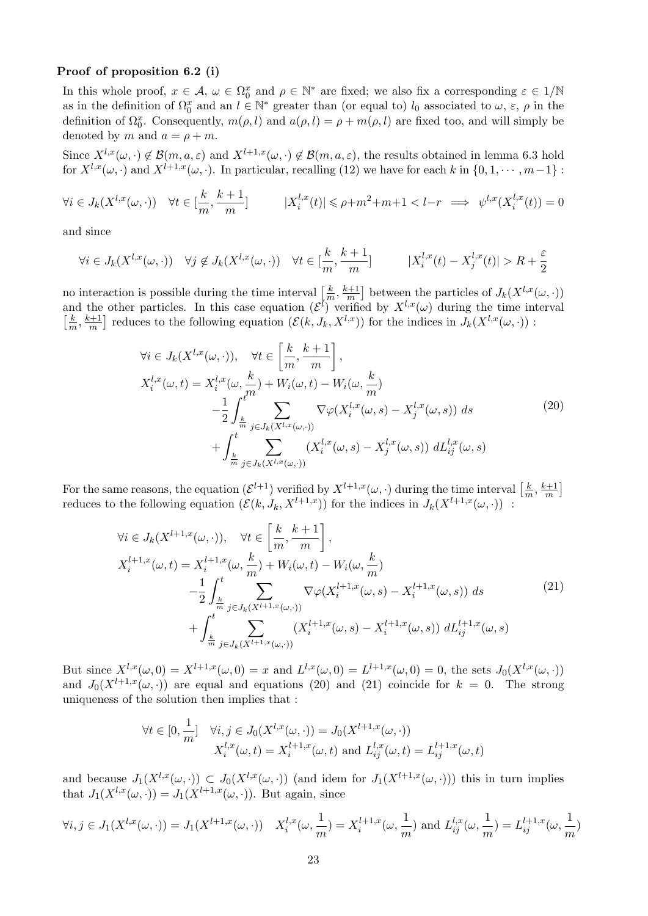**Proof of proposition 6.2 (i)**

In this whole proof, $x \in \mathcal{A}$, $\omega \in \Omega_0^x$ and $\rho \in \mathbb{N}^*$ are fixed; we also fix a corresponding $\varepsilon \in 1/\mathbb{N}$ as in the definition of $\Omega_0^x$ and an $l \in \mathbb{N}^*$ greater than (or equal to) $l_0$ associated to $\omega$, $\varepsilon$, $\rho$ in the definition of $\Omega_0^x$. Consequently, $m(\rho, l)$ and $a(\rho, l) = \rho + m(\rho, l)$ are fixed too, and will simply be denoted by $m$ and $a = \rho + m$.

Since $X^{l,x}(\omega, \cdot) \notin \mathcal{B}(m, a, \varepsilon)$ and $X^{l+1,x}(\omega, \cdot) \notin \mathcal{B}(m, a, \varepsilon)$, the results obtained in lemma 6.3 hold for $X^{l,x}(\omega, \cdot)$ and $X^{l+1,x}(\omega, \cdot)$. In particular, recalling (12) we have for each $k$ in $\{0, 1, \cdots, m-1\}$ :

$$\forall i \in J_k(X^{l,x}(\omega, \cdot)) \quad \forall t \in [\frac{k}{m}, \frac{k+1}{m}] \qquad |X_i^{l,x}(t)| \leqslant \rho + m^2 + m + 1 < l - r \implies \psi^{l,x}(X_i^{l,x}(t)) = 0$$

and since

$$\forall i \in J_k(X^{l,x}(\omega, \cdot)) \quad \forall j \notin J_k(X^{l,x}(\omega, \cdot)) \quad \forall t \in [\frac{k}{m}, \frac{k+1}{m}] \qquad |X_i^{l,x}(t) - X_j^{l,x}(t)| > R + \frac{\varepsilon}{2}$$

no interaction is possible during the time interval $\left[\frac{k}{m}, \frac{k+1}{m}\right]$ between the particles of $J_k(X^{l,x}(\omega, \cdot))$ and the other particles. In this case equation $(\mathcal{E}^l)$ verified by $X^{l,x}(\omega)$ during the time interval $\left[\frac{k}{m}, \frac{k+1}{m}\right]$ reduces to the following equation $(\mathcal{E}(k, J_k, X^{l,x}))$ for the indices in $J_k(X^{l,x}(\omega, \cdot))$ :

$$\begin{aligned}
&\forall i \in J_k(X^{l,x}(\omega, \cdot)), \quad \forall t \in \left[\frac{k}{m}, \frac{k+1}{m}\right], \\
&X_i^{l,x}(\omega, t) = X_i^{l,x}(\omega, \frac{k}{m}) + W_i(\omega, t) - W_i(\omega, \frac{k}{m}) \\
&\qquad -\frac{1}{2} \int_{\frac{k}{m}}^t \sum_{j \in J_k(X^{l,x}(\omega, \cdot))} \nabla\varphi(X_i^{l,x}(\omega, s) - X_j^{l,x}(\omega, s)) \, ds \\
&\qquad + \int_{\frac{k}{m}}^t \sum_{j \in J_k(X^{l,x}(\omega, \cdot))} (X_i^{l,x}(\omega, s) - X_j^{l,x}(\omega, s)) \, dL_{ij}^{l,x}(\omega, s)
\end{aligned} \tag{20}$$

For the same reasons, the equation $(\mathcal{E}^{l+1})$ verified by $X^{l+1,x}(\omega, \cdot)$ during the time interval $\left[\frac{k}{m}, \frac{k+1}{m}\right]$ reduces to the following equation $(\mathcal{E}(k, J_k, X^{l+1,x}))$ for the indices in $J_k(X^{l+1,x}(\omega, \cdot))$ :

$$\begin{aligned}
&\forall i \in J_k(X^{l+1,x}(\omega, \cdot)), \quad \forall t \in \left[\frac{k}{m}, \frac{k+1}{m}\right], \\
&X_i^{l+1,x}(\omega, t) = X_i^{l+1,x}(\omega, \frac{k}{m}) + W_i(\omega, t) - W_i(\omega, \frac{k}{m}) \\
&\qquad -\frac{1}{2} \int_{\frac{k}{m}}^t \sum_{j \in J_k(X^{l+1,x}(\omega, \cdot))} \nabla\varphi(X_i^{l+1,x}(\omega, s) - X_i^{l+1,x}(\omega, s)) \, ds \\
&\qquad + \int_{\frac{k}{m}}^t \sum_{j \in J_k(X^{l+1,x}(\omega, \cdot))} (X_i^{l+1,x}(\omega, s) - X_i^{l+1,x}(\omega, s)) \, dL_{ij}^{l+1,x}(\omega, s)
\end{aligned} \tag{21}$$

But since $X^{l,x}(\omega, 0) = X^{l+1,x}(\omega, 0) = x$ and $L^{l,x}(\omega, 0) = L^{l+1,x}(\omega, 0) = 0$, the sets $J_0(X^{l,x}(\omega, \cdot))$ and $J_0(X^{l+1,x}(\omega, \cdot))$ are equal and equations (20) and (21) coincide for $k = 0$. The strong uniqueness of the solution then implies that :

$$\begin{aligned}
\forall t \in [0, \frac{1}{m}] \quad &\forall i, j \in J_0(X^{l,x}(\omega, \cdot)) = J_0(X^{l+1,x}(\omega, \cdot)) \\
&X_i^{l,x}(\omega, t) = X_i^{l+1,x}(\omega, t) \text{ and } L_{ij}^{l,x}(\omega, t) = L_{ij}^{l+1,x}(\omega, t)
\end{aligned}$$

and because $J_1(X^{l,x}(\omega, \cdot)) \subset J_0(X^{l,x}(\omega, \cdot))$ (and idem for $J_1(X^{l+1,x}(\omega, \cdot))$) this in turn implies that $J_1(X^{l,x}(\omega, \cdot)) = J_1(X^{l+1,x}(\omega, \cdot))$. But again, since

$$\forall i, j \in J_1(X^{l,x}(\omega, \cdot)) = J_1(X^{l+1,x}(\omega, \cdot)) \quad X_i^{l,x}(\omega, \frac{1}{m}) = X_i^{l+1,x}(\omega, \frac{1}{m}) \text{ and } L_{ij}^{l,x}(\omega, \frac{1}{m}) = L_{ij}^{l+1,x}(\omega, \frac{1}{m})$$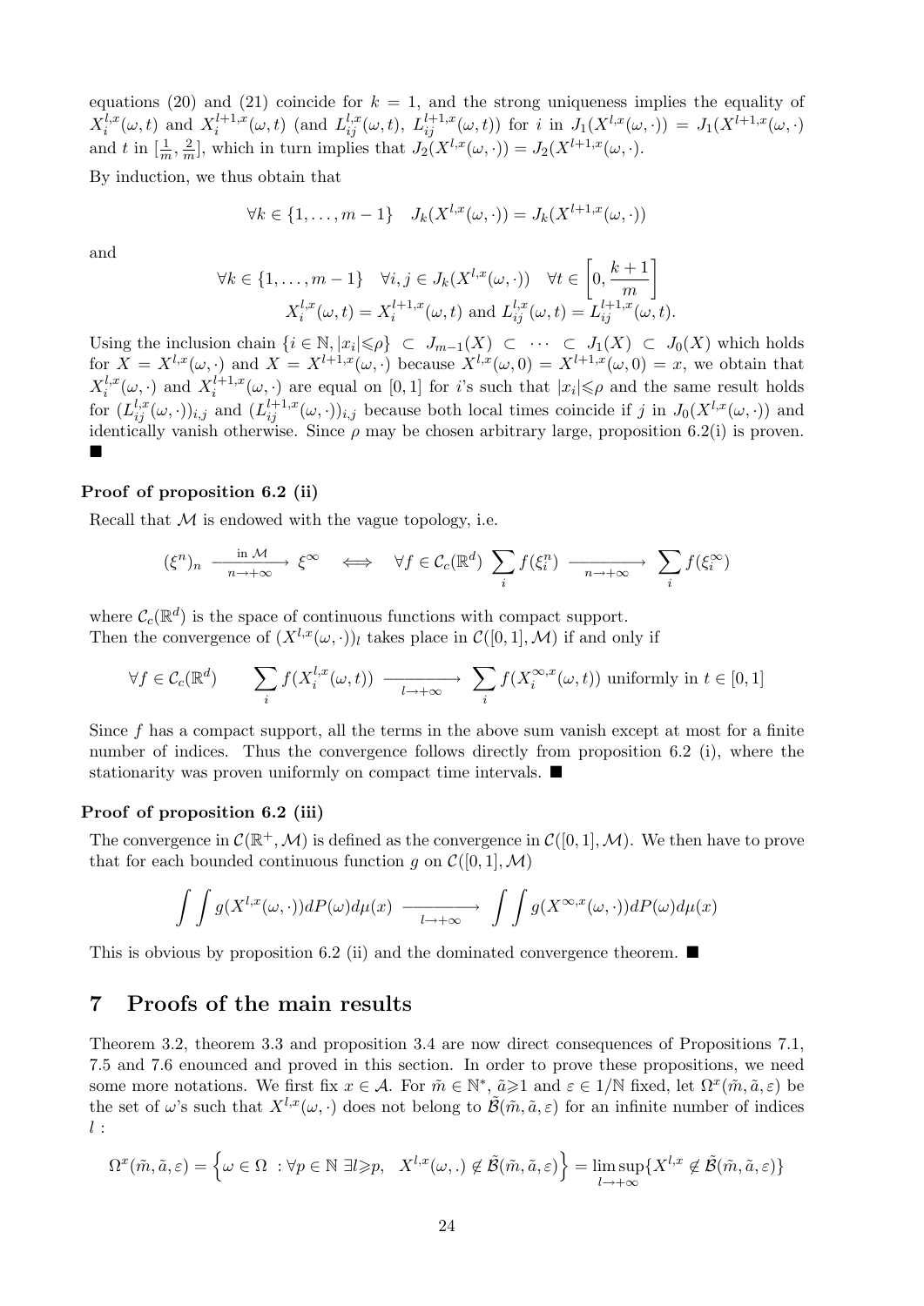equations (20) and (21) coincide for $k = 1$, and the strong uniqueness implies the equality of $X_i^{l,x}(\omega,t)$ and $X_i^{l+1,x}(\omega,t)$ (and $L_{ij}^{l,x}(\omega,t)$, $L_{ij}^{l+1,x}(\omega,t)$) for $i$ in $J_1(X^{l,x}(\omega,\cdot)) = J_1(X^{l+1,x}(\omega,\cdot)$ and $t$ in $[\frac{1}{m},\frac{2}{m}]$, which in turn implies that $J_2(X^{l,x}(\omega,\cdot)) = J_2(X^{l+1,x}(\omega,\cdot)$.

By induction, we thus obtain that

$$\forall k \in \{1,\ldots,m-1\} \quad J_k(X^{l,x}(\omega,\cdot)) = J_k(X^{l+1,x}(\omega,\cdot))$$

and

$$\forall k \in \{1,\ldots,m-1\} \quad \forall i,j \in J_k(X^{l,x}(\omega,\cdot)) \quad \forall t \in \left[0,\frac{k+1}{m}\right]$$
$$X_i^{l,x}(\omega,t) = X_i^{l+1,x}(\omega,t) \text{ and } L_{ij}^{l,x}(\omega,t) = L_{ij}^{l+1,x}(\omega,t).$$

Using the inclusion chain $\{i \in \mathbb{N}, |x_i| \leqslant \rho\} \subset J_{m-1}(X) \subset \cdots \subset J_1(X) \subset J_0(X)$ which holds for $X = X^{l,x}(\omega,\cdot)$ and $X = X^{l+1,x}(\omega,\cdot)$ because $X^{l,x}(\omega,0) = X^{l+1,x}(\omega,0) = x$, we obtain that $X_i^{l,x}(\omega,\cdot)$ and $X_i^{l+1,x}(\omega,\cdot)$ are equal on $[0,1]$ for $i$'s such that $|x_i| \leqslant \rho$ and the same result holds for $(L_{ij}^{l,x}(\omega,\cdot))_{i,j}$ and $(L_{ij}^{l+1,x}(\omega,\cdot))_{i,j}$ because both local times coincide if $j$ in $J_0(X^{l,x}(\omega,\cdot))$ and identically vanish otherwise. Since $\rho$ may be chosen arbitrary large, proposition 6.2(i) is proven. ■

#### Proof of proposition 6.2 (ii)

Recall that $\mathcal{M}$ is endowed with the vague topology, i.e.

$$(\xi^n)_n \xrightarrow[n\to+\infty]{\text{in } \mathcal{M}} \xi^\infty \iff \forall f \in \mathcal{C}_c(\mathbb{R}^d) \sum_i f(\xi_i^n) \xrightarrow[n\to+\infty]{} \sum_i f(\xi_i^\infty)$$

where $\mathcal{C}_c(\mathbb{R}^d)$ is the space of continuous functions with compact support.
Then the convergence of $(X^{l,x}(\omega,\cdot))_l$ takes place in $\mathcal{C}([0,1],\mathcal{M})$ if and only if

$$\forall f \in \mathcal{C}_c(\mathbb{R}^d) \qquad \sum_i f(X_i^{l,x}(\omega,t)) \xrightarrow[l\to+\infty]{} \sum_i f(X_i^{\infty,x}(\omega,t)) \text{ uniformly in } t \in [0,1]$$

Since $f$ has a compact support, all the terms in the above sum vanish except at most for a finite number of indices. Thus the convergence follows directly from proposition 6.2 (i), where the stationarity was proven uniformly on compact time intervals. ■

#### Proof of proposition 6.2 (iii)

The convergence in $\mathcal{C}(\mathbb{R}^+,\mathcal{M})$ is defined as the convergence in $\mathcal{C}([0,1],\mathcal{M})$. We then have to prove that for each bounded continuous function $g$ on $\mathcal{C}([0,1],\mathcal{M})$

$$\int\int g(X^{l,x}(\omega,\cdot))dP(\omega)d\mu(x) \xrightarrow[l\to+\infty]{} \int\int g(X^{\infty,x}(\omega,\cdot))dP(\omega)d\mu(x)$$

This is obvious by proposition 6.2 (ii) and the dominated convergence theorem. ■

## 7 Proofs of the main results

Theorem 3.2, theorem 3.3 and proposition 3.4 are now direct consequences of Propositions 7.1, 7.5 and 7.6 enounced and proved in this section. In order to prove these propositions, we need some more notations. We first fix $x \in \mathcal{A}$. For $\tilde{m} \in \mathbb{N}^*$, $\tilde{a} \geqslant 1$ and $\varepsilon \in 1/\mathbb{N}$ fixed, let $\Omega^x(\tilde{m},\tilde{a},\varepsilon)$ be the set of $\omega$'s such that $X^{l,x}(\omega,\cdot)$ does not belong to $\tilde{\mathcal{B}}(\tilde{m},\tilde{a},\varepsilon)$ for an infinite number of indices $l$ :

$$\Omega^x(\tilde{m},\tilde{a},\varepsilon) = \left\{\omega \in \Omega \ : \forall p \in \mathbb{N} \ \exists l \geqslant p, \quad X^{l,x}(\omega,.) \notin \tilde{\mathcal{B}}(\tilde{m},\tilde{a},\varepsilon)\right\} = \limsup_{l\to+\infty}\{X^{l,x} \notin \tilde{\mathcal{B}}(\tilde{m},\tilde{a},\varepsilon)\}$$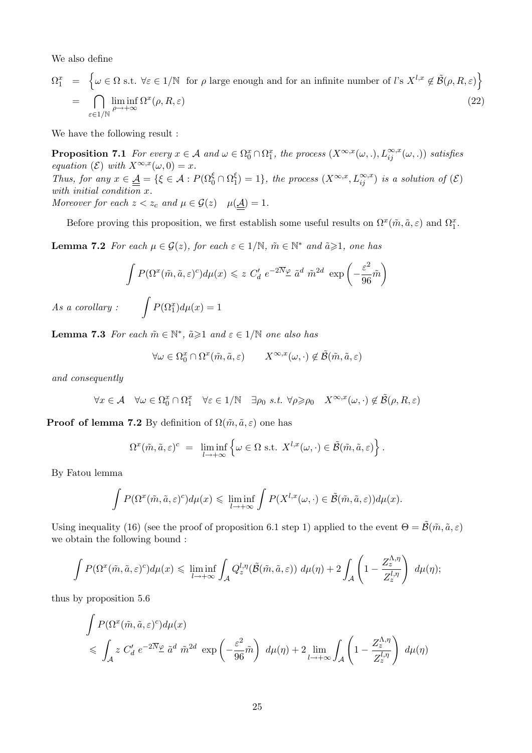We also define

$$
\begin{aligned}
\Omega_1^x &= \left\{\omega \in \Omega \text{ s.t. } \forall \varepsilon \in 1/\mathbb{N} \text{ for } \rho \text{ large enough and for an infinite number of } l\text{'s } X^{l,x} \notin \tilde{\mathcal{B}}(\rho, R, \varepsilon)\right\} \\
&= \bigcap_{\varepsilon \in 1/\mathbb{N}} \liminf_{\rho \to +\infty} \Omega^x(\rho, R, \varepsilon) \qquad (22)
\end{aligned}
$$

We have the following result :

**Proposition 7.1** *For every $x \in \mathcal{A}$ and $\omega \in \Omega_0^x \cap \Omega_1^x$, the process $(X^{\infty,x}(\omega,.), L_{ij}^{\infty,x}(\omega,.))$ satisfies equation $(\mathcal{E})$ with $X^{\infty,x}(\omega,0) = x$.*
*Thus, for any $x \in \underline{\underline{\mathcal{A}}} = \{\xi \in \mathcal{A} : P(\Omega_0^\xi \cap \Omega_1^\xi) = 1\}$, the process $(X^{\infty,x}, L_{ij}^{\infty,x})$ is a solution of $(\mathcal{E})$ with initial condition $x$.*
*Moreover for each $z < z_c$ and $\mu \in \mathcal{G}(z)$ $\quad \mu(\underline{\underline{\mathcal{A}}}) = 1$.*

Before proving this proposition, we first establish some useful results on $\Omega^x(\tilde{m}, \tilde{a}, \varepsilon)$ and $\Omega_1^x$.

**Lemma 7.2** *For each $\mu \in \mathcal{G}(z)$, for each $\varepsilon \in 1/\mathbb{N}$, $\tilde{m} \in \mathbb{N}^*$ and $\tilde{a} \geqslant 1$, one has*

$$
\int P(\Omega^x(\tilde{m}, \tilde{a}, \varepsilon)^c) d\mu(x) \leqslant z\, C'_d\, e^{-2\overline{N}\underline{\varphi}}\, \tilde{a}^d\, \tilde{m}^{2d}\, \exp\left(-\frac{\varepsilon^2}{96}\tilde{m}\right)
$$

*As a corollary :* $\qquad \displaystyle\int P(\Omega_1^x) d\mu(x) = 1$

**Lemma 7.3** *For each $\tilde{m} \in \mathbb{N}^*$, $\tilde{a} \geqslant 1$ and $\varepsilon \in 1/\mathbb{N}$ one also has*

$$
\forall \omega \in \Omega_0^x \cap \Omega^x(\tilde{m}, \tilde{a}, \varepsilon) \qquad X^{\infty,x}(\omega, \cdot) \notin \tilde{\mathcal{B}}(\tilde{m}, \tilde{a}, \varepsilon)
$$

*and consequently*

$$
\forall x \in \mathcal{A} \quad \forall \omega \in \Omega_0^x \cap \Omega_1^x \quad \forall \varepsilon \in 1/\mathbb{N} \quad \exists \rho_0 \text{ s.t. } \forall \rho \geqslant \rho_0 \quad X^{\infty,x}(\omega, \cdot) \notin \tilde{\mathcal{B}}(\rho, R, \varepsilon)
$$

**Proof of lemma 7.2** By definition of $\Omega(\tilde{m}, \tilde{a}, \varepsilon)$ one has

$$
\Omega^x(\tilde{m}, \tilde{a}, \varepsilon)^c \;=\; \liminf_{l \to +\infty} \left\{\omega \in \Omega \text{ s.t. } X^{l,x}(\omega, \cdot) \in \tilde{\mathcal{B}}(\tilde{m}, \tilde{a}, \varepsilon)\right\}.
$$

By Fatou lemma

$$
\int P(\Omega^x(\tilde{m}, \tilde{a}, \varepsilon)^c) d\mu(x) \leqslant \liminf_{l \to +\infty} \int P(X^{l,x}(\omega, \cdot) \in \tilde{\mathcal{B}}(\tilde{m}, \tilde{a}, \varepsilon)) d\mu(x).
$$

Using inequality (16) (see the proof of proposition 6.1 step 1) applied to the event $\Theta = \tilde{\mathcal{B}}(\tilde{m}, \tilde{a}, \varepsilon)$ we obtain the following bound :

$$
\int P(\Omega^x(\tilde{m}, \tilde{a}, \varepsilon)^c) d\mu(x) \leqslant \liminf_{l \to +\infty} \int_{\mathcal{A}} Q_z^{l,\eta}(\tilde{\mathcal{B}}(\tilde{m}, \tilde{a}, \varepsilon))\; d\mu(\eta) + 2\int_{\mathcal{A}} \left(1 - \frac{Z_z^{\Lambda,\eta}}{Z_z^{l,\eta}}\right)\; d\mu(\eta);
$$

thus by proposition 5.6

$$
\begin{aligned}
&\int P(\Omega^x(\tilde{m}, \tilde{a}, \varepsilon)^c) d\mu(x) \\
&\leqslant \int_{\mathcal{A}} z\, C'_d\, e^{-2\overline{N}\underline{\varphi}}\, \tilde{a}^d\, \tilde{m}^{2d}\, \exp\left(-\frac{\varepsilon^2}{96}\tilde{m}\right)\; d\mu(\eta) + 2\lim_{l \to +\infty} \int_{\mathcal{A}} \left(1 - \frac{Z_z^{\Lambda,\eta}}{Z_z^{l,\eta}}\right)\; d\mu(\eta)
\end{aligned}
$$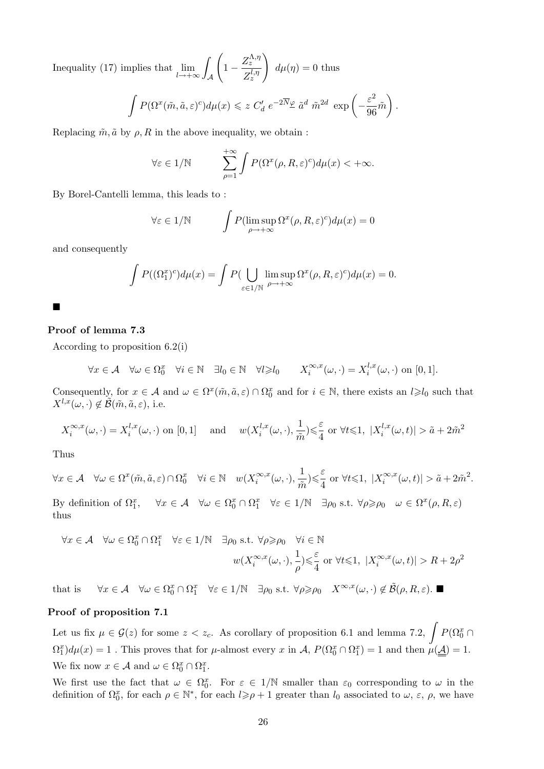Inequality (17) implies that $\lim_{l\to+\infty} \int_{\mathcal{A}} \left(1 - \frac{Z_z^{\Lambda,\eta}}{Z_z^{l,\eta}}\right) \, d\mu(\eta) = 0$ thus

$$\int P(\Omega^x(\tilde{m},\tilde{a},\varepsilon)^c) d\mu(x) \leqslant z \; C'_d \; e^{-2\overline{N}\underline{\varphi}} \; \tilde{a}^d \; \tilde{m}^{2d} \; \exp\left(-\frac{\varepsilon^2}{96}\tilde{m}\right).$$

Replacing $\tilde{m},\tilde{a}$ by $\rho, R$ in the above inequality, we obtain :

$$\forall \varepsilon \in 1/\mathbb{N} \qquad \sum_{\rho=1}^{+\infty} \int P(\Omega^x(\rho,R,\varepsilon)^c) d\mu(x) < +\infty.$$

By Borel-Cantelli lemma, this leads to :

$$\forall \varepsilon \in 1/\mathbb{N} \qquad \int P(\limsup_{\rho\to+\infty} \Omega^x(\rho,R,\varepsilon)^c) d\mu(x) = 0$$

and consequently

$$\int P((\Omega_1^x)^c) d\mu(x) = \int P(\bigcup_{\varepsilon\in 1/\mathbb{N}} \limsup_{\rho\to+\infty} \Omega^x(\rho,R,\varepsilon)^c) d\mu(x) = 0.$$

■

**Proof of lemma 7.3**

According to proposition 6.2(i)

$$\forall x\in\mathcal{A} \quad \forall\omega\in\Omega_0^x \quad \forall i\in\mathbb{N} \quad \exists l_0\in\mathbb{N} \quad \forall l\geqslant l_0 \qquad X_i^{\infty,x}(\omega,\cdot) = X_i^{l,x}(\omega,\cdot) \text{ on } [0,1].$$

Consequently, for $x\in\mathcal{A}$ and $\omega\in\Omega^x(\tilde{m},\tilde{a},\varepsilon)\cap\Omega_0^x$ and for $i\in\mathbb{N}$, there exists an $l\geqslant l_0$ such that $X^{l,x}(\omega,\cdot)\notin\tilde{\mathcal{B}}(\tilde{m},\tilde{a},\varepsilon)$, i.e.

$$X_i^{\infty,x}(\omega,\cdot) = X_i^{l,x}(\omega,\cdot) \text{ on } [0,1] \quad \text{ and } \quad w(X_i^{l,x}(\omega,\cdot),\frac{1}{\tilde{m}})\leqslant\frac{\varepsilon}{4} \text{ or } \forall t\leqslant 1,\ |X_i^{l,x}(\omega,t)| > \tilde{a}+2\tilde{m}^2$$

Thus

$$\forall x\in\mathcal{A} \quad \forall\omega\in\Omega^x(\tilde{m},\tilde{a},\varepsilon)\cap\Omega_0^x \quad \forall i\in\mathbb{N} \quad w(X_i^{\infty,x}(\omega,\cdot),\frac{1}{\tilde{m}})\leqslant\frac{\varepsilon}{4} \text{ or } \forall t\leqslant 1,\ |X_i^{\infty,x}(\omega,t)| > \tilde{a}+2\tilde{m}^2.$$

By definition of $\Omega_1^x$, $\quad \forall x\in\mathcal{A} \quad \forall\omega\in\Omega_0^x\cap\Omega_1^x \quad \forall\varepsilon\in 1/\mathbb{N} \quad \exists\rho_0$ s.t. $\forall\rho\geqslant\rho_0 \quad \omega\in\Omega^x(\rho,R,\varepsilon)$ thus

$$\forall x\in\mathcal{A} \quad \forall\omega\in\Omega_0^x\cap\Omega_1^x \quad \forall\varepsilon\in 1/\mathbb{N} \quad \exists\rho_0 \text{ s.t. } \forall\rho\geqslant\rho_0 \quad \forall i\in\mathbb{N}$$
$$w(X_i^{\infty,x}(\omega,\cdot),\frac{1}{\rho})\leqslant\frac{\varepsilon}{4} \text{ or } \forall t\leqslant 1,\ |X_i^{\infty,x}(\omega,t)| > R+2\rho^2$$

that is $\quad \forall x\in\mathcal{A} \quad \forall\omega\in\Omega_0^x\cap\Omega_1^x \quad \forall\varepsilon\in 1/\mathbb{N} \quad \exists\rho_0$ s.t. $\forall\rho\geqslant\rho_0 \quad X^{\infty,x}(\omega,\cdot)\notin\tilde{\mathcal{B}}(\rho,R,\varepsilon)$. ■

**Proof of proposition 7.1**

Let us fix $\mu\in\mathcal{G}(z)$ for some $z<z_c$. As corollary of proposition 6.1 and lemma 7.2, $\int P(\Omega_0^x\cap\Omega_1^x)d\mu(x) = 1$ . This proves that for $\mu$-almost every $x$ in $\mathcal{A}$, $P(\Omega_0^x\cap\Omega_1^x)=1$ and then $\mu(\underline{\underline{\mathcal{A}}})=1$.
We fix now $x\in\mathcal{A}$ and $\omega\in\Omega_0^x\cap\Omega_1^x$.

We first use the fact that $\omega\in\Omega_0^x$. For $\varepsilon\in 1/\mathbb{N}$ smaller than $\varepsilon_0$ corresponding to $\omega$ in the definition of $\Omega_0^x$, for each $\rho\in\mathbb{N}^*$, for each $l\geqslant\rho+1$ greater than $l_0$ associated to $\omega$, $\varepsilon$, $\rho$, we have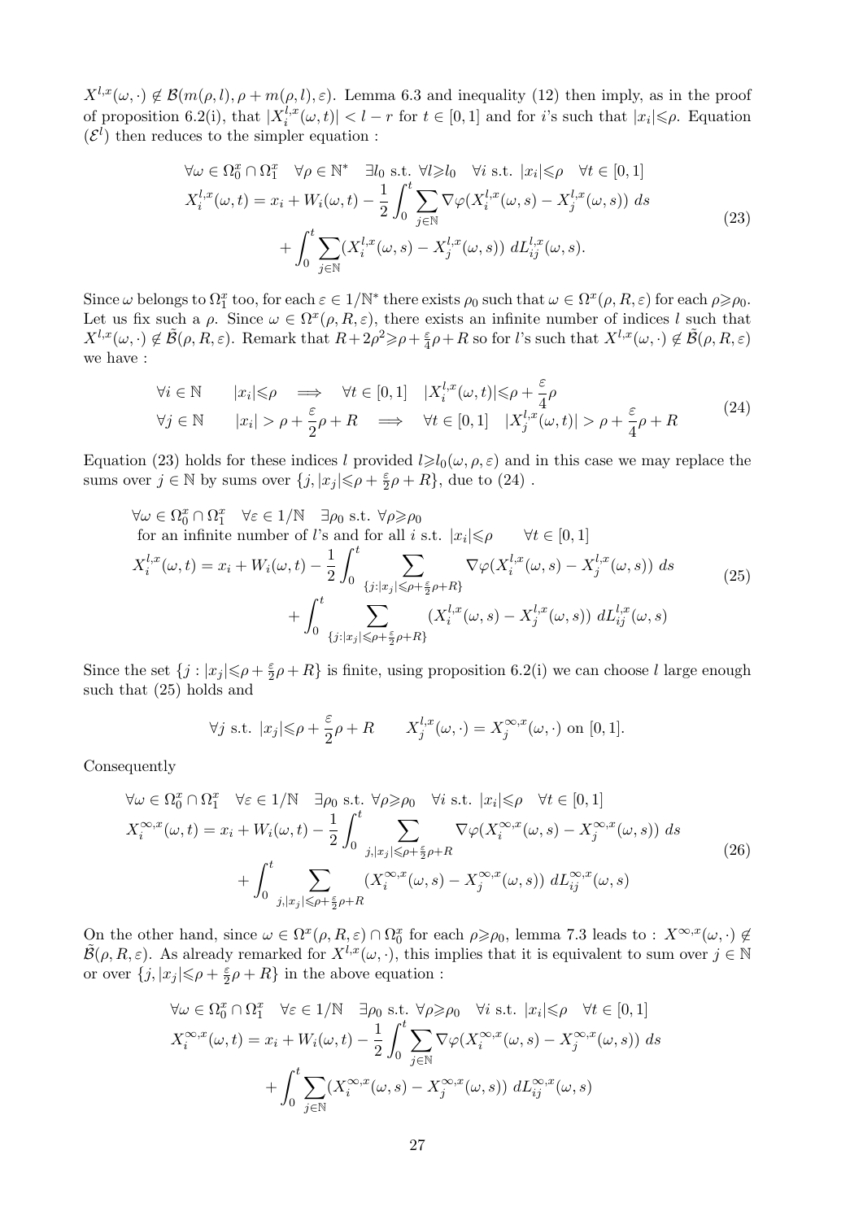$X^{l,x}(\omega,\cdot) \notin \mathcal{B}(m(\rho,l), \rho + m(\rho,l), \varepsilon)$. Lemma 6.3 and inequality (12) then imply, as in the proof of proposition 6.2(i), that $|X_i^{l,x}(\omega,t)| < l - r$ for $t \in [0,1]$ and for $i$'s such that $|x_i| \leqslant \rho$. Equation $(\mathcal{E}^l)$ then reduces to the simpler equation :

$$
\begin{aligned}
&\forall \omega \in \Omega_0^x \cap \Omega_1^x \quad \forall \rho \in \mathbb{N}^* \quad \exists l_0 \text{ s.t. } \forall l \geqslant l_0 \quad \forall i \text{ s.t. } |x_i| \leqslant \rho \quad \forall t \in [0,1] \\
&X_i^{l,x}(\omega,t) = x_i + W_i(\omega,t) - \frac{1}{2} \int_0^t \sum_{j \in \mathbb{N}} \nabla \varphi(X_i^{l,x}(\omega,s) - X_j^{l,x}(\omega,s)) \, ds \\
&\qquad\qquad + \int_0^t \sum_{j \in \mathbb{N}} (X_i^{l,x}(\omega,s) - X_j^{l,x}(\omega,s)) \, dL_{ij}^{l,x}(\omega,s).
\end{aligned}
\tag{23}
$$

Since $\omega$ belongs to $\Omega_1^x$ too, for each $\varepsilon \in 1/\mathbb{N}^*$ there exists $\rho_0$ such that $\omega \in \Omega^x(\rho, R, \varepsilon)$ for each $\rho \geqslant \rho_0$. Let us fix such a $\rho$. Since $\omega \in \Omega^x(\rho, R, \varepsilon)$, there exists an infinite number of indices $l$ such that $X^{l,x}(\omega,\cdot) \notin \tilde{\mathcal{B}}(\rho, R, \varepsilon)$. Remark that $R + 2\rho^2 \geqslant \rho + \frac{\varepsilon}{4}\rho + R$ so for $l$'s such that $X^{l,x}(\omega,\cdot) \notin \tilde{\mathcal{B}}(\rho, R, \varepsilon)$ we have :

$$
\begin{aligned}
&\forall i \in \mathbb{N} \qquad |x_i| \leqslant \rho \implies \forall t \in [0,1] \quad |X_i^{l,x}(\omega,t)| \leqslant \rho + \frac{\varepsilon}{4}\rho \\
&\forall j \in \mathbb{N} \qquad |x_i| > \rho + \frac{\varepsilon}{2}\rho + R \implies \forall t \in [0,1] \quad |X_j^{l,x}(\omega,t)| > \rho + \frac{\varepsilon}{4}\rho + R
\end{aligned}
\tag{24}
$$

Equation (23) holds for these indices $l$ provided $l \geqslant l_0(\omega, \rho, \varepsilon)$ and in this case we may replace the sums over $j \in \mathbb{N}$ by sums over $\{j, |x_j| \leqslant \rho + \frac{\varepsilon}{2}\rho + R\}$, due to (24) .

$$
\begin{aligned}
&\forall \omega \in \Omega_0^x \cap \Omega_1^x \quad \forall \varepsilon \in 1/\mathbb{N} \quad \exists \rho_0 \text{ s.t. } \forall \rho \geqslant \rho_0 \\
&\text{ for an infinite number of } l\text{'s and for all } i \text{ s.t. } |x_i| \leqslant \rho \qquad \forall t \in [0,1] \\
&X_i^{l,x}(\omega,t) = x_i + W_i(\omega,t) - \frac{1}{2} \int_0^t \sum_{\{j : |x_j| \leqslant \rho + \frac{\varepsilon}{2}\rho + R\}} \nabla \varphi(X_i^{l,x}(\omega,s) - X_j^{l,x}(\omega,s)) \, ds \\
&\qquad\qquad + \int_0^t \sum_{\{j : |x_j| \leqslant \rho + \frac{\varepsilon}{2}\rho + R\}} (X_i^{l,x}(\omega,s) - X_j^{l,x}(\omega,s)) \, dL_{ij}^{l,x}(\omega,s)
\end{aligned}
\tag{25}
$$

Since the set $\{j : |x_j| \leqslant \rho + \frac{\varepsilon}{2}\rho + R\}$ is finite, using proposition 6.2(i) we can choose $l$ large enough such that (25) holds and

$$
\forall j \text{ s.t. } |x_j| \leqslant \rho + \frac{\varepsilon}{2}\rho + R \qquad X_j^{l,x}(\omega,\cdot) = X_j^{\infty,x}(\omega,\cdot) \text{ on } [0,1].
$$

Consequently

$$
\begin{aligned}
&\forall \omega \in \Omega_0^x \cap \Omega_1^x \quad \forall \varepsilon \in 1/\mathbb{N} \quad \exists \rho_0 \text{ s.t. } \forall \rho \geqslant \rho_0 \quad \forall i \text{ s.t. } |x_i| \leqslant \rho \quad \forall t \in [0,1] \\
&X_i^{\infty,x}(\omega,t) = x_i + W_i(\omega,t) - \frac{1}{2} \int_0^t \sum_{j, |x_j| \leqslant \rho + \frac{\varepsilon}{2}\rho + R} \nabla \varphi(X_i^{\infty,x}(\omega,s) - X_j^{\infty,x}(\omega,s)) \, ds \\
&\qquad\qquad + \int_0^t \sum_{j, |x_j| \leqslant \rho + \frac{\varepsilon}{2}\rho + R} (X_i^{\infty,x}(\omega,s) - X_j^{\infty,x}(\omega,s)) \, dL_{ij}^{\infty,x}(\omega,s)
\end{aligned}
\tag{26}
$$

On the other hand, since $\omega \in \Omega^x(\rho, R, \varepsilon) \cap \Omega_0^x$ for each $\rho \geqslant \rho_0$, lemma 7.3 leads to : $X^{\infty,x}(\omega,\cdot) \notin \tilde{\mathcal{B}}(\rho, R, \varepsilon)$. As already remarked for $X^{l,x}(\omega,\cdot)$, this implies that it is equivalent to sum over $j \in \mathbb{N}$ or over $\{j, |x_j| \leqslant \rho + \frac{\varepsilon}{2}\rho + R\}$ in the above equation :

$$
\begin{aligned}
&\forall \omega \in \Omega_0^x \cap \Omega_1^x \quad \forall \varepsilon \in 1/\mathbb{N} \quad \exists \rho_0 \text{ s.t. } \forall \rho \geqslant \rho_0 \quad \forall i \text{ s.t. } |x_i| \leqslant \rho \quad \forall t \in [0,1] \\
&X_i^{\infty,x}(\omega,t) = x_i + W_i(\omega,t) - \frac{1}{2} \int_0^t \sum_{j \in \mathbb{N}} \nabla \varphi(X_i^{\infty,x}(\omega,s) - X_j^{\infty,x}(\omega,s)) \, ds \\
&\qquad\qquad + \int_0^t \sum_{j \in \mathbb{N}} (X_i^{\infty,x}(\omega,s) - X_j^{\infty,x}(\omega,s)) \, dL_{ij}^{\infty,x}(\omega,s)
\end{aligned}
$$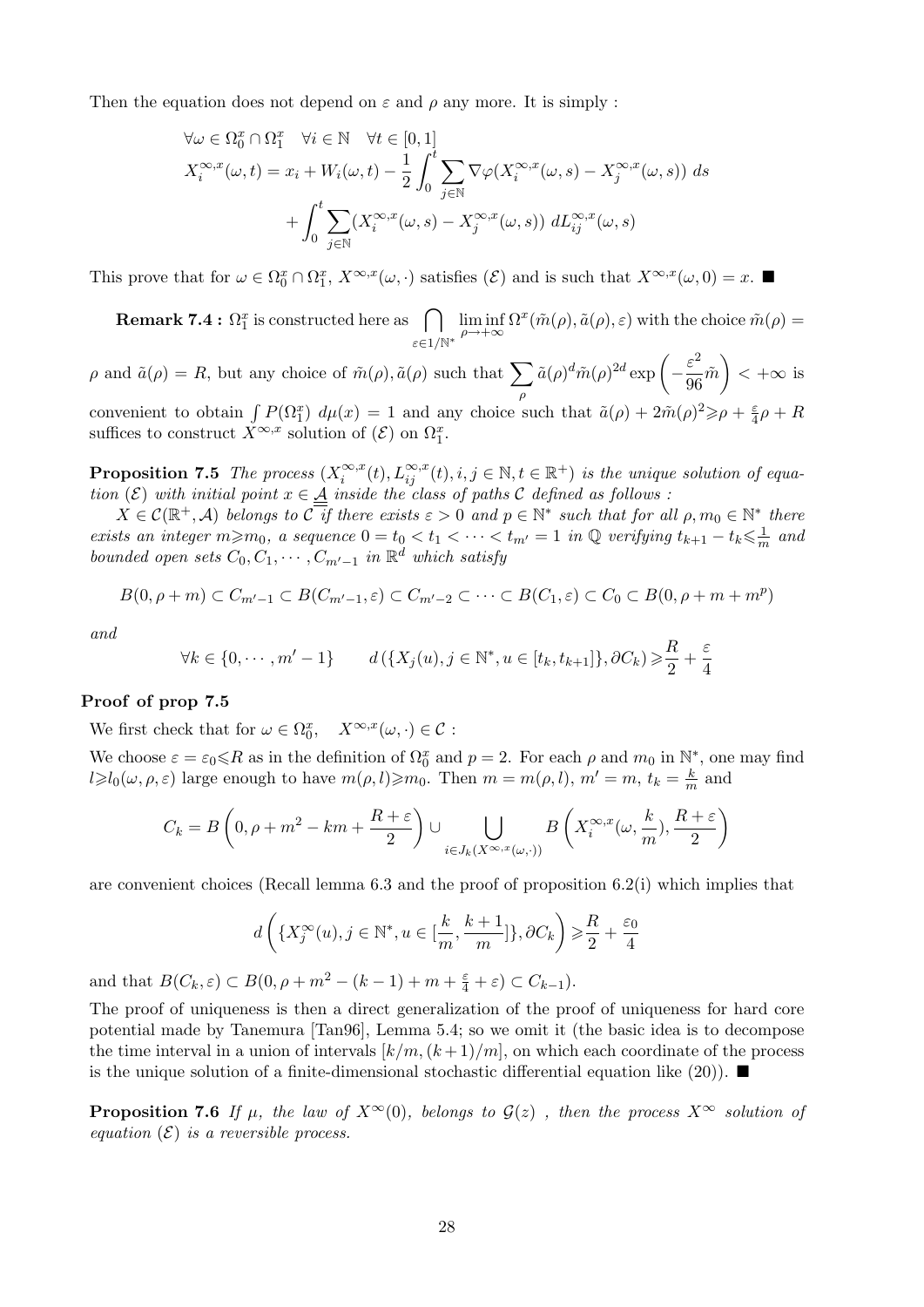Then the equation does not depend on $\varepsilon$ and $\rho$ any more. It is simply :

$$
\begin{aligned}
&\forall \omega \in \Omega_0^x \cap \Omega_1^x \quad \forall i \in \mathbb{N} \quad \forall t \in [0,1] \\
&X_i^{\infty,x}(\omega,t) = x_i + W_i(\omega,t) - \frac{1}{2}\int_0^t \sum_{j\in\mathbb{N}} \nabla\varphi(X_i^{\infty,x}(\omega,s) - X_j^{\infty,x}(\omega,s))\, ds \\
&\qquad + \int_0^t \sum_{j\in\mathbb{N}} (X_i^{\infty,x}(\omega,s) - X_j^{\infty,x}(\omega,s))\, dL_{ij}^{\infty,x}(\omega,s)
\end{aligned}
$$

This prove that for $\omega \in \Omega_0^x \cap \Omega_1^x$, $X^{\infty,x}(\omega,\cdot)$ satisfies $(\mathcal{E})$ and is such that $X^{\infty,x}(\omega,0) = x$. ■

**Remark 7.4 :** $\Omega_1^x$ is constructed here as $\bigcap_{\varepsilon\in 1/\mathbb{N}^*} \liminf_{\rho\to+\infty} \Omega^x(\tilde{m}(\rho),\tilde{a}(\rho),\varepsilon)$ with the choice $\tilde{m}(\rho) = \rho$ and $\tilde{a}(\rho) = R$, but any choice of $\tilde{m}(\rho),\tilde{a}(\rho)$ such that $\sum_\rho \tilde{a}(\rho)^d \tilde{m}(\rho)^{2d} \exp\left(-\frac{\varepsilon^2}{96}\tilde{m}\right) < +\infty$ is convenient to obtain $\int P(\Omega_1^x)\, d\mu(x) = 1$ and any choice such that $\tilde{a}(\rho) + 2\tilde{m}(\rho)^2 \geqslant \rho + \frac{\varepsilon}{4}\rho + R$ suffices to construct $X^{\infty,x}$ solution of $(\mathcal{E})$ on $\Omega_1^x$.

**Proposition 7.5** *The process $(X_i^{\infty,x}(t), L_{ij}^{\infty,x}(t), i,j\in\mathbb{N}, t\in\mathbb{R}^+)$ is the unique solution of equation $(\mathcal{E})$ with initial point $x \in \underline{\underline{\mathcal{A}}}$ inside the class of paths $\mathcal{C}$ defined as follows :*

*$X \in \mathcal{C}(\mathbb{R}^+,\mathcal{A})$ belongs to $\underline{\underline{\mathcal{C}}}$ if there exists $\varepsilon > 0$ and $p \in \mathbb{N}^*$ such that for all $\rho, m_0 \in \mathbb{N}^*$ there exists an integer $m \geqslant m_0$, a sequence $0 = t_0 < t_1 < \cdots < t_{m'} = 1$ in $\mathbb{Q}$ verifying $t_{k+1} - t_k \leqslant \frac{1}{m}$ and bounded open sets $C_0, C_1, \cdots, C_{m'-1}$ in $\mathbb{R}^d$ which satisfy*

$$
B(0,\rho+m) \subset C_{m'-1} \subset B(C_{m'-1},\varepsilon) \subset C_{m'-2} \subset \cdots \subset B(C_1,\varepsilon) \subset C_0 \subset B(0,\rho+m+m^p)
$$

*and*

$$
\forall k \in \{0,\cdots,m'-1\} \qquad d\left(\{X_j(u), j\in\mathbb{N}^*, u\in[t_k,t_{k+1}]\}, \partial C_k\right) \geqslant \frac{R}{2} + \frac{\varepsilon}{4}
$$

**Proof of prop 7.5**

We first check that for $\omega \in \Omega_0^x$, $\quad X^{\infty,x}(\omega,\cdot) \in \mathcal{C}$ :

We choose $\varepsilon = \varepsilon_0 \leqslant R$ as in the definition of $\Omega_0^x$ and $p = 2$. For each $\rho$ and $m_0$ in $\mathbb{N}^*$, one may find $l \geqslant l_0(\omega,\rho,\varepsilon)$ large enough to have $m(\rho,l) \geqslant m_0$. Then $m = m(\rho,l)$, $m' = m$, $t_k = \frac{k}{m}$ and

$$
C_k = B\left(0, \rho + m^2 - km + \frac{R+\varepsilon}{2}\right) \cup \bigcup_{i\in J_k(X^{\infty,x}(\omega,\cdot))} B\left(X_i^{\infty,x}(\omega,\frac{k}{m}), \frac{R+\varepsilon}{2}\right)
$$

are convenient choices (Recall lemma 6.3 and the proof of proposition 6.2(i) which implies that

$$
d\left(\{X_j^\infty(u), j\in\mathbb{N}^*, u\in[\frac{k}{m},\frac{k+1}{m}]\}, \partial C_k\right) \geqslant \frac{R}{2} + \frac{\varepsilon_0}{4}
$$

and that $B(C_k,\varepsilon) \subset B(0,\rho+m^2-(k-1)+m+\frac{\varepsilon}{4}+\varepsilon) \subset C_{k-1}$).

The proof of uniqueness is then a direct generalization of the proof of uniqueness for hard core potential made by Tanemura [Tan96], Lemma 5.4; so we omit it (the basic idea is to decompose the time interval in a union of intervals $[k/m,(k+1)/m]$, on which each coordinate of the process is the unique solution of a finite-dimensional stochastic differential equation like (20)). ■

**Proposition 7.6** *If $\mu$, the law of $X^\infty(0)$, belongs to $\mathcal{G}(z)$ , then the process $X^\infty$ solution of equation $(\mathcal{E})$ is a reversible process.*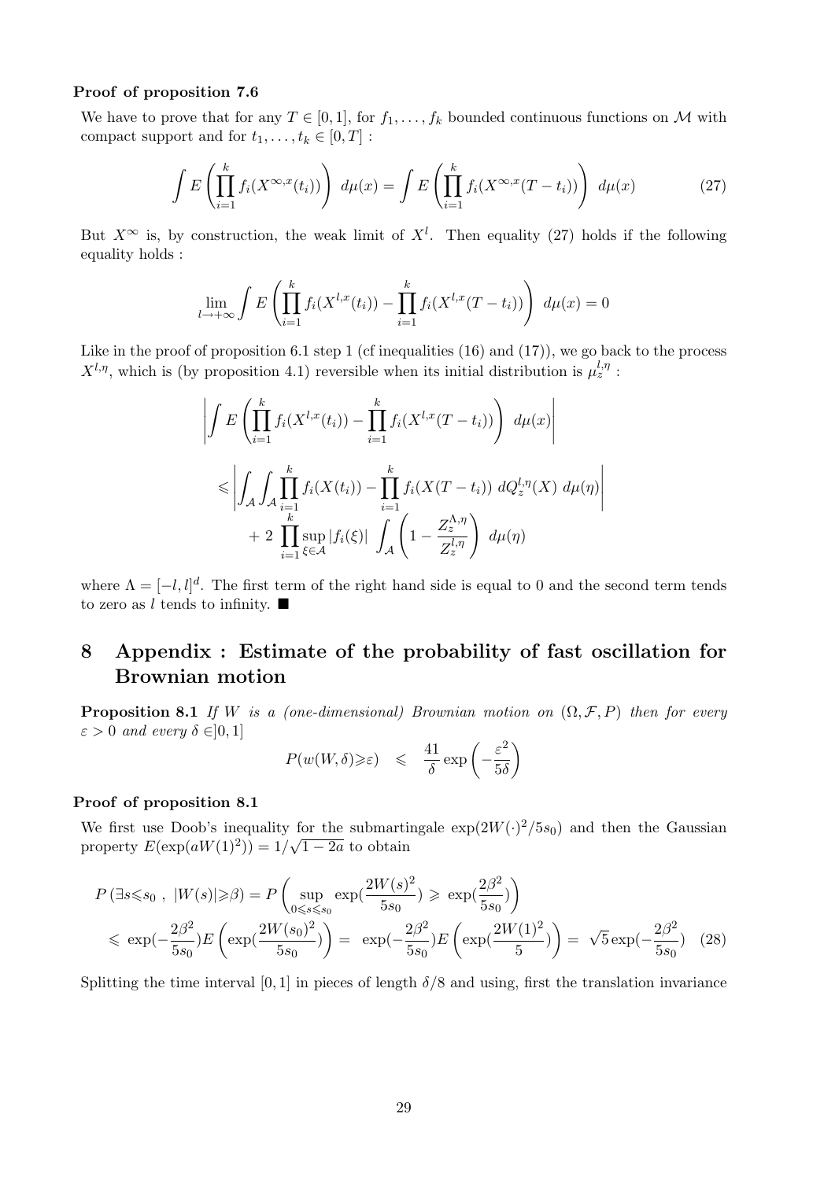**Proof of proposition 7.6**

We have to prove that for any $T \in [0,1]$, for $f_1, \ldots, f_k$ bounded continuous functions on $\mathcal{M}$ with compact support and for $t_1, \ldots, t_k \in [0,T]$ :

$$\int E\left(\prod_{i=1}^{k} f_i(X^{\infty,x}(t_i))\right) \, d\mu(x) = \int E\left(\prod_{i=1}^{k} f_i(X^{\infty,x}(T-t_i))\right) \, d\mu(x) \tag{27}$$

But $X^{\infty}$ is, by construction, the weak limit of $X^l$. Then equality (27) holds if the following equality holds :

$$\lim_{l\to+\infty} \int E\left(\prod_{i=1}^{k} f_i(X^{l,x}(t_i)) - \prod_{i=1}^{k} f_i(X^{l,x}(T-t_i))\right) \, d\mu(x) = 0$$

Like in the proof of proposition 6.1 step 1 (cf inequalities (16) and (17)), we go back to the process $X^{l,\eta}$, which is (by proposition 4.1) reversible when its initial distribution is $\mu_z^{l,\eta}$ :

$$\begin{aligned}
&\left| \int E\left(\prod_{i=1}^{k} f_i(X^{l,x}(t_i)) - \prod_{i=1}^{k} f_i(X^{l,x}(T-t_i))\right) \, d\mu(x) \right| \\
&\leqslant \left| \int_{\mathcal{A}} \int_{\mathcal{A}} \prod_{i=1}^{k} f_i(X(t_i)) - \prod_{i=1}^{k} f_i(X(T-t_i)) \, dQ_z^{l,\eta}(X) \, d\mu(\eta) \right| \\
&\quad + 2 \prod_{i=1}^{k} \sup_{\xi\in\mathcal{A}} |f_i(\xi)| \int_{\mathcal{A}} \left(1 - \frac{Z_z^{\Lambda,\eta}}{Z_z^{l,\eta}}\right) \, d\mu(\eta)
\end{aligned}$$

where $\Lambda = [-l,l]^d$. The first term of the right hand side is equal to 0 and the second term tends to zero as $l$ tends to infinity. ■

# 8 Appendix : Estimate of the probability of fast oscillation for Brownian motion

**Proposition 8.1** *If $W$ is a (one-dimensional) Brownian motion on $(\Omega, \mathcal{F}, P)$ then for every $\varepsilon > 0$ and every $\delta \in ]0,1]$*

$$P(w(W,\delta) \geqslant \varepsilon) \quad \leqslant \quad \frac{41}{\delta} \exp\left(-\frac{\varepsilon^2}{5\delta}\right)$$

**Proof of proposition 8.1**

We first use Doob's inequality for the submartingale $\exp(2W(\cdot)^2/5s_0)$ and then the Gaussian property $E(\exp(aW(1)^2)) = 1/\sqrt{1-2a}$ to obtain

$$\begin{aligned}
&P\left(\exists s \leqslant s_0 \ , \ |W(s)| \geqslant \beta\right) = P\left(\sup_{0\leqslant s\leqslant s_0} \exp(\frac{2W(s)^2}{5s_0}) \geqslant \exp(\frac{2\beta^2}{5s_0})\right) \\
&\leqslant \exp(-\frac{2\beta^2}{5s_0}) E\left(\exp(\frac{2W(s_0)^2}{5s_0})\right) = \exp(-\frac{2\beta^2}{5s_0}) E\left(\exp(\frac{2W(1)^2}{5})\right) = \sqrt{5}\exp(-\frac{2\beta^2}{5s_0}) \quad (28)
\end{aligned}$$

Splitting the time interval $[0,1]$ in pieces of length $\delta/8$ and using, first the translation invariance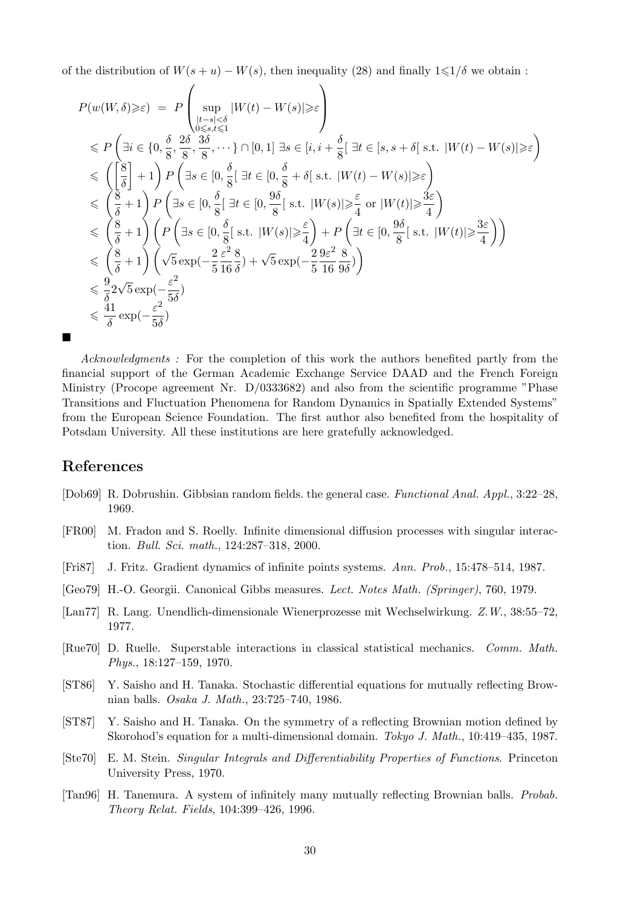of the distribution of $W(s+u)-W(s)$, then inequality (28) and finally $1\leqslant 1/\delta$ we obtain :

$$
\begin{aligned}
P(w(W,\delta)\geqslant\varepsilon) &= P\left(\sup_{\substack{|t-s|<\delta\\ 0\leqslant s,t\leqslant 1}} |W(t)-W(s)|\geqslant\varepsilon\right)\\
&\leqslant P\left(\exists i\in\{0,\frac{\delta}{8},\frac{2\delta}{8},\frac{3\delta}{8},\cdots\}\cap[0,1]\ \exists s\in[i,i+\frac{\delta}{8}[\ \exists t\in[s,s+\delta[\text{ s.t. } |W(t)-W(s)|\geqslant\varepsilon\right)\\
&\leqslant \left(\left[\frac{8}{\delta}\right]+1\right) P\left(\exists s\in[0,\frac{\delta}{8}[\ \exists t\in[0,\frac{\delta}{8}+\delta[\text{ s.t. } |W(t)-W(s)|\geqslant\varepsilon\right)\\
&\leqslant \left(\frac{8}{\delta}+1\right) P\left(\exists s\in[0,\frac{\delta}{8}[\ \exists t\in[0,\frac{9\delta}{8}[\text{ s.t. } |W(s)|\geqslant\frac{\varepsilon}{4}\text{ or } |W(t)|\geqslant\frac{3\varepsilon}{4}\right)\\
&\leqslant \left(\frac{8}{\delta}+1\right)\left(P\left(\exists s\in[0,\frac{\delta}{8}[\text{ s.t. } |W(s)|\geqslant\frac{\varepsilon}{4}\right)+P\left(\exists t\in[0,\frac{9\delta}{8}[\text{ s.t. } |W(t)|\geqslant\frac{3\varepsilon}{4}\right)\right)\\
&\leqslant \left(\frac{8}{\delta}+1\right)\left(\sqrt{5}\exp(-\frac{2}{5}\frac{\varepsilon^2}{16}\frac{8}{\delta})+\sqrt{5}\exp(-\frac{2}{5}\frac{9\varepsilon^2}{16}\frac{8}{9\delta})\right)\\
&\leqslant \frac{9}{\delta}2\sqrt{5}\exp(-\frac{\varepsilon^2}{5\delta})\\
&\leqslant \frac{41}{\delta}\exp(-\frac{\varepsilon^2}{5\delta})
\end{aligned}
$$

■

*Acknowledgments :* For the completion of this work the authors benefited partly from the financial support of the German Academic Exchange Service DAAD and the French Foreign Ministry (Procope agreement Nr. D/0333682) and also from the scientific programme "Phase Transitions and Fluctuation Phenomena for Random Dynamics in Spatially Extended Systems" from the European Science Foundation. The first author also benefited from the hospitality of Potsdam University. All these institutions are here gratefully acknowledged.

# References

[Dob69] R. Dobrushin. Gibbsian random fields. the general case. *Functional Anal. Appl.*, 3:22–28, 1969.

[FR00] M. Fradon and S. Roelly. Infinite dimensional diffusion processes with singular interaction. *Bull. Sci. math.*, 124:287–318, 2000.

[Fri87] J. Fritz. Gradient dynamics of infinite points systems. *Ann. Prob.*, 15:478–514, 1987.

[Geo79] H.-O. Georgii. Canonical Gibbs measures. *Lect. Notes Math. (Springer)*, 760, 1979.

[Lan77] R. Lang. Unendlich-dimensionale Wienerprozesse mit Wechselwirkung. *Z.W.*, 38:55–72, 1977.

[Rue70] D. Ruelle. Superstable interactions in classical statistical mechanics. *Comm. Math. Phys.*, 18:127–159, 1970.

[ST86] Y. Saisho and H. Tanaka. Stochastic differential equations for mutually reflecting Brownian balls. *Osaka J. Math.*, 23:725–740, 1986.

[ST87] Y. Saisho and H. Tanaka. On the symmetry of a reflecting Brownian motion defined by Skorohod's equation for a multi-dimensional domain. *Tokyo J. Math.*, 10:419–435, 1987.

[Ste70] E. M. Stein. *Singular Integrals and Differentiability Properties of Functions*. Princeton University Press, 1970.

[Tan96] H. Tanemura. A system of infinitely many mutually reflecting Brownian balls. *Probab. Theory Relat. Fields*, 104:399–426, 1996.